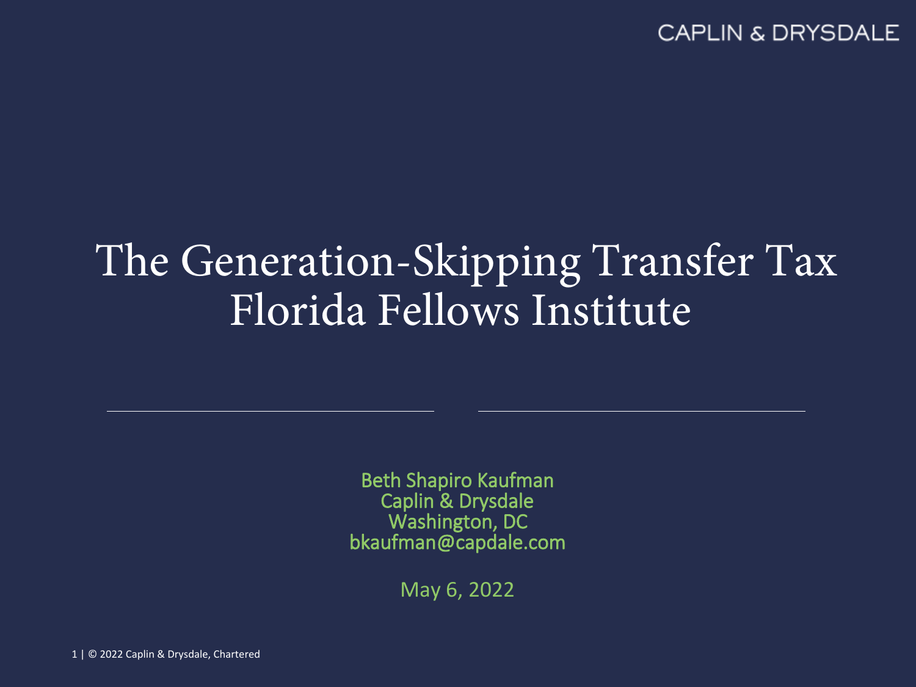CAPLIN & DRYSDALE

# The Generation-Skipping Transfer Tax
# Florida Fellows Institute

Beth Shapiro Kaufman
Caplin & Drysdale
Washington, DC
bkaufman@capdale.com

May 6, 2022

© 2022 Caplin & Drysdale, Chartered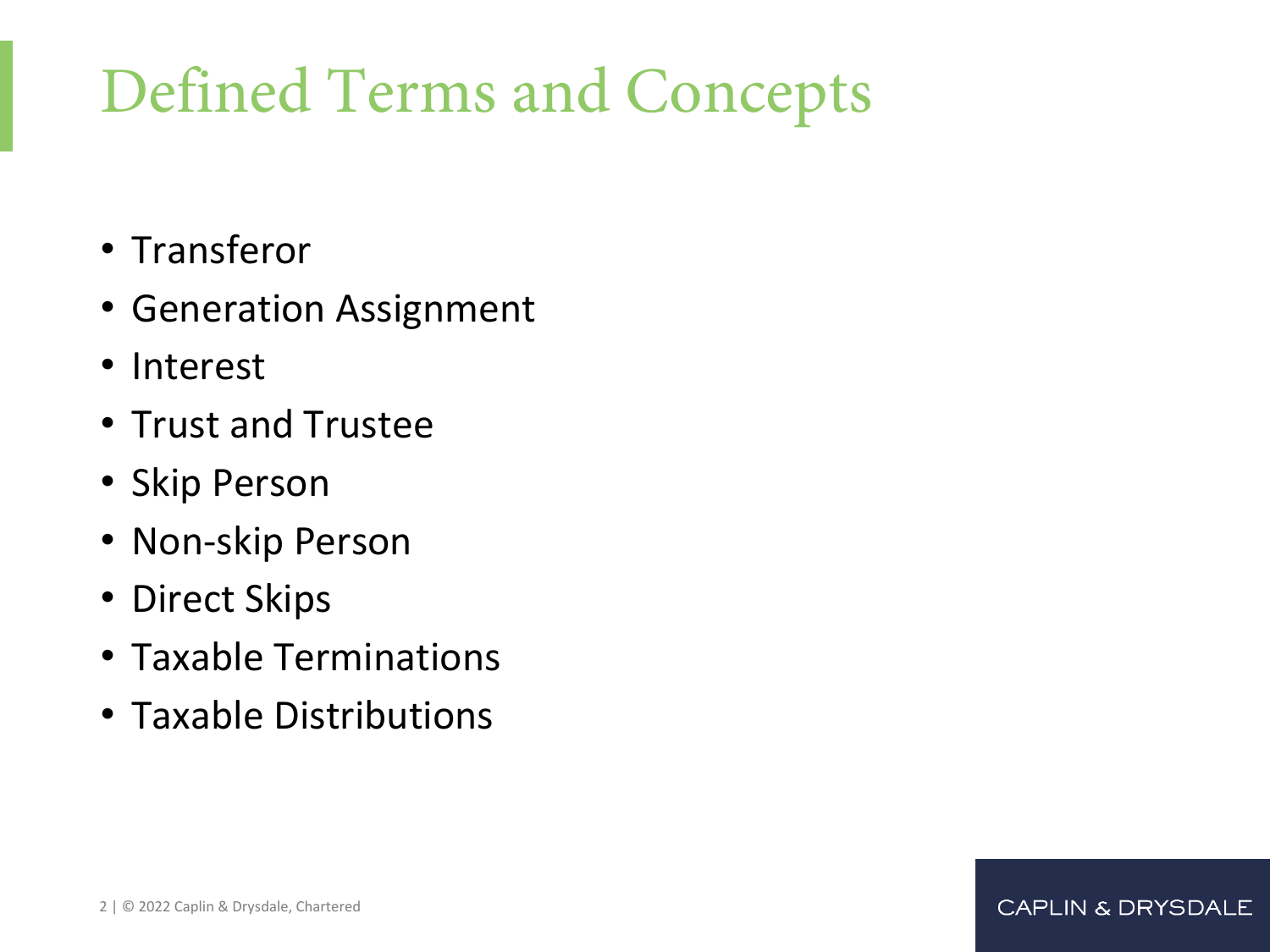# Defined Terms and Concepts

- Transferor
- Generation Assignment
- Interest
- Trust and Trustee
- Skip Person
- Non-skip Person
- Direct Skips
- Taxable Terminations
- Taxable Distributions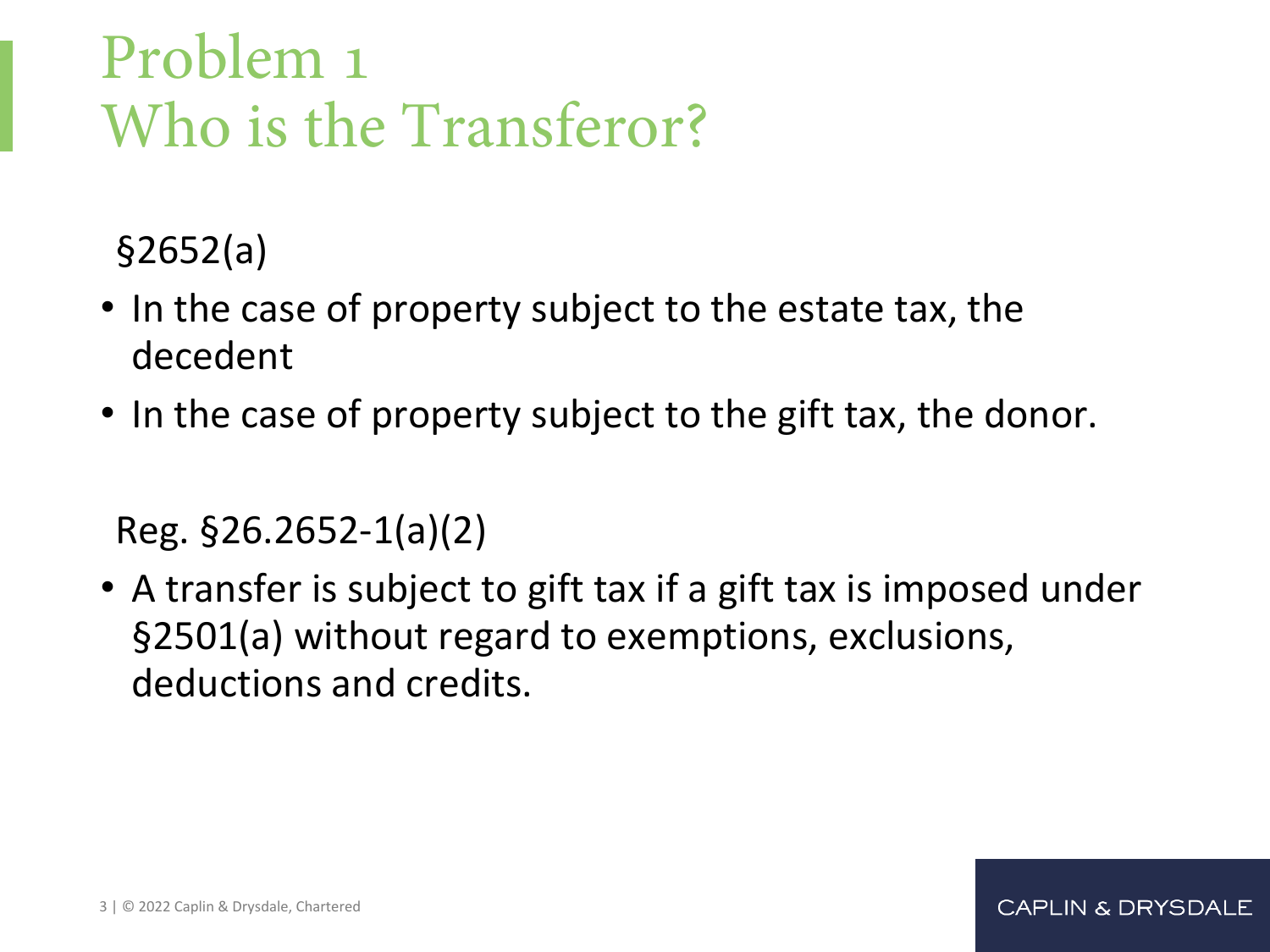# Problem 1
# Who is the Transferor?

§2652(a)

- In the case of property subject to the estate tax, the decedent
- In the case of property subject to the gift tax, the donor.

Reg. §26.2652-1(a)(2)

- A transfer is subject to gift tax if a gift tax is imposed under §2501(a) without regard to exemptions, exclusions, deductions and credits.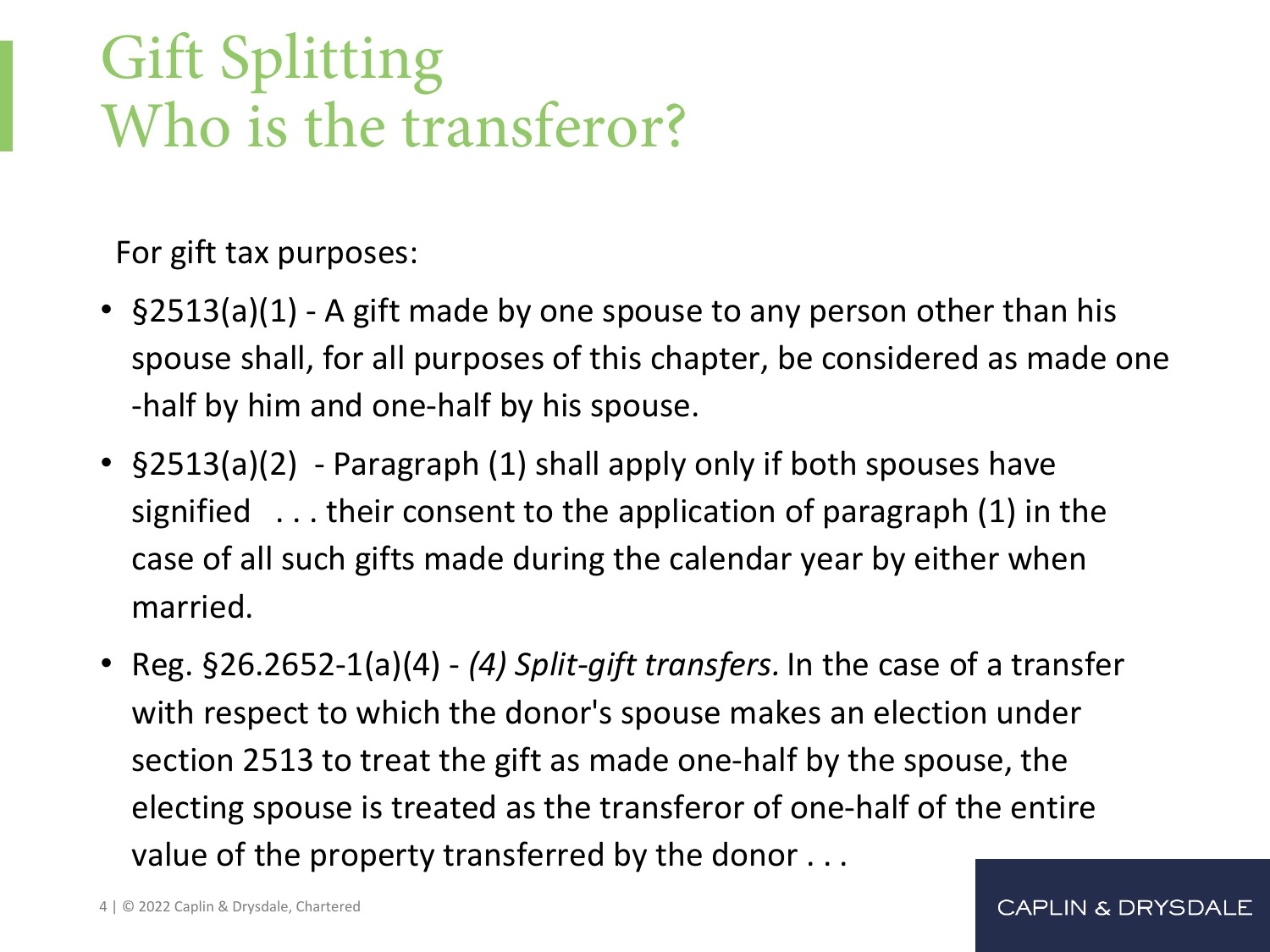# Gift Splitting
# Who is the transferor?

For gift tax purposes:

- §2513(a)(1) - A gift made by one spouse to any person other than his spouse shall, for all purposes of this chapter, be considered as made one-half by him and one-half by his spouse.
- §2513(a)(2) - Paragraph (1) shall apply only if both spouses have signified . . . their consent to the application of paragraph (1) in the case of all such gifts made during the calendar year by either when married.
- Reg. §26.2652-1(a)(4) - *(4) Split-gift transfers.* In the case of a transfer with respect to which the donor's spouse makes an election under section 2513 to treat the gift as made one-half by the spouse, the electing spouse is treated as the transferor of one-half of the entire value of the property transferred by the donor . . .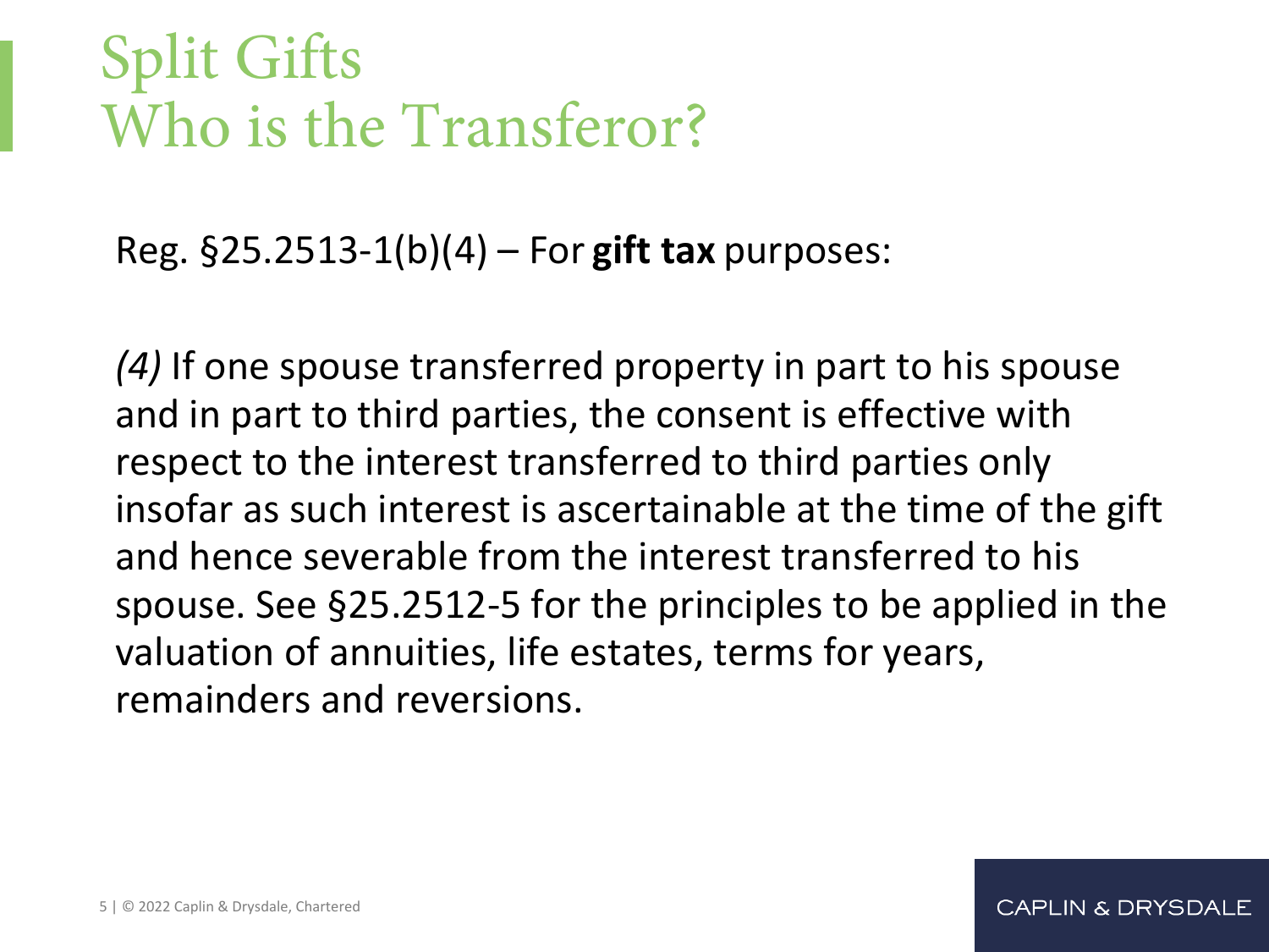# Split Gifts
# Who is the Transferor?

Reg. §25.2513-1(b)(4) – For **gift tax** purposes:

*(4)* If one spouse transferred property in part to his spouse and in part to third parties, the consent is effective with respect to the interest transferred to third parties only insofar as such interest is ascertainable at the time of the gift and hence severable from the interest transferred to his spouse. See §25.2512-5 for the principles to be applied in the valuation of annuities, life estates, terms for years, remainders and reversions.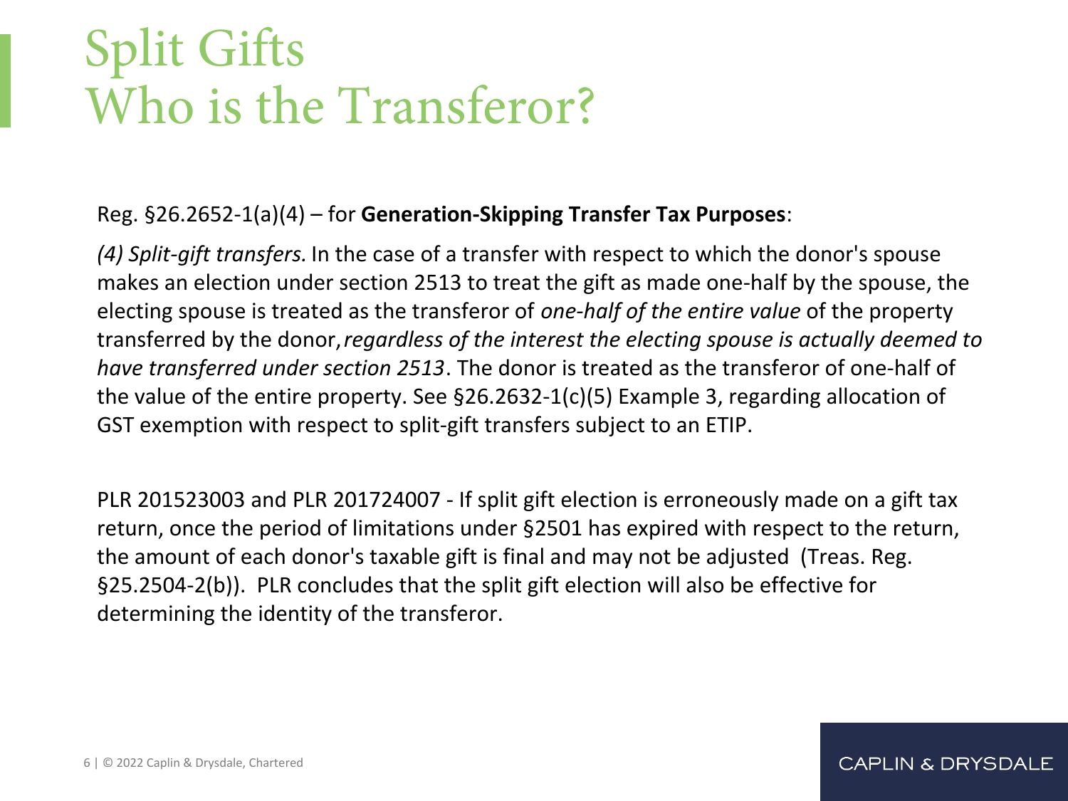# Split Gifts
# Who is the Transferor?

Reg. §26.2652-1(a)(4) – for **Generation-Skipping Transfer Tax Purposes**:

*(4) Split-gift transfers.* In the case of a transfer with respect to which the donor's spouse makes an election under section 2513 to treat the gift as made one-half by the spouse, the electing spouse is treated as the transferor of *one-half of the entire value* of the property transferred by the donor, *regardless of the interest the electing spouse is actually deemed to have transferred under section 2513*. The donor is treated as the transferor of one-half of the value of the entire property. See §26.2632-1(c)(5) Example 3, regarding allocation of GST exemption with respect to split-gift transfers subject to an ETIP.

PLR 201523003 and PLR 201724007 - If split gift election is erroneously made on a gift tax return, once the period of limitations under §2501 has expired with respect to the return, the amount of each donor's taxable gift is final and may not be adjusted (Treas. Reg. §25.2504-2(b)). PLR concludes that the split gift election will also be effective for determining the identity of the transferor.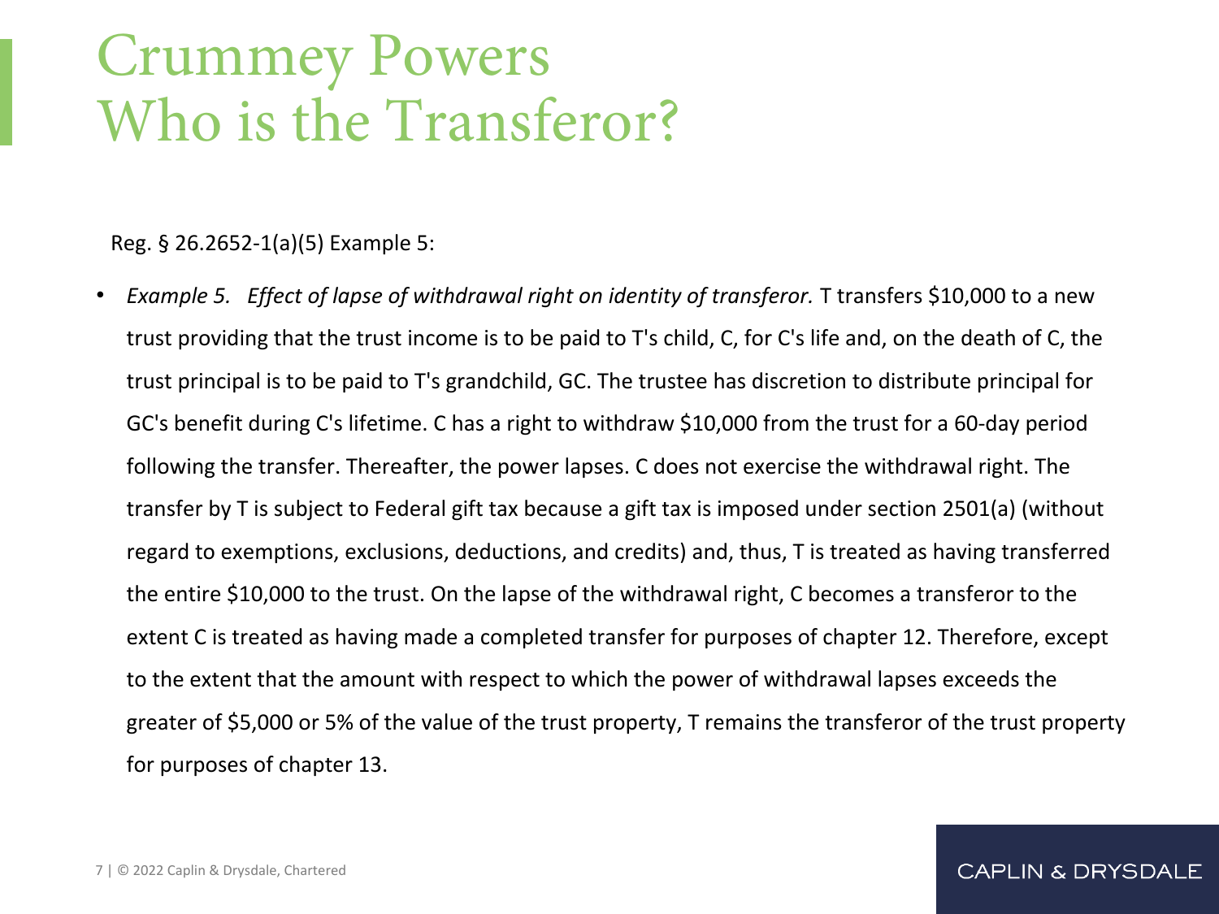# Crummey Powers
# Who is the Transferor?

Reg. § 26.2652-1(a)(5) Example 5:

- *Example 5. Effect of lapse of withdrawal right on identity of transferor.* T transfers $10,000 to a new trust providing that the trust income is to be paid to T's child, C, for C's life and, on the death of C, the trust principal is to be paid to T's grandchild, GC. The trustee has discretion to distribute principal for GC's benefit during C's lifetime. C has a right to withdraw $10,000 from the trust for a 60-day period following the transfer. Thereafter, the power lapses. C does not exercise the withdrawal right. The transfer by T is subject to Federal gift tax because a gift tax is imposed under section 2501(a) (without regard to exemptions, exclusions, deductions, and credits) and, thus, T is treated as having transferred the entire $10,000 to the trust. On the lapse of the withdrawal right, C becomes a transferor to the extent C is treated as having made a completed transfer for purposes of chapter 12. Therefore, except to the extent that the amount with respect to which the power of withdrawal lapses exceeds the greater of $5,000 or 5% of the value of the trust property, T remains the transferor of the trust property for purposes of chapter 13.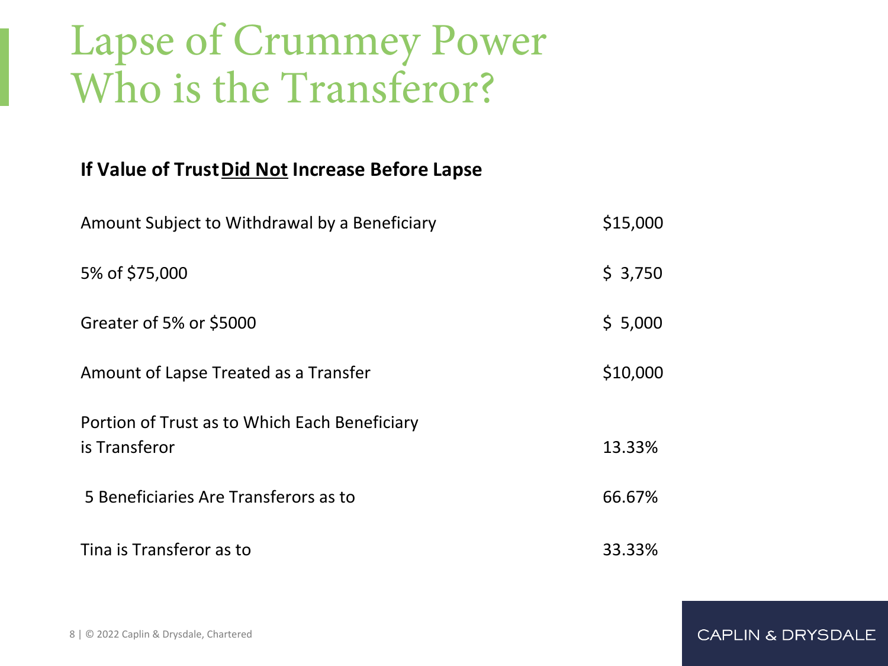# Lapse of Crummey Power
# Who is the Transferor?

**If Value of Trust <u>Did Not</u> Increase Before Lapse**

| | |
|---|---|
| Amount Subject to Withdrawal by a Beneficiary | $15,000 |
| 5% of $75,000 | $ 3,750 |
| Greater of 5% or $5000 | $ 5,000 |
| Amount of Lapse Treated as a Transfer | $10,000 |
| Portion of Trust as to Which Each Beneficiary is Transferor | 13.33% |
| 5 Beneficiaries Are Transferors as to | 66.67% |
| Tina is Transferor as to | 33.33% |

© 2022 Caplin & Drysdale, Chartered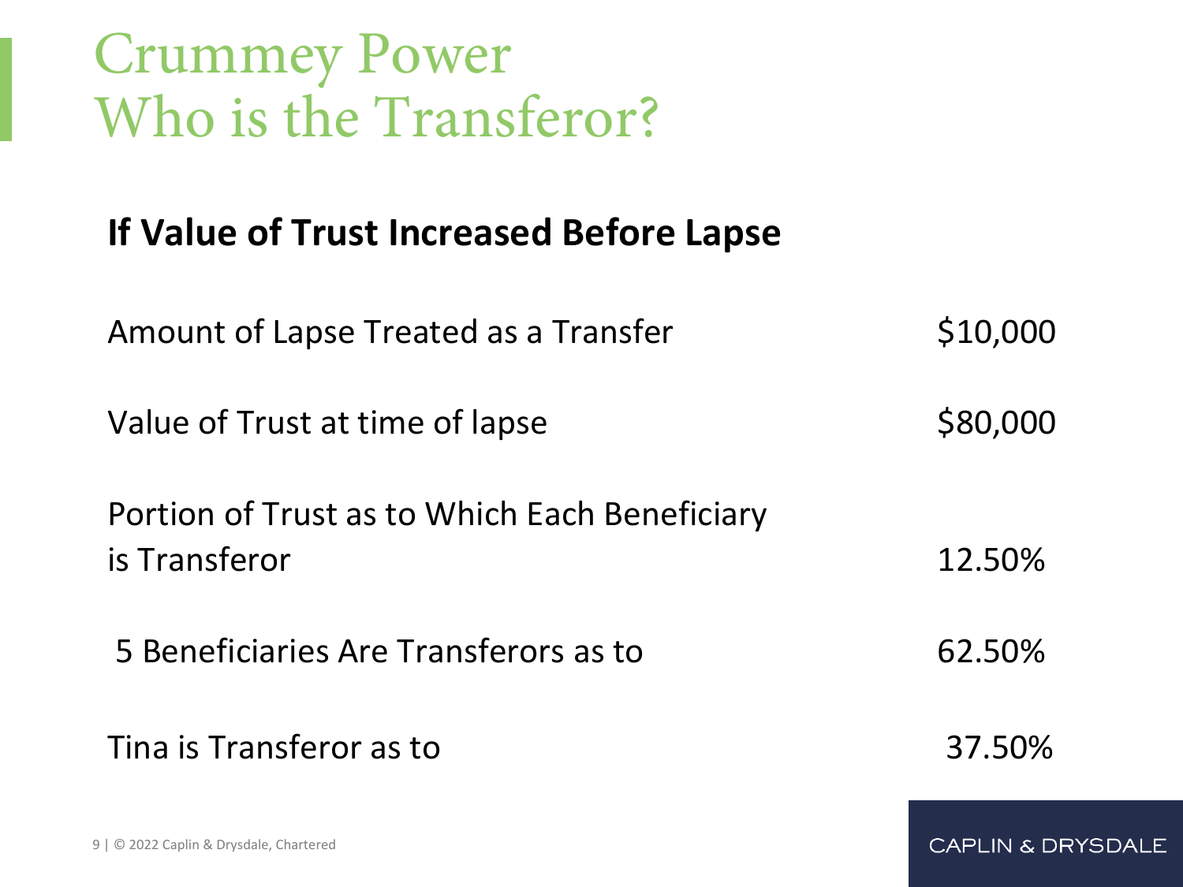# Crummey Power
# Who is the Transferor?

## If Value of Trust Increased Before Lapse

| | |
|---|---|
| Amount of Lapse Treated as a Transfer | $10,000 |
| Value of Trust at time of lapse | $80,000 |
| Portion of Trust as to Which Each Beneficiary is Transferor | 12.50% |
| 5 Beneficiaries Are Transferors as to | 62.50% |
| Tina is Transferor as to | 37.50% |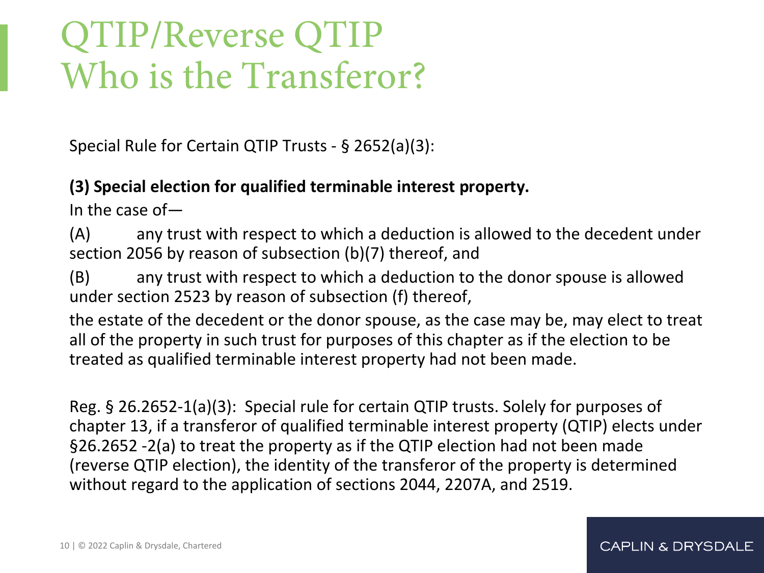# QTIP/Reverse QTIP Who is the Transferor?

Special Rule for Certain QTIP Trusts - § 2652(a)(3):

**(3) Special election for qualified terminable interest property.**

In the case of—

(A) any trust with respect to which a deduction is allowed to the decedent under section 2056 by reason of subsection (b)(7) thereof, and

(B) any trust with respect to which a deduction to the donor spouse is allowed under section 2523 by reason of subsection (f) thereof,

the estate of the decedent or the donor spouse, as the case may be, may elect to treat all of the property in such trust for purposes of this chapter as if the election to be treated as qualified terminable interest property had not been made.

Reg. § 26.2652-1(a)(3): Special rule for certain QTIP trusts. Solely for purposes of chapter 13, if a transferor of qualified terminable interest property (QTIP) elects under §26.2652 -2(a) to treat the property as if the QTIP election had not been made (reverse QTIP election), the identity of the transferor of the property is determined without regard to the application of sections 2044, 2207A, and 2519.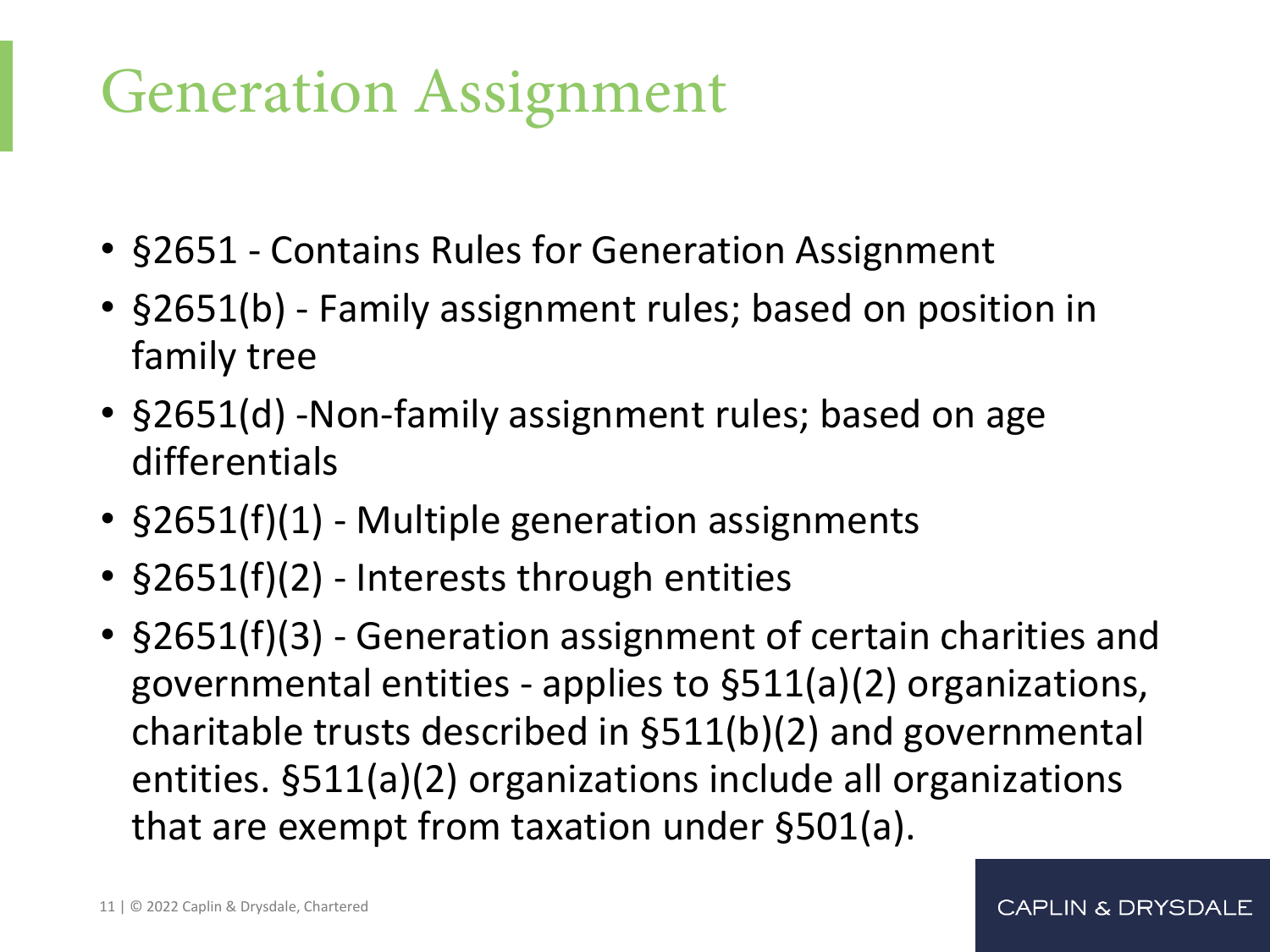# Generation Assignment

- §2651 - Contains Rules for Generation Assignment
- §2651(b) - Family assignment rules; based on position in family tree
- §2651(d) -Non-family assignment rules; based on age differentials
- §2651(f)(1) - Multiple generation assignments
- §2651(f)(2) - Interests through entities
- §2651(f)(3) - Generation assignment of certain charities and governmental entities - applies to §511(a)(2) organizations, charitable trusts described in §511(b)(2) and governmental entities. §511(a)(2) organizations include all organizations that are exempt from taxation under §501(a).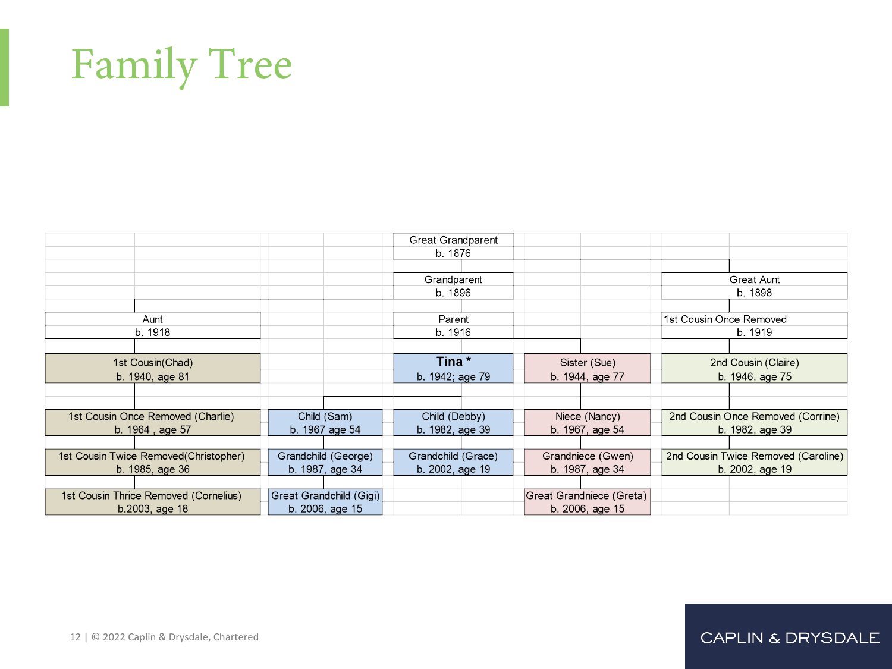# Family Tree

| Aunt's line | | Tina's line | Sister's line | Great Aunt's line |
|---|---|---|---|---|
| | | Great Grandparent b. 1876 | | |
| | | Grandparent b. 1896 | | Great Aunt b. 1898 |
| Aunt b. 1918 | | Parent b. 1916 | | 1st Cousin Once Removed b. 1919 |
| 1st Cousin(Chad) b. 1940, age 81 | | **Tina *** b. 1942; age 79 | Sister (Sue) b. 1944, age 77 | 2nd Cousin (Claire) b. 1946, age 75 |
| 1st Cousin Once Removed (Charlie) b. 1964 , age 57 | Child (Sam) b. 1967 age 54 | Child (Debby) b. 1982, age 39 | Niece (Nancy) b. 1967, age 54 | 2nd Cousin Once Removed (Corrine) b. 1982, age 39 |
| 1st Cousin Twice Removed(Christopher) b. 1985, age 36 | Grandchild (George) b. 1987, age 34 | Grandchild (Grace) b. 2002, age 19 | Grandniece (Gwen) b. 1987, age 34 | 2nd Cousin Twice Removed (Caroline) b. 2002, age 19 |
| 1st Cousin Thrice Removed (Cornelius) b.2003, age 18 | Great Grandchild (Gigi) b. 2006, age 15 | | Great Grandniece (Greta) b. 2006, age 15 | |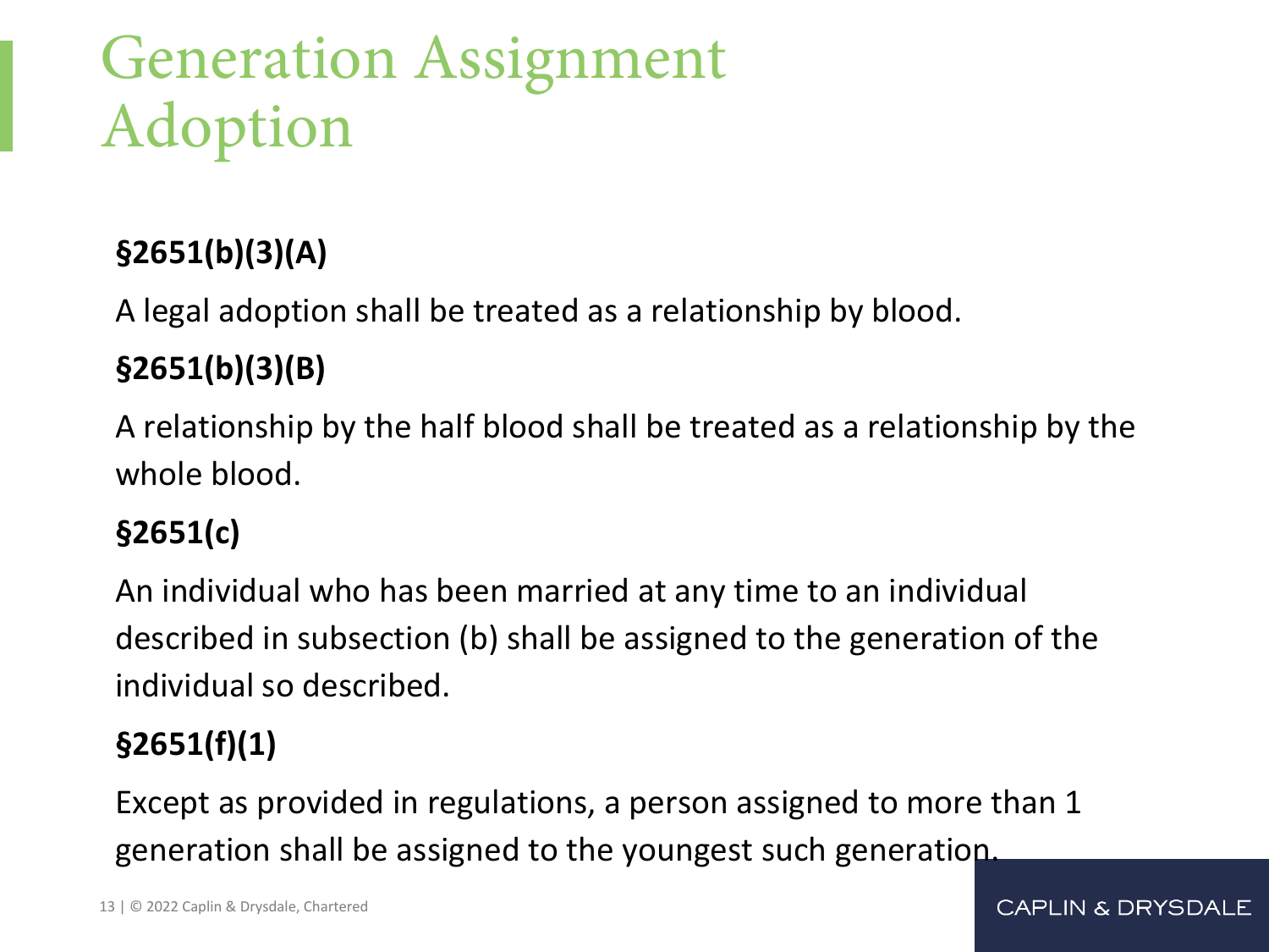# Generation Assignment Adoption

**§2651(b)(3)(A)**

A legal adoption shall be treated as a relationship by blood.

**§2651(b)(3)(B)**

A relationship by the half blood shall be treated as a relationship by the whole blood.

**§2651(c)**

An individual who has been married at any time to an individual described in subsection (b) shall be assigned to the generation of the individual so described.

**§2651(f)(1)**

Except as provided in regulations, a person assigned to more than 1 generation shall be assigned to the youngest such generation.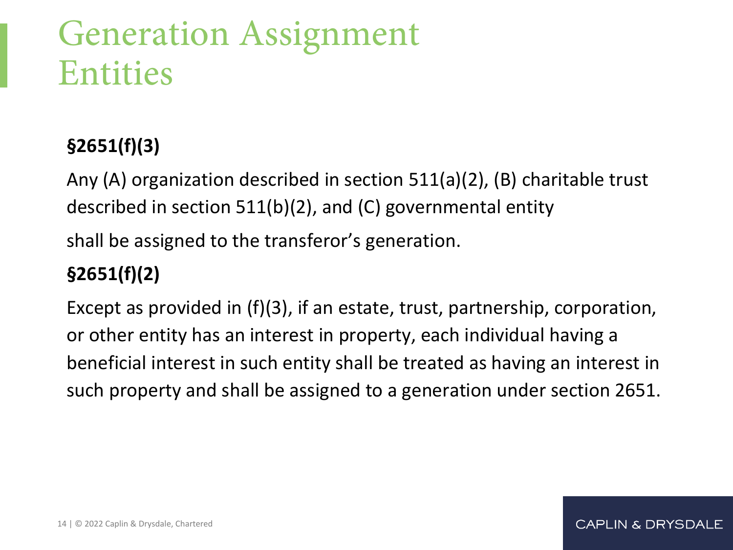# Generation Assignment Entities

**§2651(f)(3)**

Any (A) organization described in section 511(a)(2), (B) charitable trust described in section 511(b)(2), and (C) governmental entity

shall be assigned to the transferor's generation.

**§2651(f)(2)**

Except as provided in (f)(3), if an estate, trust, partnership, corporation, or other entity has an interest in property, each individual having a beneficial interest in such entity shall be treated as having an interest in such property and shall be assigned to a generation under section 2651.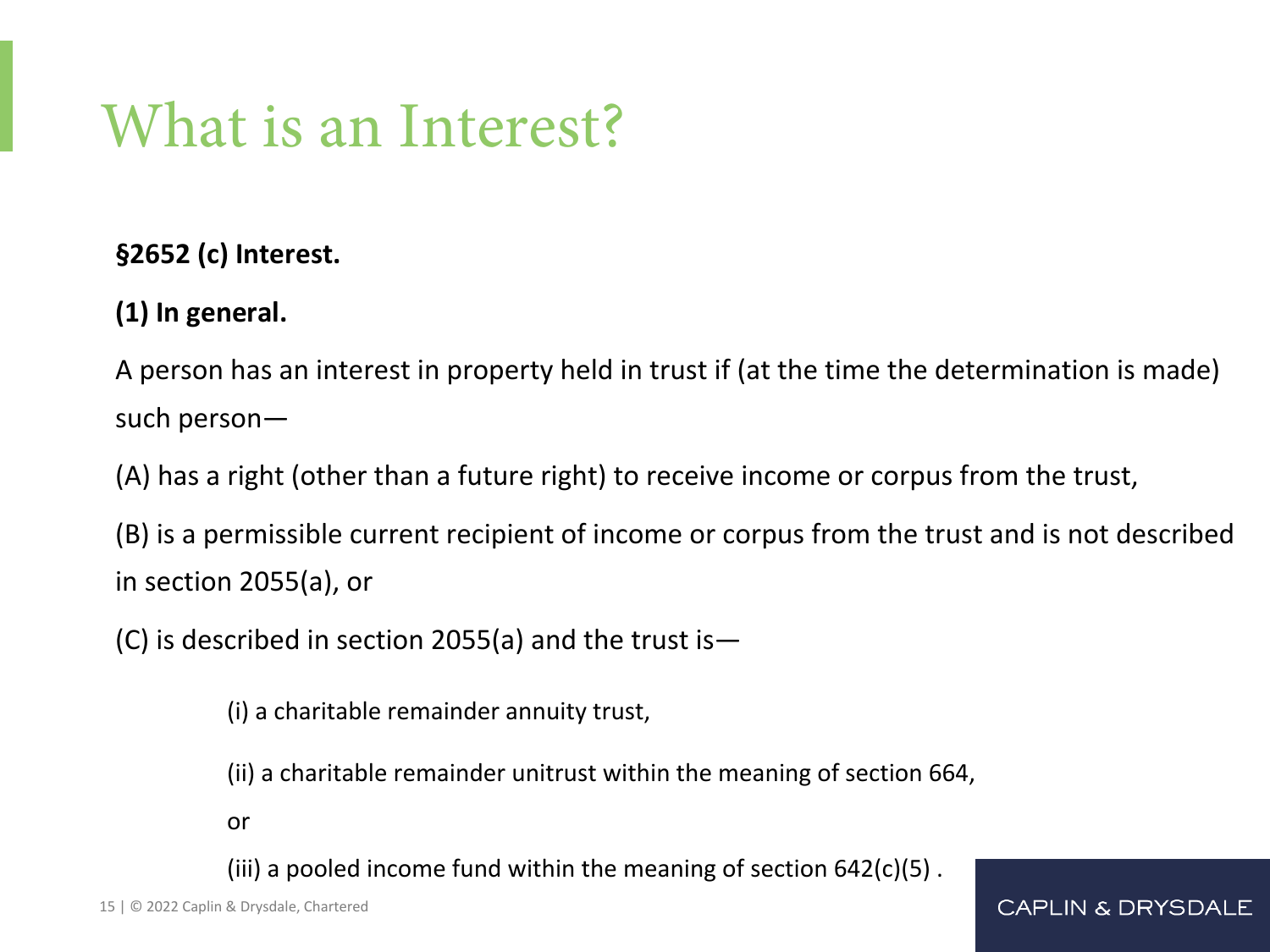# What is an Interest?

**§2652 (c) Interest.**

**(1) In general.**

A person has an interest in property held in trust if (at the time the determination is made) such person—

(A) has a right (other than a future right) to receive income or corpus from the trust,

(B) is a permissible current recipient of income or corpus from the trust and is not described in section 2055(a), or

(C) is described in section 2055(a) and the trust is—

> (i) a charitable remainder annuity trust,
>
> (ii) a charitable remainder unitrust within the meaning of section 664,
>
> or
>
> (iii) a pooled income fund within the meaning of section 642(c)(5) .

© 2022 Caplin & Drysdale, Chartered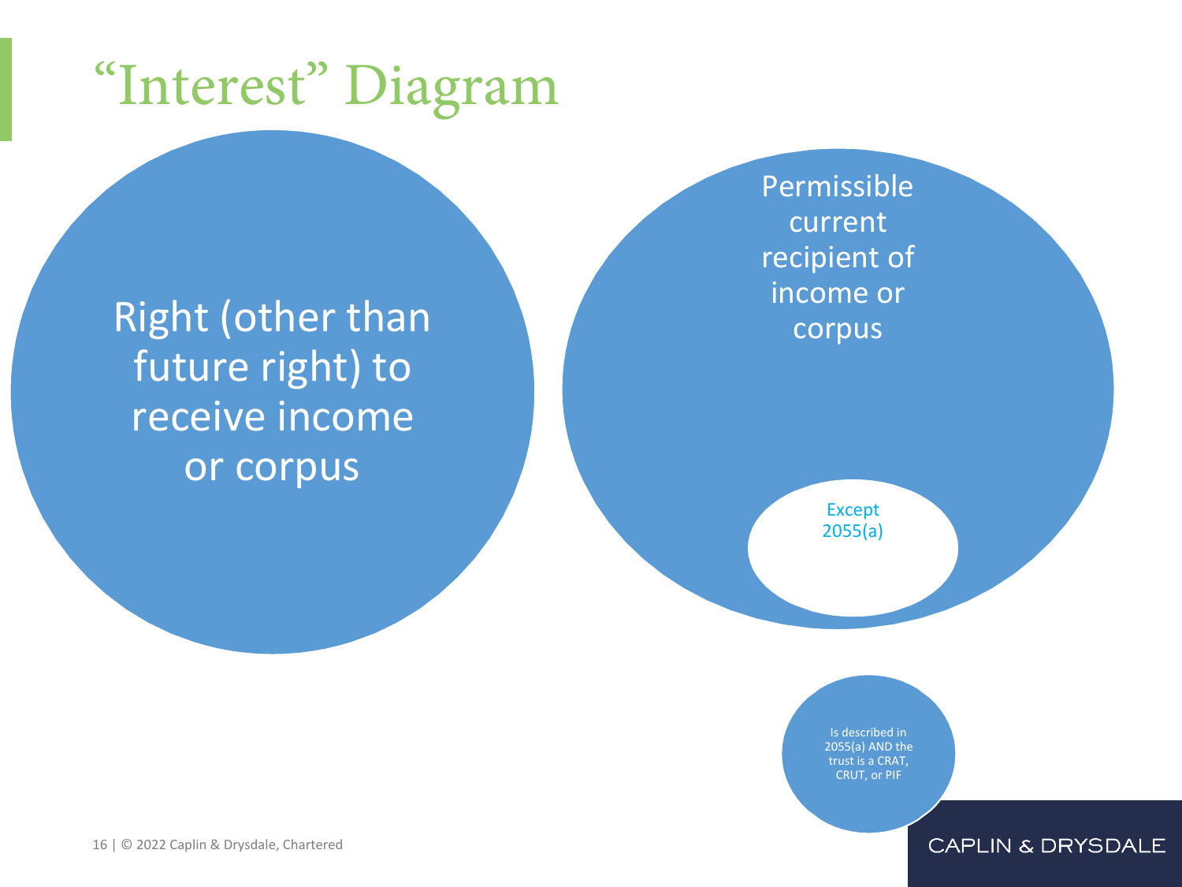# "Interest" Diagram

Right (other than future right) to receive income or corpus

Permissible current recipient of income or corpus

Except 2055(a)

Is described in 2055(a) AND the trust is a CRAT, CRUT, or PIF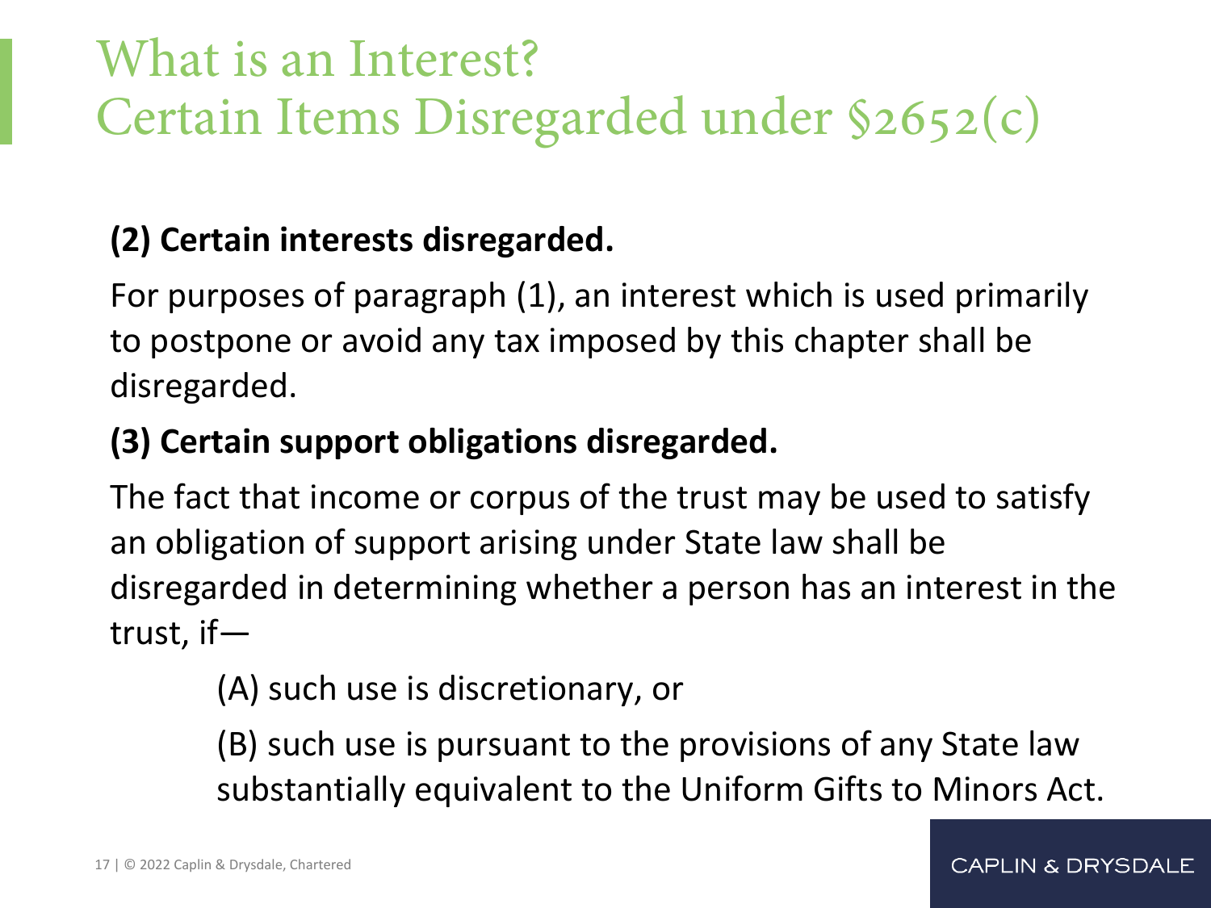# What is an Interest?
# Certain Items Disregarded under §2652(c)

**(2) Certain interests disregarded.**

For purposes of paragraph (1), an interest which is used primarily to postpone or avoid any tax imposed by this chapter shall be disregarded.

**(3) Certain support obligations disregarded.**

The fact that income or corpus of the trust may be used to satisfy an obligation of support arising under State law shall be disregarded in determining whether a person has an interest in the trust, if—

> (A) such use is discretionary, or
>
> (B) such use is pursuant to the provisions of any State law substantially equivalent to the Uniform Gifts to Minors Act.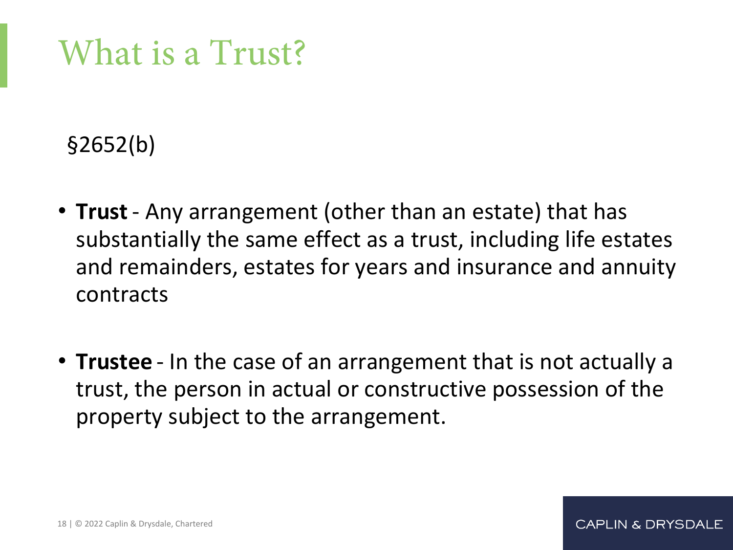# What is a Trust?

§2652(b)

- **Trust** - Any arrangement (other than an estate) that has substantially the same effect as a trust, including life estates and remainders, estates for years and insurance and annuity contracts

- **Trustee** - In the case of an arrangement that is not actually a trust, the person in actual or constructive possession of the property subject to the arrangement.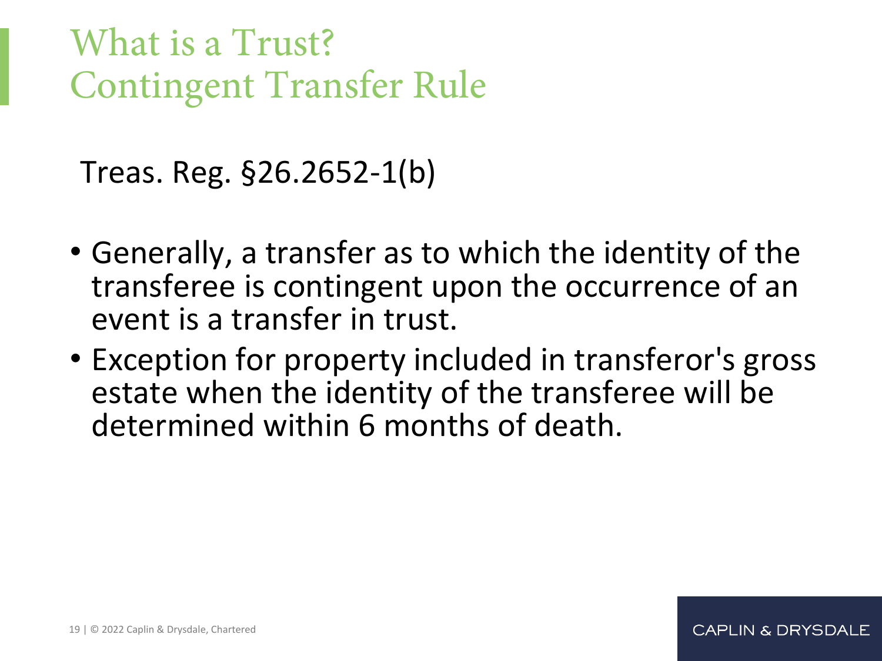# What is a Trust?
# Contingent Transfer Rule

Treas. Reg. §26.2652-1(b)

- Generally, a transfer as to which the identity of the transferee is contingent upon the occurrence of an event is a transfer in trust.
- Exception for property included in transferor's gross estate when the identity of the transferee will be determined within 6 months of death.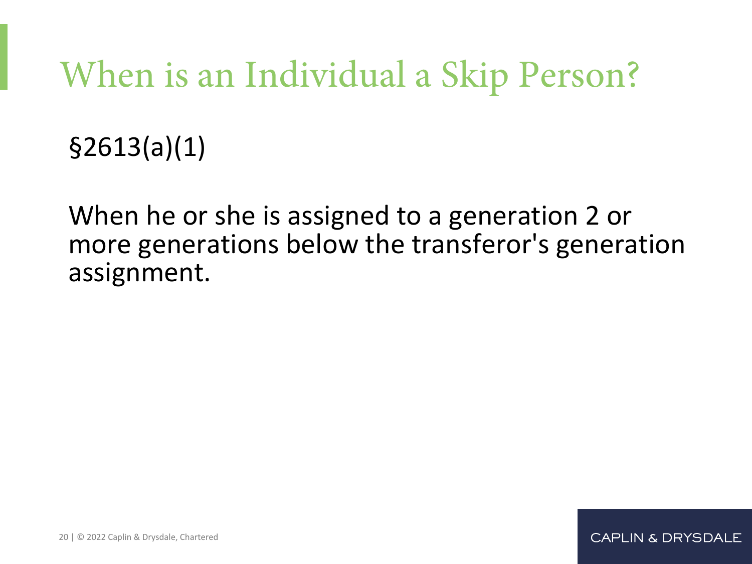# When is an Individual a Skip Person?

§2613(a)(1)

When he or she is assigned to a generation 2 or more generations below the transferor's generation assignment.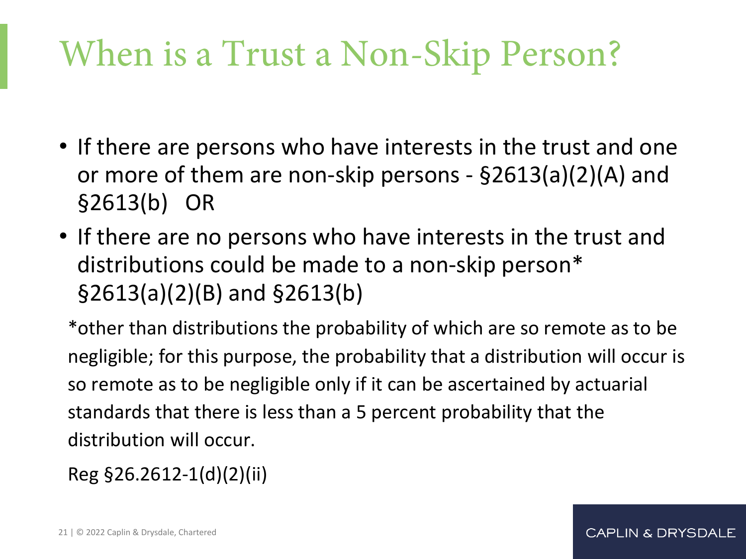# When is a Trust a Non-Skip Person?

- If there are persons who have interests in the trust and one or more of them are non-skip persons - §2613(a)(2)(A) and §2613(b)   OR
- If there are no persons who have interests in the trust and distributions could be made to a non-skip person* §2613(a)(2)(B) and §2613(b)

*other than distributions the probability of which are so remote as to be negligible; for this purpose, the probability that a distribution will occur is so remote as to be negligible only if it can be ascertained by actuarial standards that there is less than a 5 percent probability that the distribution will occur.

Reg §26.2612-1(d)(2)(ii)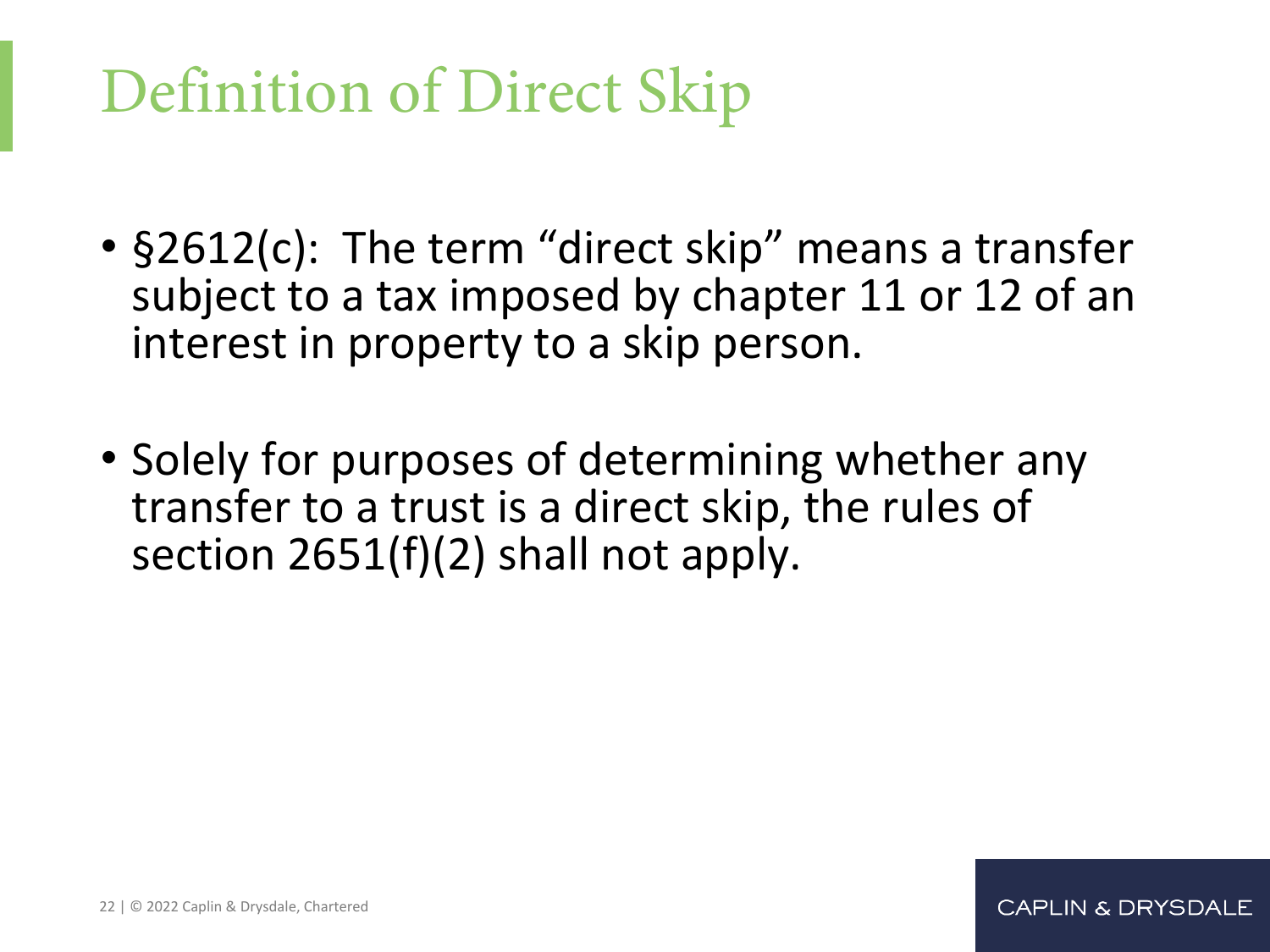# Definition of Direct Skip

- §2612(c): The term "direct skip" means a transfer subject to a tax imposed by chapter 11 or 12 of an interest in property to a skip person.

- Solely for purposes of determining whether any transfer to a trust is a direct skip, the rules of section 2651(f)(2) shall not apply.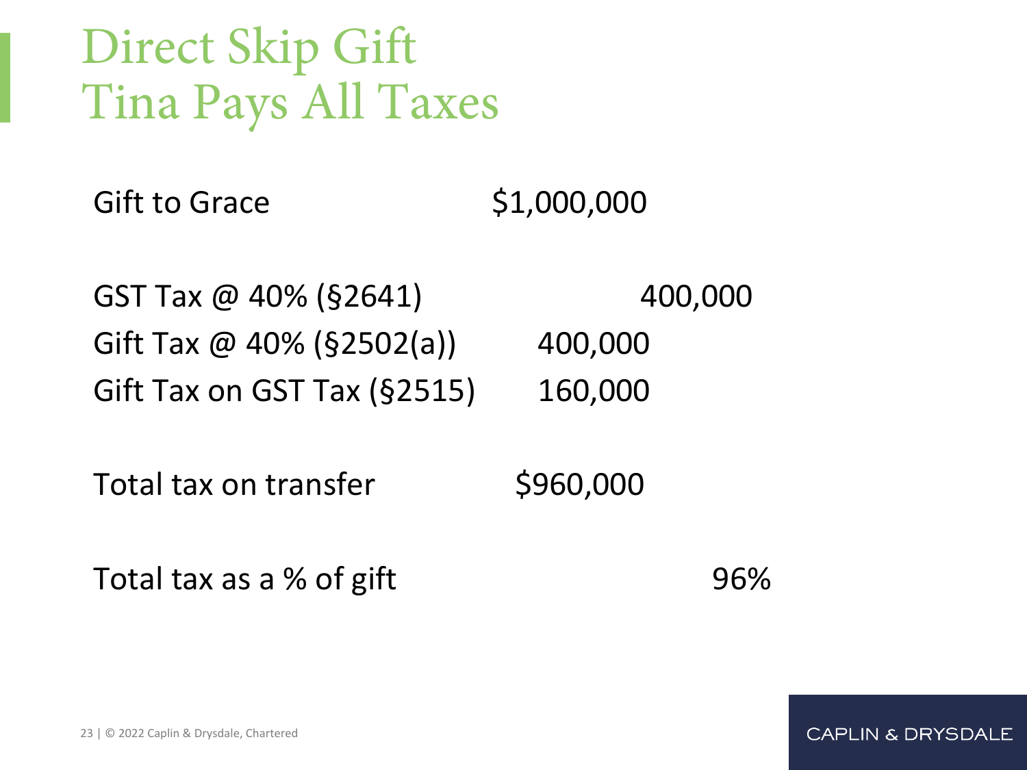# Direct Skip Gift
# Tina Pays All Taxes

| | | |
|---|---|---|
| Gift to Grace | $1,000,000 | |
| | | |
| GST Tax @ 40% (§2641) | | 400,000 |
| Gift Tax @ 40% (§2502(a)) | 400,000 | |
| Gift Tax on GST Tax (§2515) | 160,000 | |
| | | |
| Total tax on transfer | $960,000 | |
| | | |
| Total tax as a % of gift | | 96% |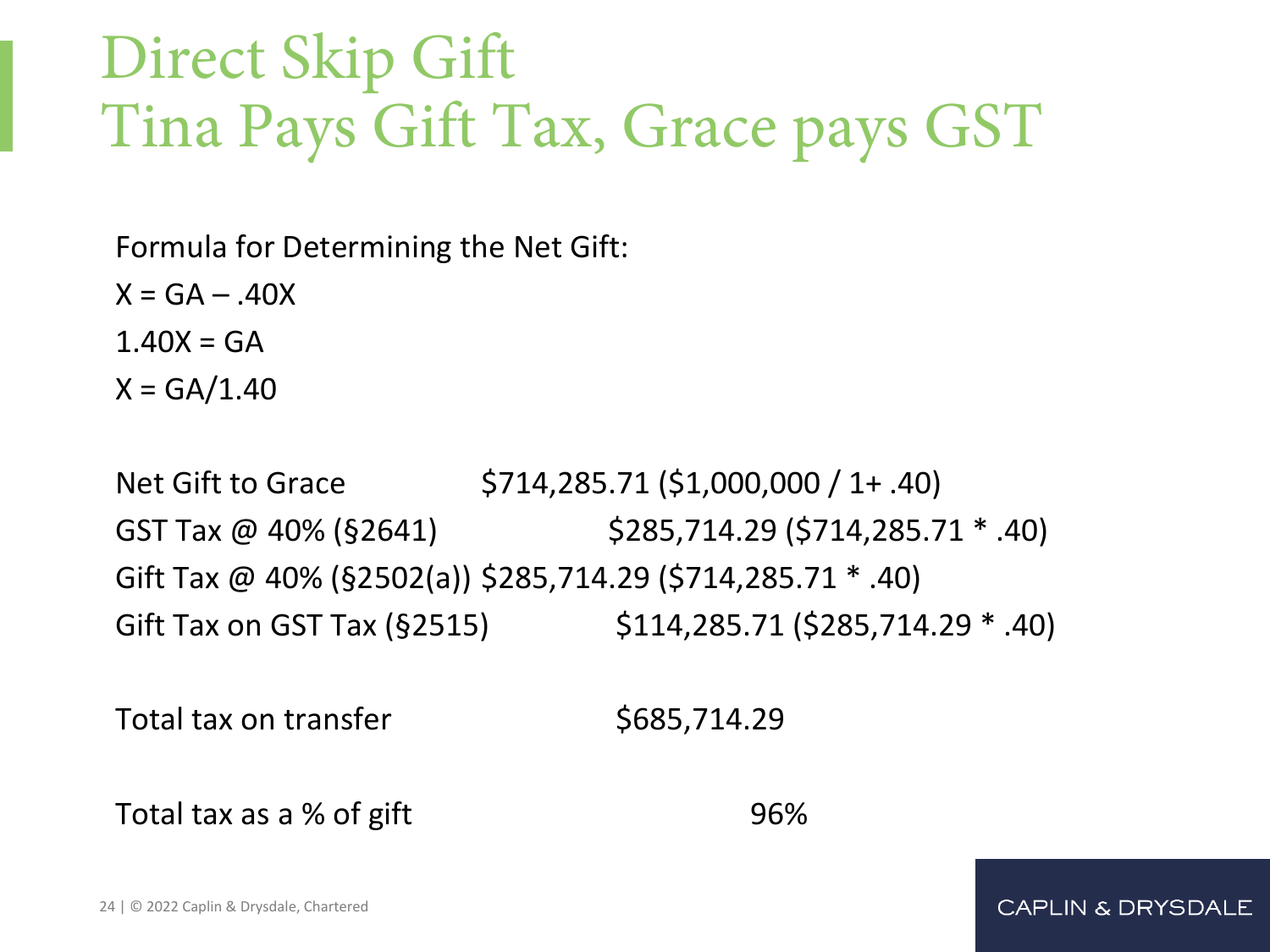# Direct Skip Gift
# Tina Pays Gift Tax, Grace pays GST

Formula for Determining the Net Gift:

$X = GA - .40X$

$1.40X = GA$

$X = GA/1.40$

| | | |
|---|---|---|
| Net Gift to Grace | $714,285.71 | ($1,000,000 / 1+ .40) |
| GST Tax @ 40% (§2641) | $285,714.29 | ($714,285.71 * .40) |
| Gift Tax @ 40% (§2502(a)) | $285,714.29 | ($714,285.71 * .40) |
| Gift Tax on GST Tax (§2515) | $114,285.71 | ($285,714.29 * .40) |

Total tax on transfer $685,714.29

Total tax as a % of gift 96%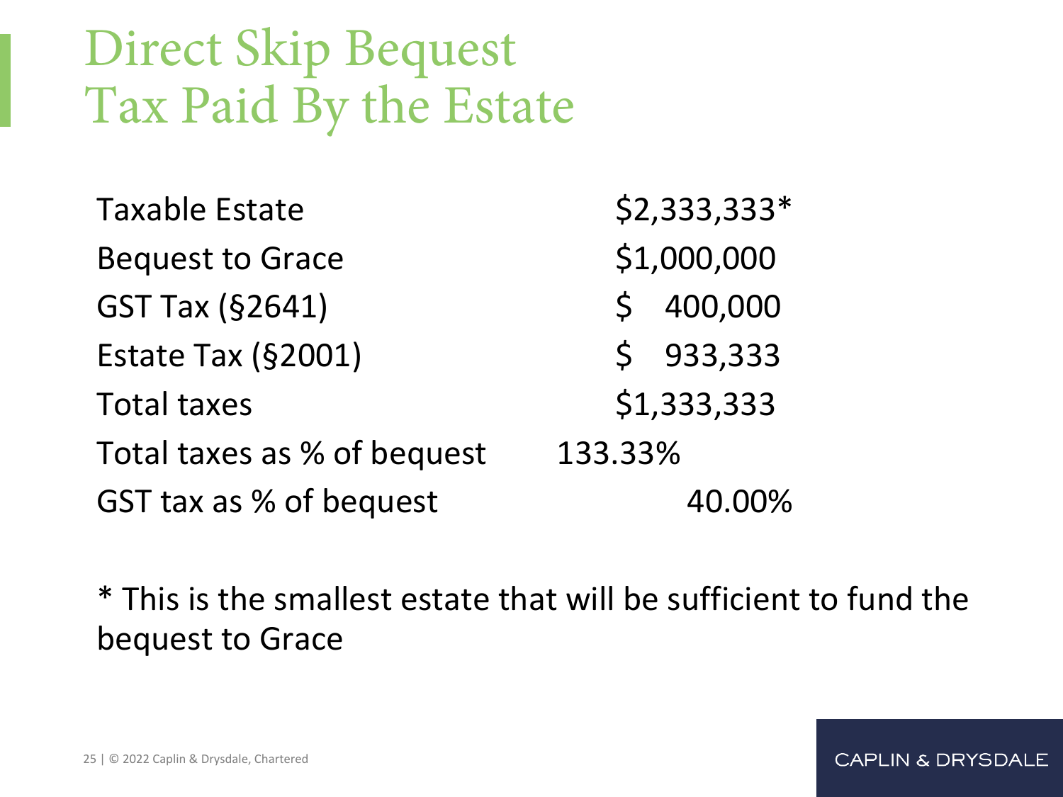# Direct Skip Bequest Tax Paid By the Estate

| | |
|---|---|
| Taxable Estate | $2,333,333* |
| Bequest to Grace | $1,000,000 |
| GST Tax (§2641) | $ 400,000 |
| Estate Tax (§2001) | $ 933,333 |
| Total taxes | $1,333,333 |
| Total taxes as % of bequest | 133.33% |
| GST tax as % of bequest | 40.00% |

* This is the smallest estate that will be sufficient to fund the bequest to Grace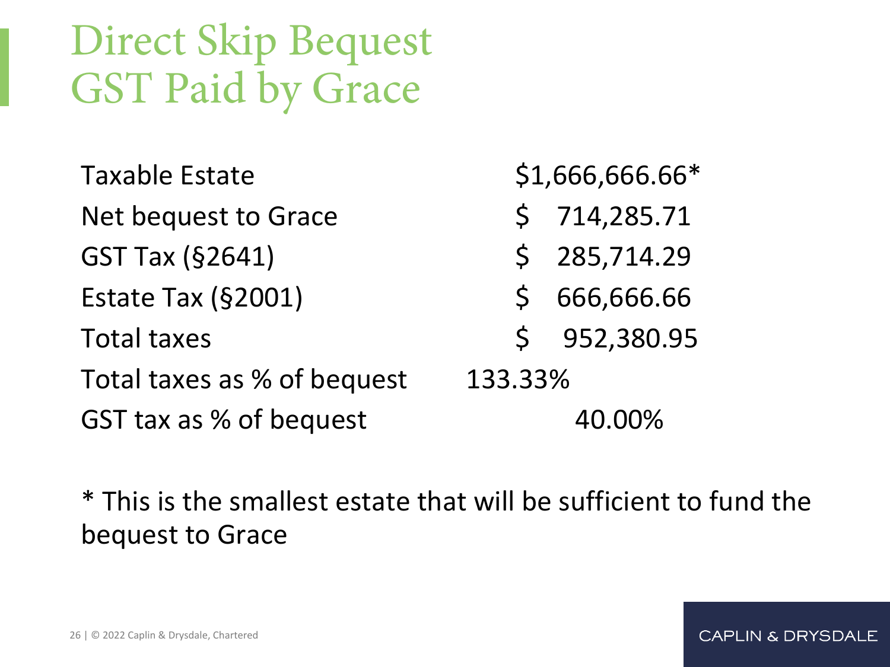# Direct Skip Bequest GST Paid by Grace

| | |
|---|---|
| Taxable Estate | $1,666,666.66* |
| Net bequest to Grace | $ 714,285.71 |
| GST Tax (§2641) | $ 285,714.29 |
| Estate Tax (§2001) | $ 666,666.66 |
| Total taxes | $ 952,380.95 |
| Total taxes as % of bequest | 133.33% |
| GST tax as % of bequest | 40.00% |

* This is the smallest estate that will be sufficient to fund the bequest to Grace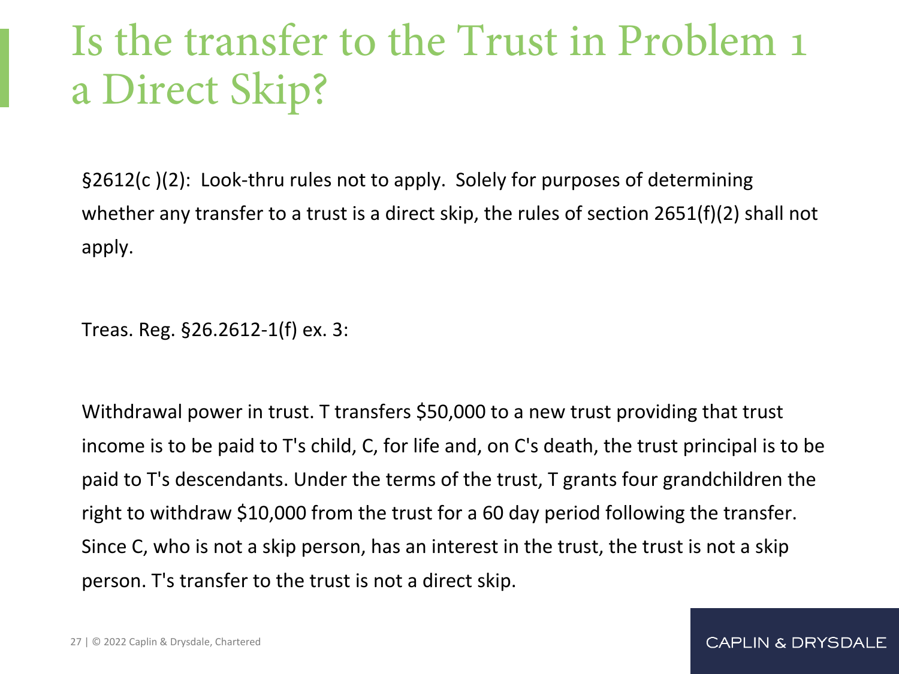# Is the transfer to the Trust in Problem 1 a Direct Skip?

§2612(c )(2): Look-thru rules not to apply. Solely for purposes of determining whether any transfer to a trust is a direct skip, the rules of section 2651(f)(2) shall not apply.

Treas. Reg. §26.2612-1(f) ex. 3:

Withdrawal power in trust. T transfers $50,000 to a new trust providing that trust income is to be paid to T's child, C, for life and, on C's death, the trust principal is to be paid to T's descendants. Under the terms of the trust, T grants four grandchildren the right to withdraw $10,000 from the trust for a 60 day period following the transfer. Since C, who is not a skip person, has an interest in the trust, the trust is not a skip person. T's transfer to the trust is not a direct skip.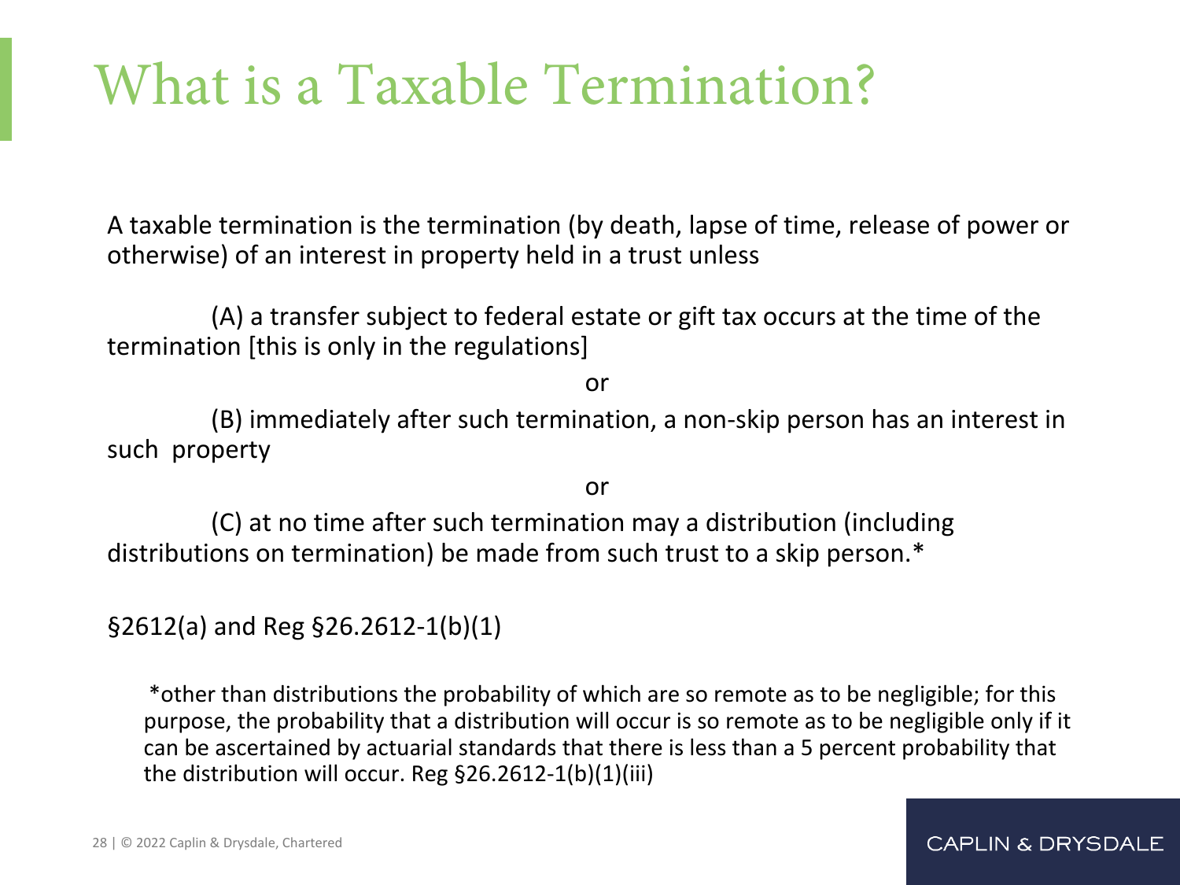# What is a Taxable Termination?

A taxable termination is the termination (by death, lapse of time, release of power or otherwise) of an interest in property held in a trust unless

(A) a transfer subject to federal estate or gift tax occurs at the time of the termination [this is only in the regulations]

or

(B) immediately after such termination, a non-skip person has an interest in such property

or

(C) at no time after such termination may a distribution (including distributions on termination) be made from such trust to a skip person.*

§2612(a) and Reg §26.2612-1(b)(1)

*other than distributions the probability of which are so remote as to be negligible; for this purpose, the probability that a distribution will occur is so remote as to be negligible only if it can be ascertained by actuarial standards that there is less than a 5 percent probability that the distribution will occur. Reg §26.2612-1(b)(1)(iii)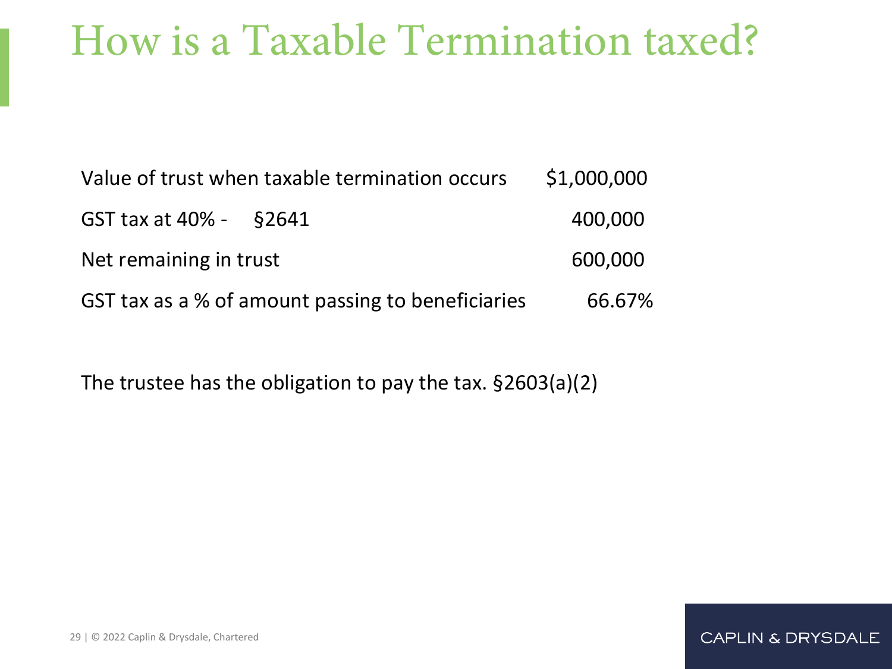# How is a Taxable Termination taxed?

| | |
|---|---|
| Value of trust when taxable termination occurs | $1,000,000 |
| GST tax at 40% - §2641 | 400,000 |
| Net remaining in trust | 600,000 |
| GST tax as a % of amount passing to beneficiaries | 66.67% |

The trustee has the obligation to pay the tax. §2603(a)(2)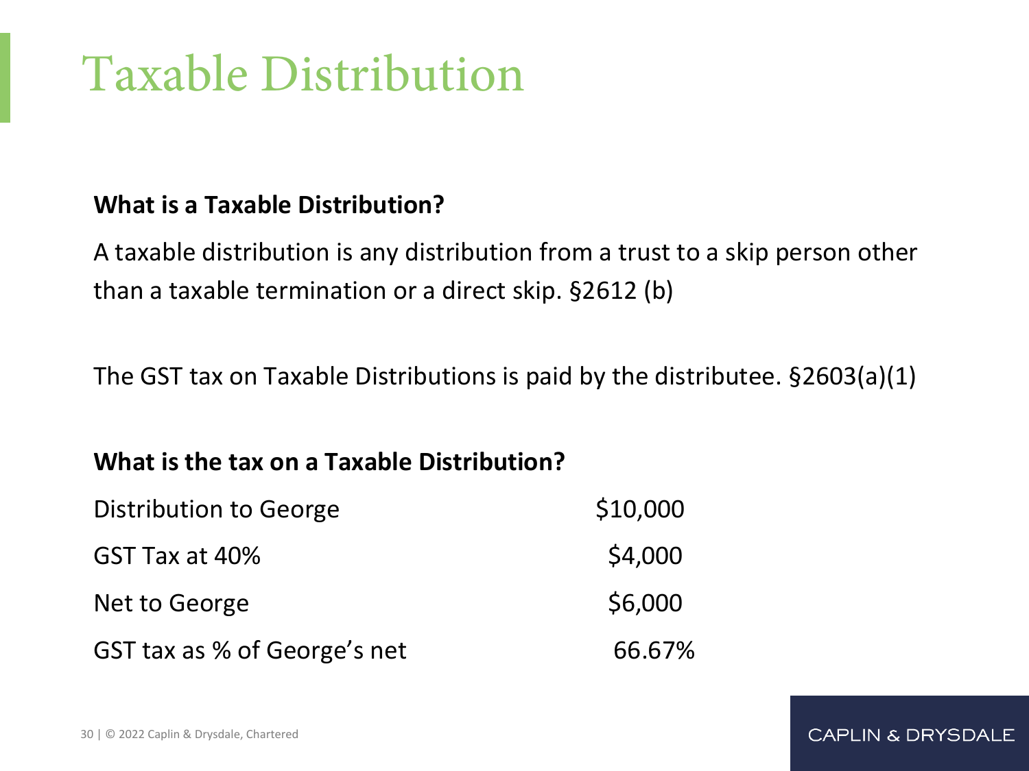# Taxable Distribution

**What is a Taxable Distribution?**

A taxable distribution is any distribution from a trust to a skip person other than a taxable termination or a direct skip. §2612 (b)

The GST tax on Taxable Distributions is paid by the distributee. §2603(a)(1)

**What is the tax on a Taxable Distribution?**

| | |
|---|---|
| Distribution to George | $10,000 |
| GST Tax at 40% | $4,000 |
| Net to George | $6,000 |
| GST tax as % of George's net | 66.67% |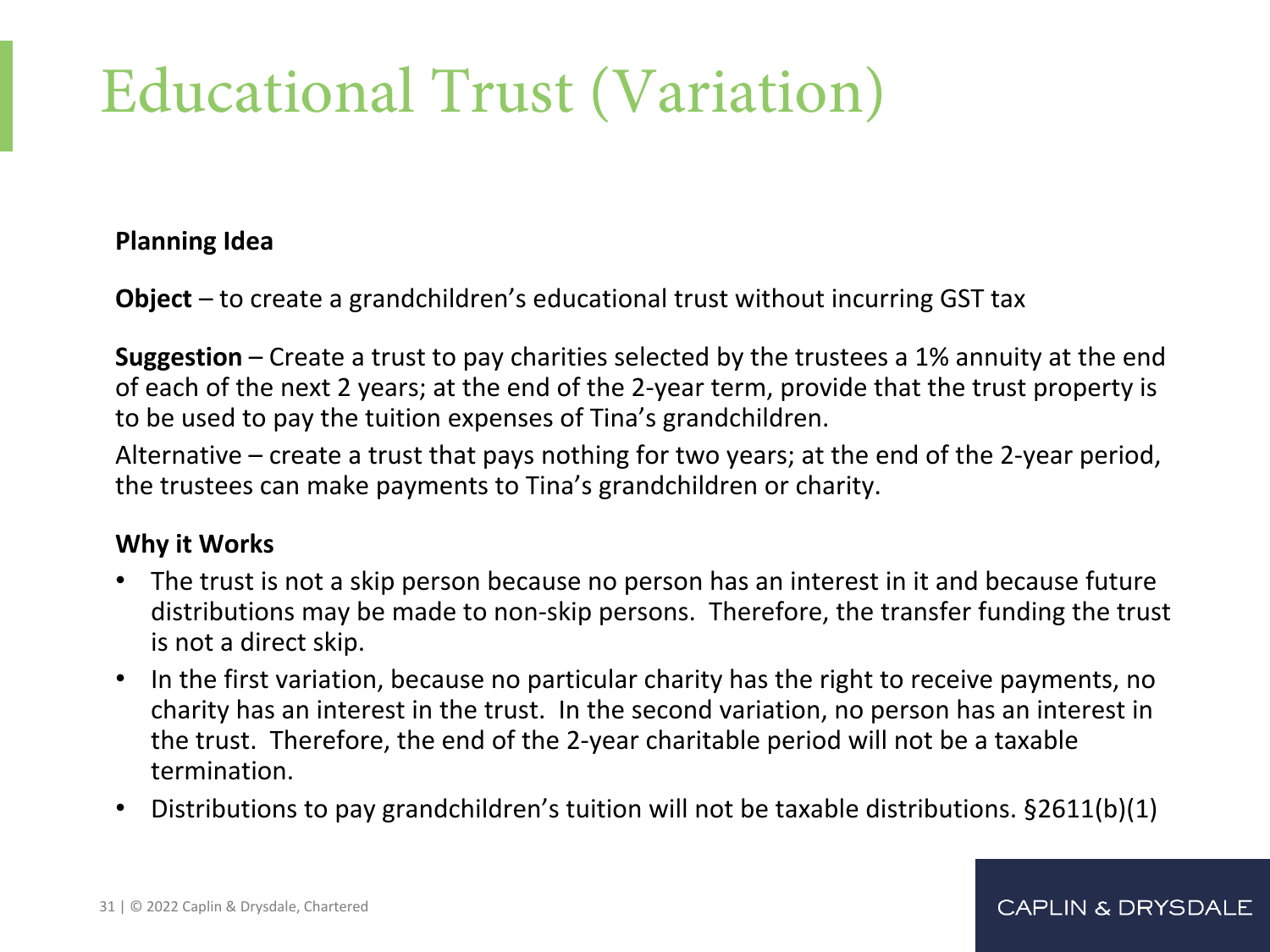# Educational Trust (Variation)

**Planning Idea**

**Object** – to create a grandchildren's educational trust without incurring GST tax

**Suggestion** – Create a trust to pay charities selected by the trustees a 1% annuity at the end of each of the next 2 years; at the end of the 2-year term, provide that the trust property is to be used to pay the tuition expenses of Tina's grandchildren.

Alternative – create a trust that pays nothing for two years; at the end of the 2-year period, the trustees can make payments to Tina's grandchildren or charity.

**Why it Works**

- The trust is not a skip person because no person has an interest in it and because future distributions may be made to non-skip persons. Therefore, the transfer funding the trust is not a direct skip.
- In the first variation, because no particular charity has the right to receive payments, no charity has an interest in the trust. In the second variation, no person has an interest in the trust. Therefore, the end of the 2-year charitable period will not be a taxable termination.
- Distributions to pay grandchildren's tuition will not be taxable distributions. §2611(b)(1)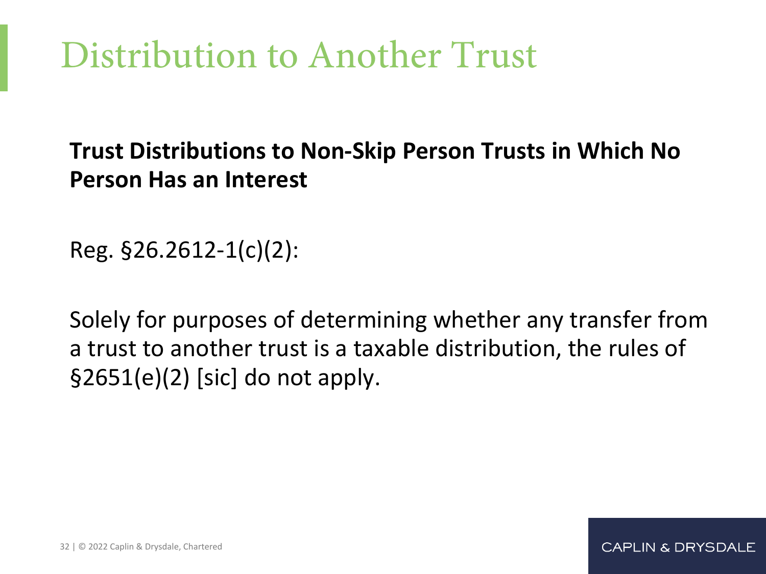# Distribution to Another Trust

**Trust Distributions to Non-Skip Person Trusts in Which No Person Has an Interest**

Reg. §26.2612-1(c)(2):

Solely for purposes of determining whether any transfer from a trust to another trust is a taxable distribution, the rules of §2651(e)(2) [sic] do not apply.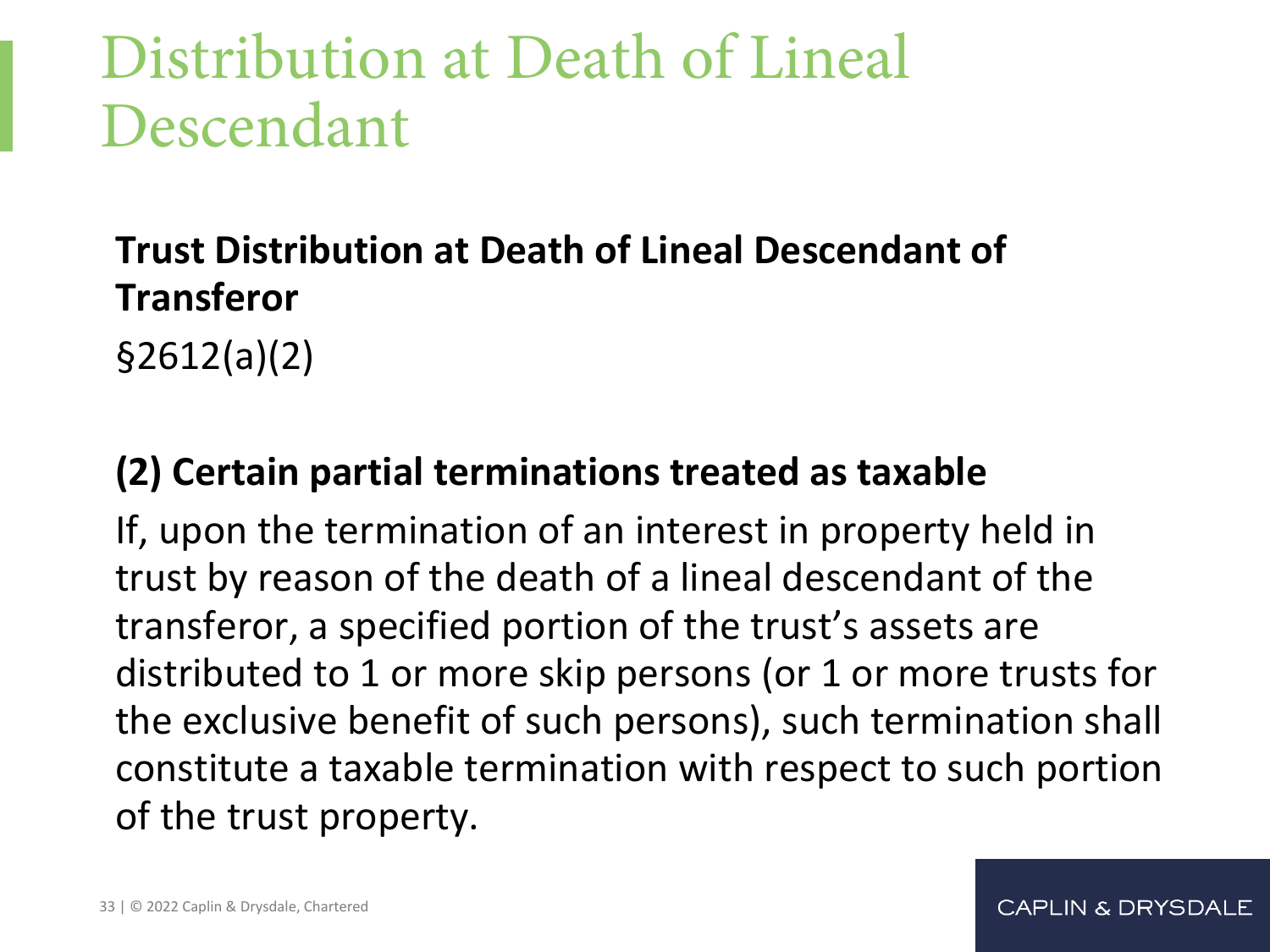# Distribution at Death of Lineal Descendant

**Trust Distribution at Death of Lineal Descendant of Transferor**

§2612(a)(2)

**(2) Certain partial terminations treated as taxable**

If, upon the termination of an interest in property held in trust by reason of the death of a lineal descendant of the transferor, a specified portion of the trust's assets are distributed to 1 or more skip persons (or 1 or more trusts for the exclusive benefit of such persons), such termination shall constitute a taxable termination with respect to such portion of the trust property.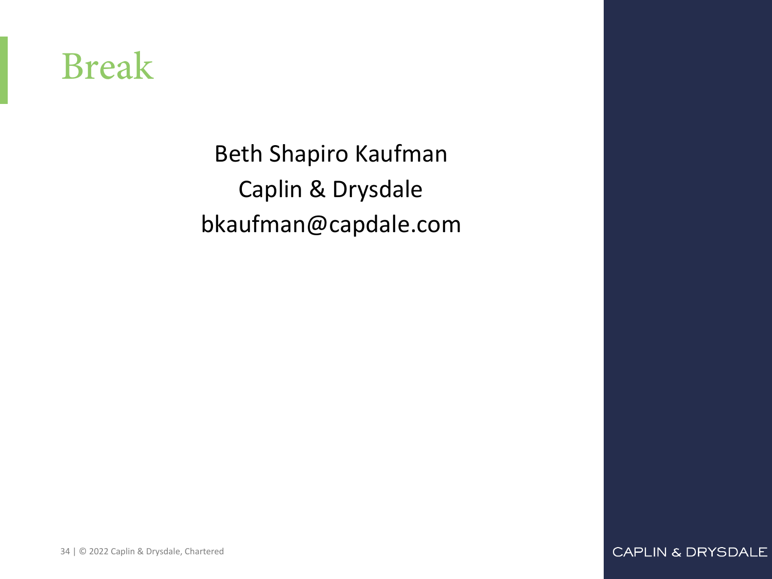# Break

Beth Shapiro Kaufman

Caplin & Drysdale

bkaufman@capdale.com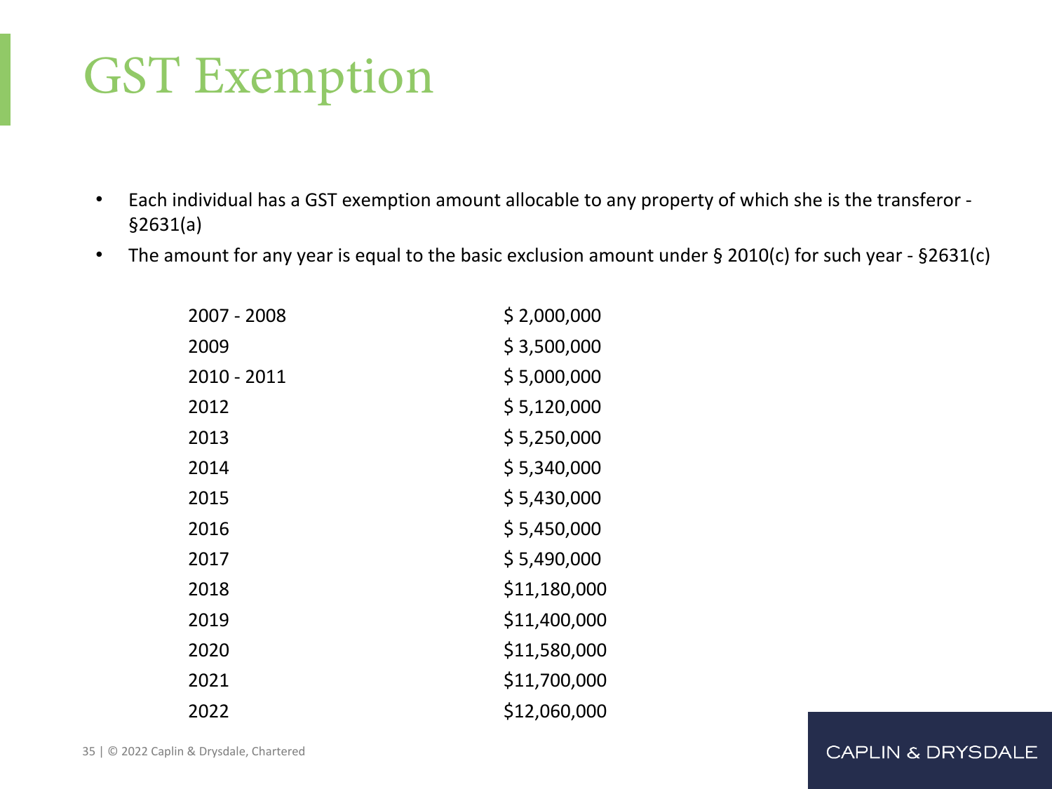# GST Exemption

- Each individual has a GST exemption amount allocable to any property of which she is the transferor - §2631(a)
- The amount for any year is equal to the basic exclusion amount under § 2010(c) for such year - §2631(c)

| Year | Amount |
|---|---|
| 2007 - 2008 | $ 2,000,000 |
| 2009 | $ 3,500,000 |
| 2010 - 2011 | $ 5,000,000 |
| 2012 | $ 5,120,000 |
| 2013 | $ 5,250,000 |
| 2014 | $ 5,340,000 |
| 2015 | $ 5,430,000 |
| 2016 | $ 5,450,000 |
| 2017 | $ 5,490,000 |
| 2018 | $11,180,000 |
| 2019 | $11,400,000 |
| 2020 | $11,580,000 |
| 2021 | $11,700,000 |
| 2022 | $12,060,000 |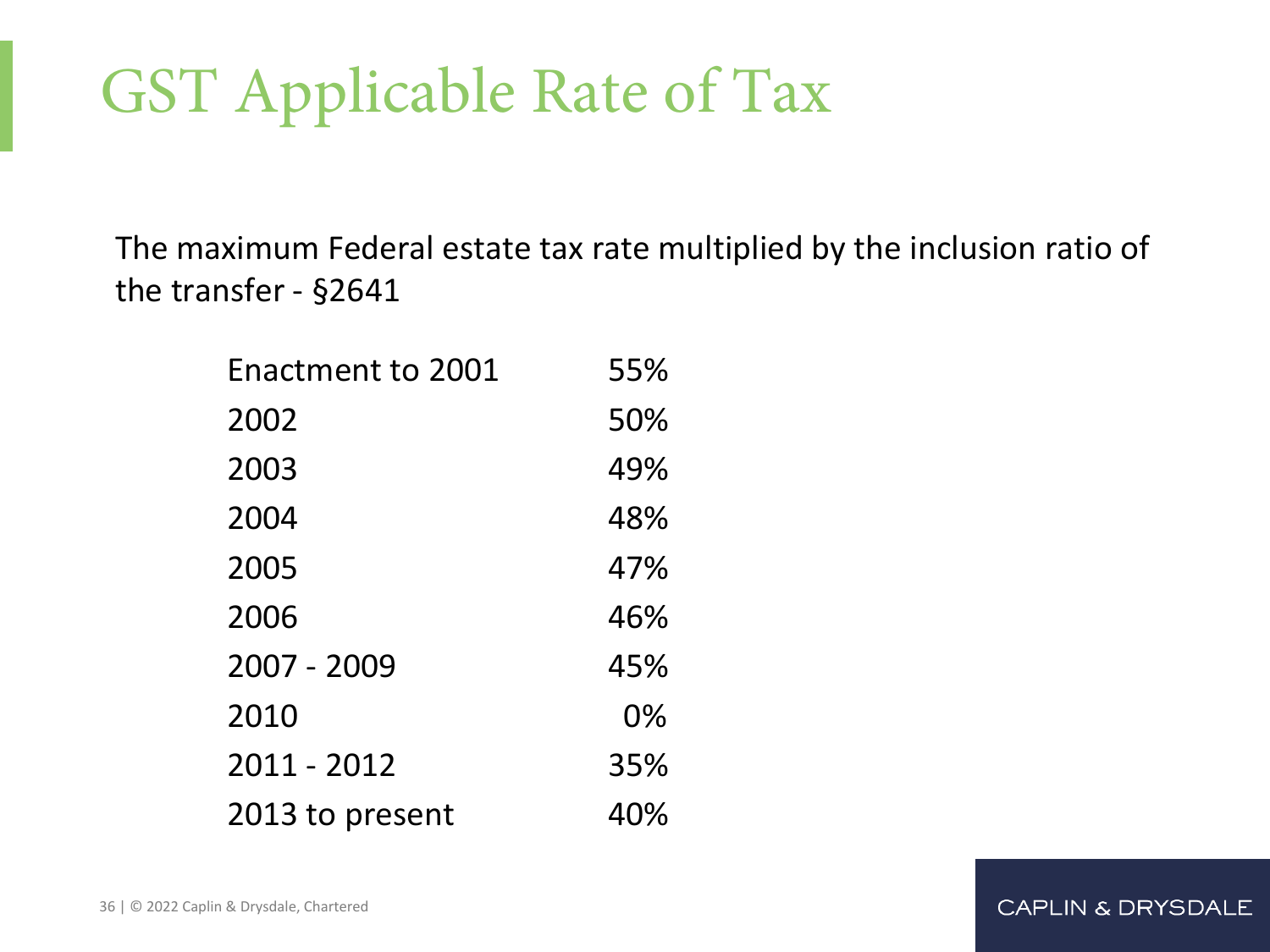# GST Applicable Rate of Tax

The maximum Federal estate tax rate multiplied by the inclusion ratio of the transfer - §2641

| Period | Rate |
| --- | --- |
| Enactment to 2001 | 55% |
| 2002 | 50% |
| 2003 | 49% |
| 2004 | 48% |
| 2005 | 47% |
| 2006 | 46% |
| 2007 - 2009 | 45% |
| 2010 | 0% |
| 2011 - 2012 | 35% |
| 2013 to present | 40% |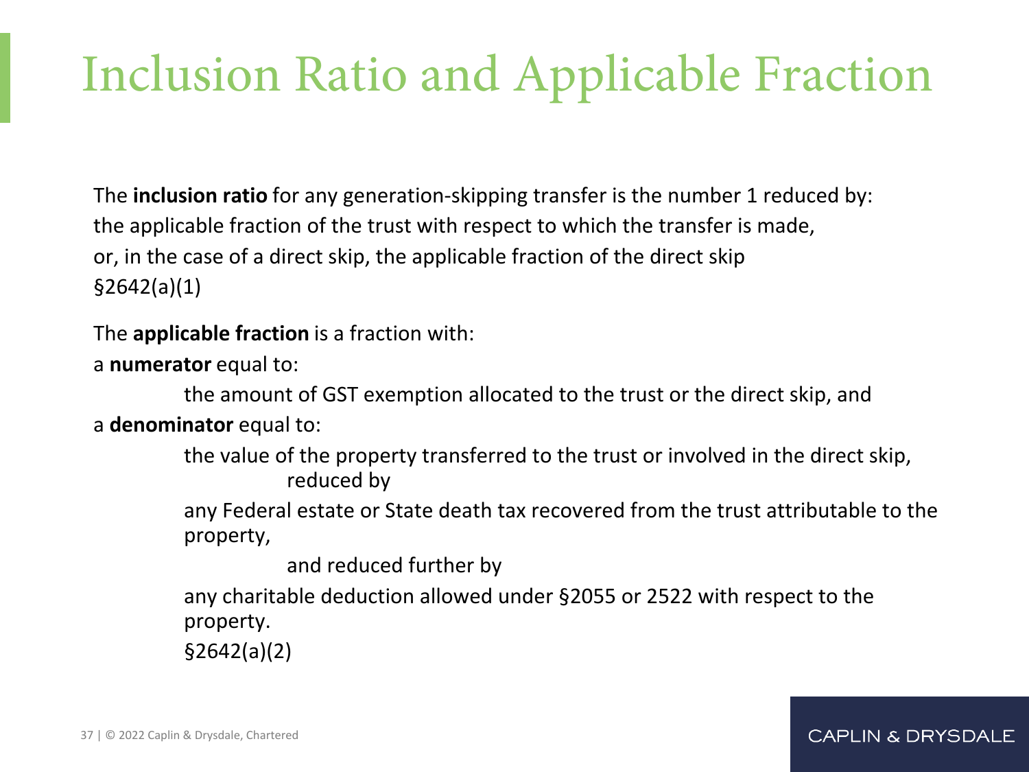# Inclusion Ratio and Applicable Fraction

The **inclusion ratio** for any generation-skipping transfer is the number 1 reduced by:
the applicable fraction of the trust with respect to which the transfer is made,
or, in the case of a direct skip, the applicable fraction of the direct skip
§2642(a)(1)

The **applicable fraction** is a fraction with:

a **numerator** equal to:

the amount of GST exemption allocated to the trust or the direct skip, and

a **denominator** equal to:

the value of the property transferred to the trust or involved in the direct skip,
reduced by

any Federal estate or State death tax recovered from the trust attributable to the property,

and reduced further by

any charitable deduction allowed under §2055 or 2522 with respect to the property.

§2642(a)(2)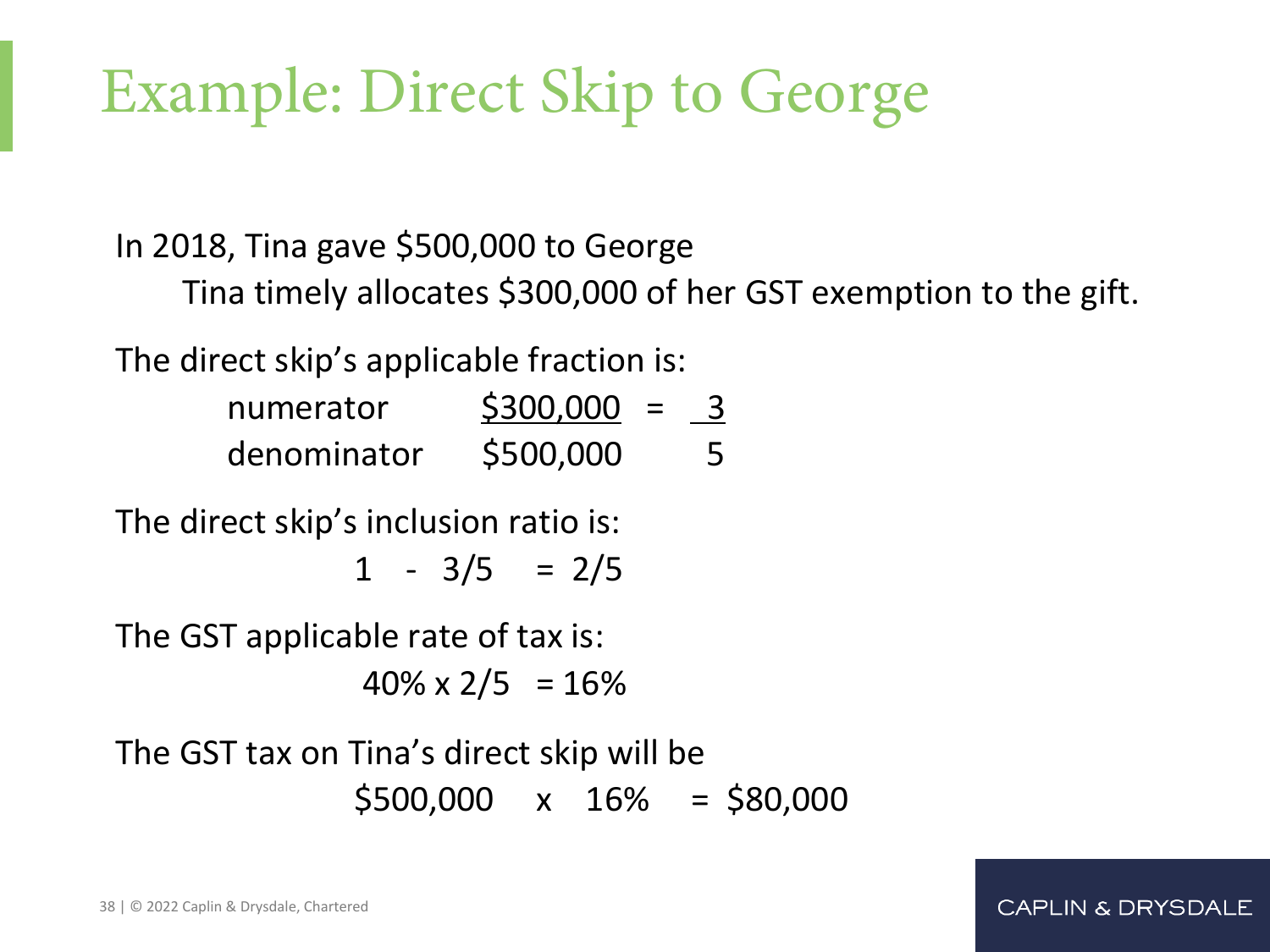# Example: Direct Skip to George

In 2018, Tina gave \$500,000 to George

Tina timely allocates \$300,000 of her GST exemption to the gift.

The direct skip's applicable fraction is:

$$\frac{\text{numerator}}{\text{denominator}} \quad \frac{\$300{,}000}{\$500{,}000} = \frac{3}{5}$$

The direct skip's inclusion ratio is:

$$1 - 3/5 = 2/5$$

The GST applicable rate of tax is:

$$40\% \times 2/5 = 16\%$$

The GST tax on Tina's direct skip will be

$$\$500{,}000 \times 16\% = \$80{,}000$$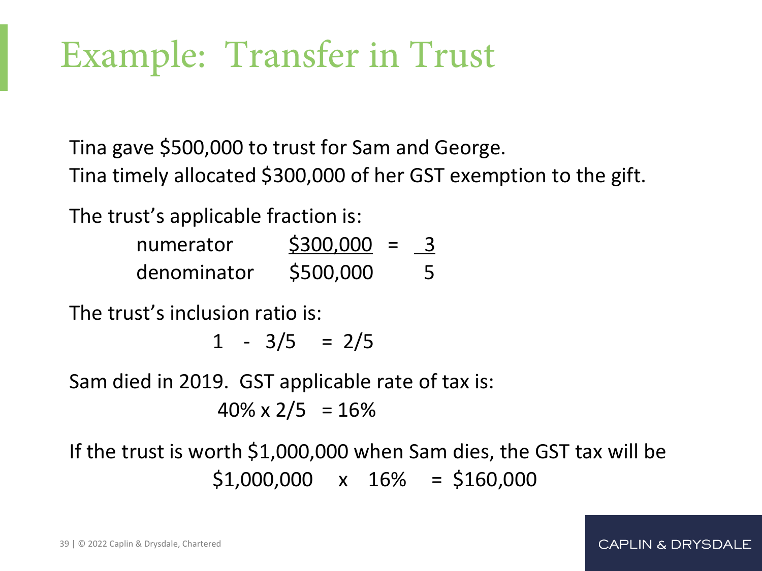# Example: Transfer in Trust

Tina gave \$500,000 to trust for Sam and George.
Tina timely allocated \$300,000 of her GST exemption to the gift.

The trust's applicable fraction is:

$$\frac{\text{numerator}}{\text{denominator}} \quad \frac{\$300{,}000}{\$500{,}000} = \frac{3}{5}$$

The trust's inclusion ratio is:

$$1 - 3/5 = 2/5$$

Sam died in 2019. GST applicable rate of tax is:

$$40\% \times 2/5 = 16\%$$

If the trust is worth \$1,000,000 when Sam dies, the GST tax will be

$$\$1{,}000{,}000 \times 16\% = \$160{,}000$$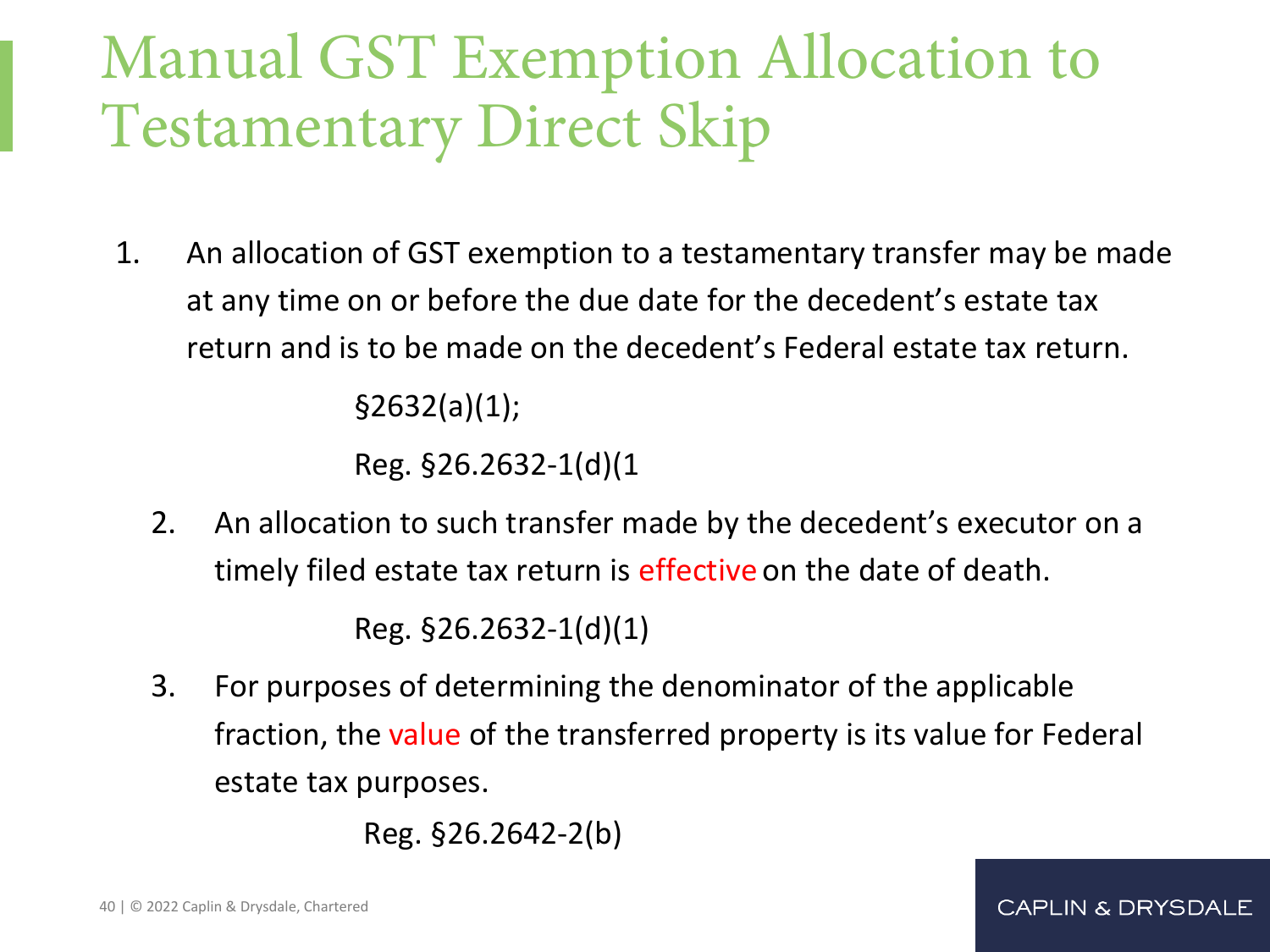# Manual GST Exemption Allocation to Testamentary Direct Skip

1. An allocation of GST exemption to a testamentary transfer may be made at any time on or before the due date for the decedent's estate tax return and is to be made on the decedent's Federal estate tax return.

   §2632(a)(1);

   Reg. §26.2632-1(d)(1

2. An allocation to such transfer made by the decedent's executor on a timely filed estate tax return is effective on the date of death.

   Reg. §26.2632-1(d)(1)

3. For purposes of determining the denominator of the applicable fraction, the value of the transferred property is its value for Federal estate tax purposes.

   Reg. §26.2642-2(b)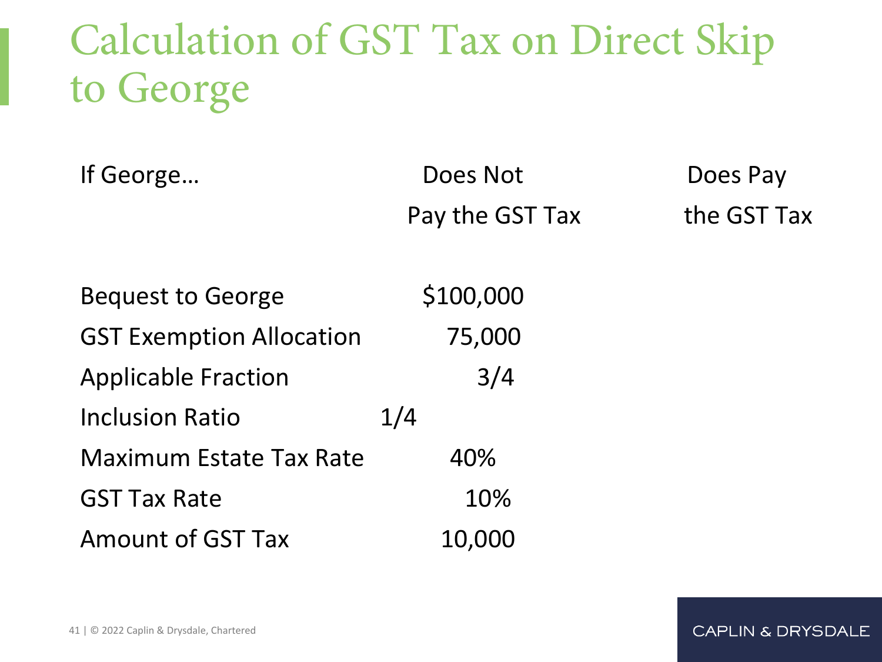# Calculation of GST Tax on Direct Skip to George

| If George… | Does Not Pay the GST Tax | Does Pay the GST Tax |
|---|---|---|
| Bequest to George | \$100,000 | |
| GST Exemption Allocation | 75,000 | |
| Applicable Fraction | 3/4 | |
| Inclusion Ratio | 1/4 | |
| Maximum Estate Tax Rate | 40% | |
| GST Tax Rate | 10% | |
| Amount of GST Tax | 10,000 | |

© 2022 Caplin & Drysdale, Chartered

CAPLIN & DRYSDALE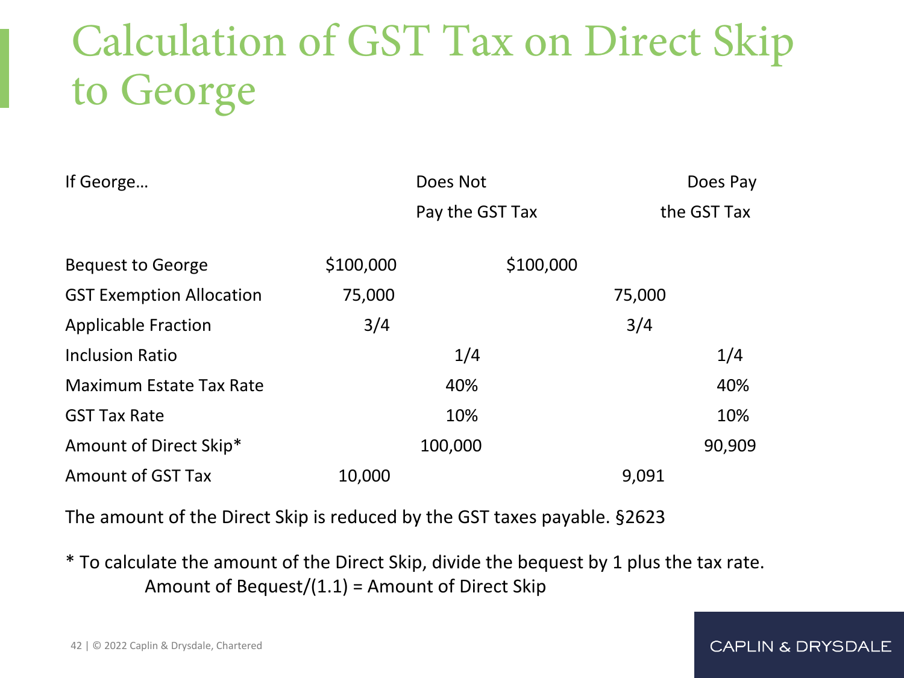# Calculation of GST Tax on Direct Skip to George

| If George… | Does Not Pay the GST Tax | Does Pay the GST Tax |
|---|---|---|
| Bequest to George | \$100,000 | \$100,000 |
| GST Exemption Allocation | 75,000 | 75,000 |
| Applicable Fraction | 3/4 | 3/4 |
| Inclusion Ratio | 1/4 | 1/4 |
| Maximum Estate Tax Rate | 40% | 40% |
| GST Tax Rate | 10% | 10% |
| Amount of Direct Skip* | 100,000 | 90,909 |
| Amount of GST Tax | 10,000 | 9,091 |

The amount of the Direct Skip is reduced by the GST taxes payable. §2623

\* To calculate the amount of the Direct Skip, divide the bequest by 1 plus the tax rate.

Amount of Bequest/(1.1) = Amount of Direct Skip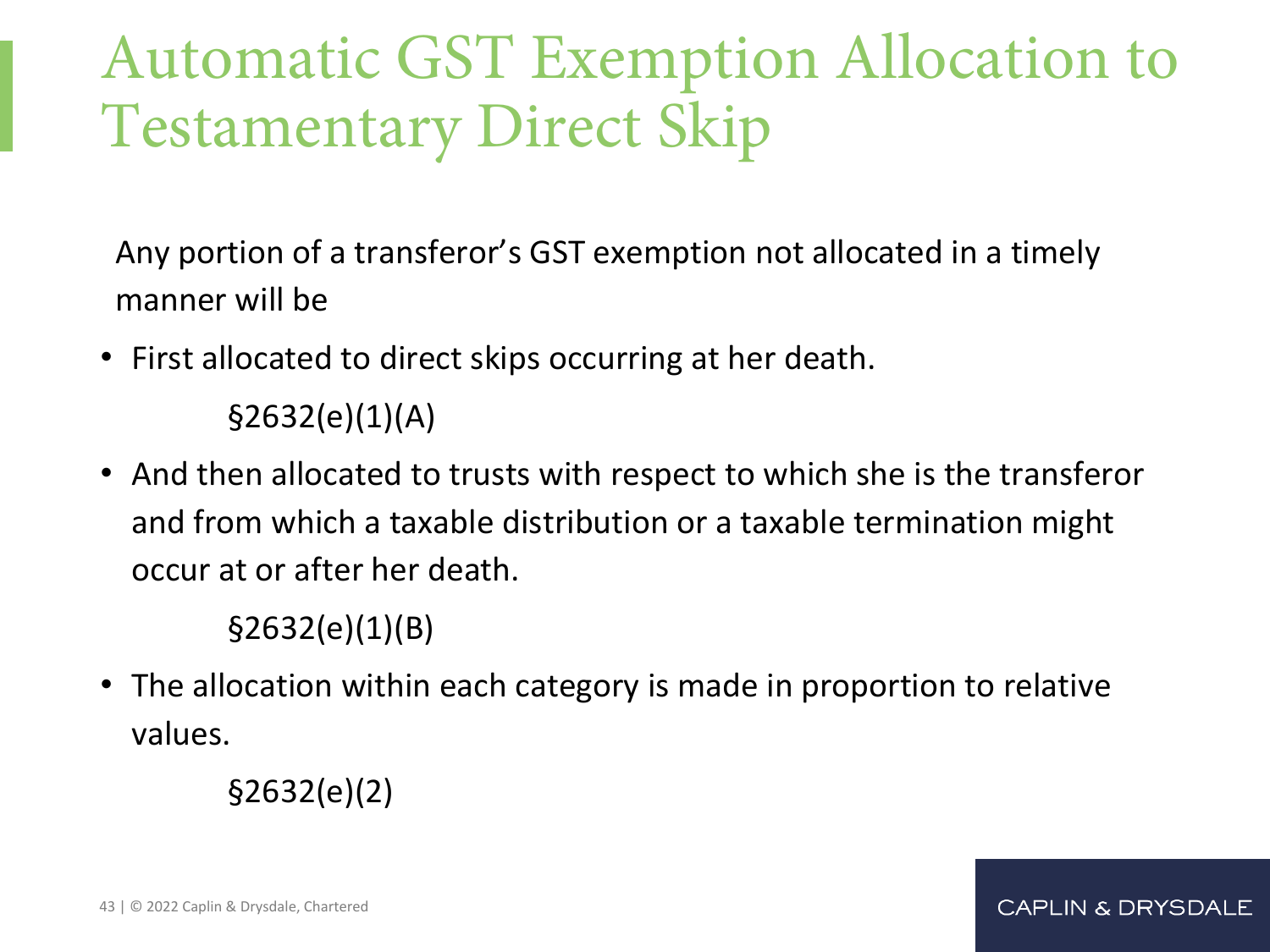# Automatic GST Exemption Allocation to Testamentary Direct Skip

Any portion of a transferor's GST exemption not allocated in a timely manner will be

- First allocated to direct skips occurring at her death.

  §2632(e)(1)(A)

- And then allocated to trusts with respect to which she is the transferor and from which a taxable distribution or a taxable termination might occur at or after her death.

  §2632(e)(1)(B)

- The allocation within each category is made in proportion to relative values.

  §2632(e)(2)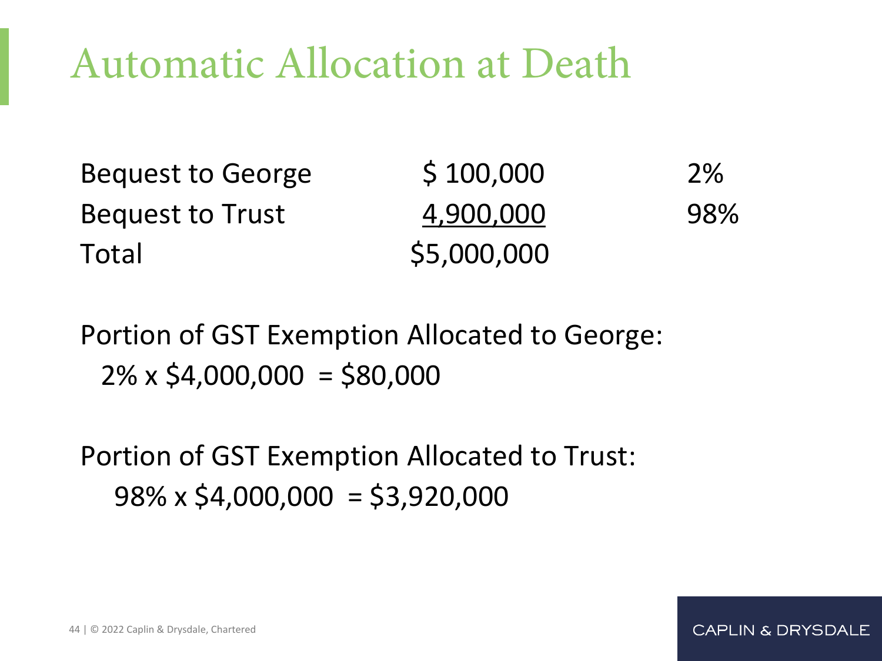# Automatic Allocation at Death

| | | |
|---|---|---|
| Bequest to George | $ 100,000 | 2% |
| Bequest to Trust | 4,900,000 | 98% |
| Total | $5,000,000 | |

Portion of GST Exemption Allocated to George:
2% x $4,000,000 = $80,000

Portion of GST Exemption Allocated to Trust:
98% x $4,000,000 = $3,920,000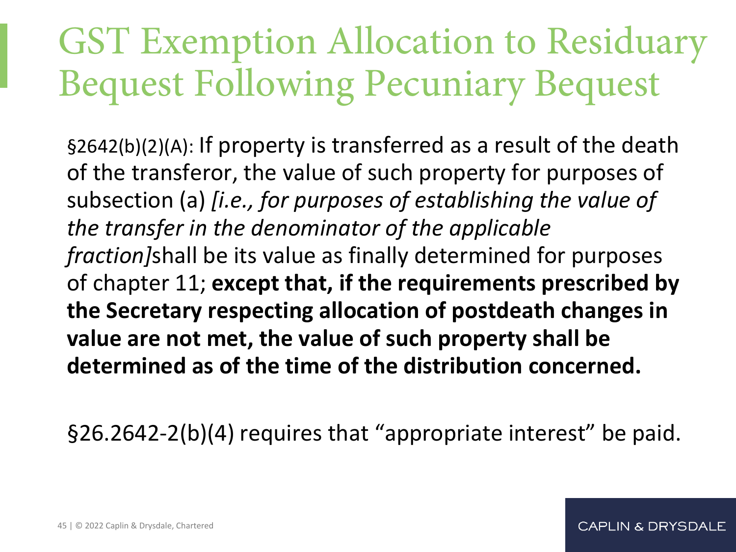# GST Exemption Allocation to Residuary Bequest Following Pecuniary Bequest

§2642(b)(2)(A): If property is transferred as a result of the death of the transferor, the value of such property for purposes of subsection (a) *[i.e., for purposes of establishing the value of the transfer in the denominator of the applicable fraction]*shall be its value as finally determined for purposes of chapter 11; **except that, if the requirements prescribed by the Secretary respecting allocation of postdeath changes in value are not met, the value of such property shall be determined as of the time of the distribution concerned.**

§26.2642-2(b)(4) requires that "appropriate interest" be paid.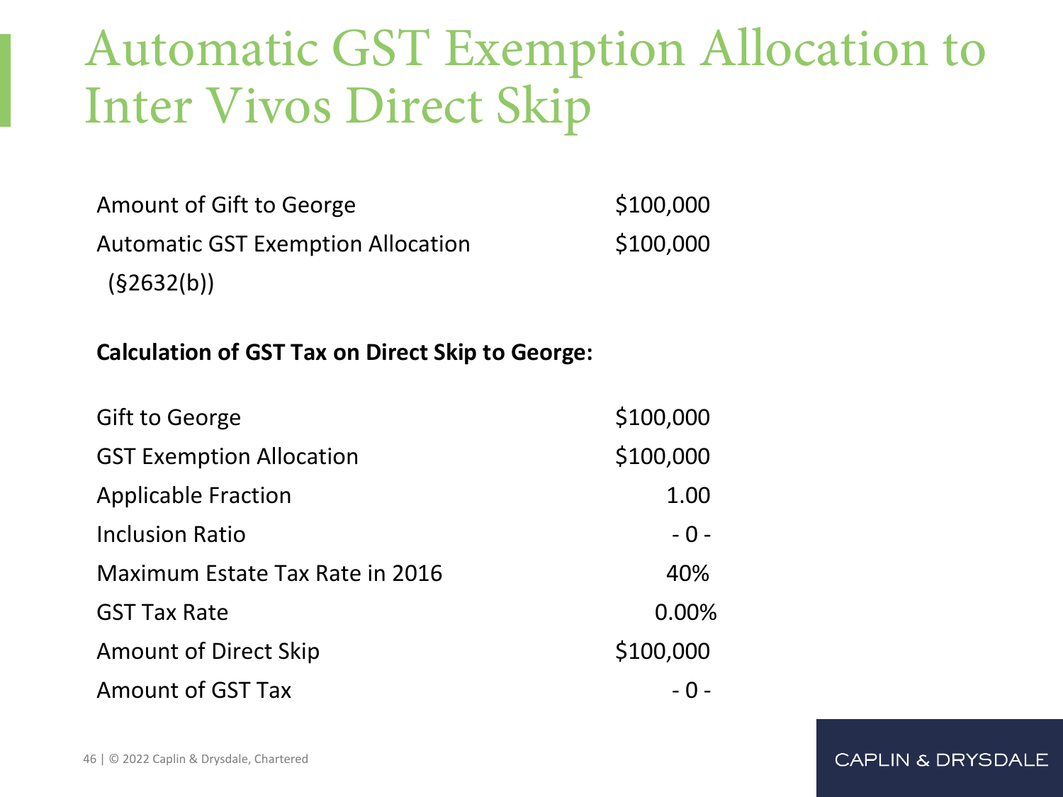# Automatic GST Exemption Allocation to Inter Vivos Direct Skip

| | |
|---|---|
| Amount of Gift to George | $100,000 |
| Automatic GST Exemption Allocation (§2632(b)) | $100,000 |

**Calculation of GST Tax on Direct Skip to George:**

| | |
|---|---|
| Gift to George | $100,000 |
| GST Exemption Allocation | $100,000 |
| Applicable Fraction | 1.00 |
| Inclusion Ratio | - 0 - |
| Maximum Estate Tax Rate in 2016 | 40% |
| GST Tax Rate | 0.00% |
| Amount of Direct Skip | $100,000 |
| Amount of GST Tax | - 0 - |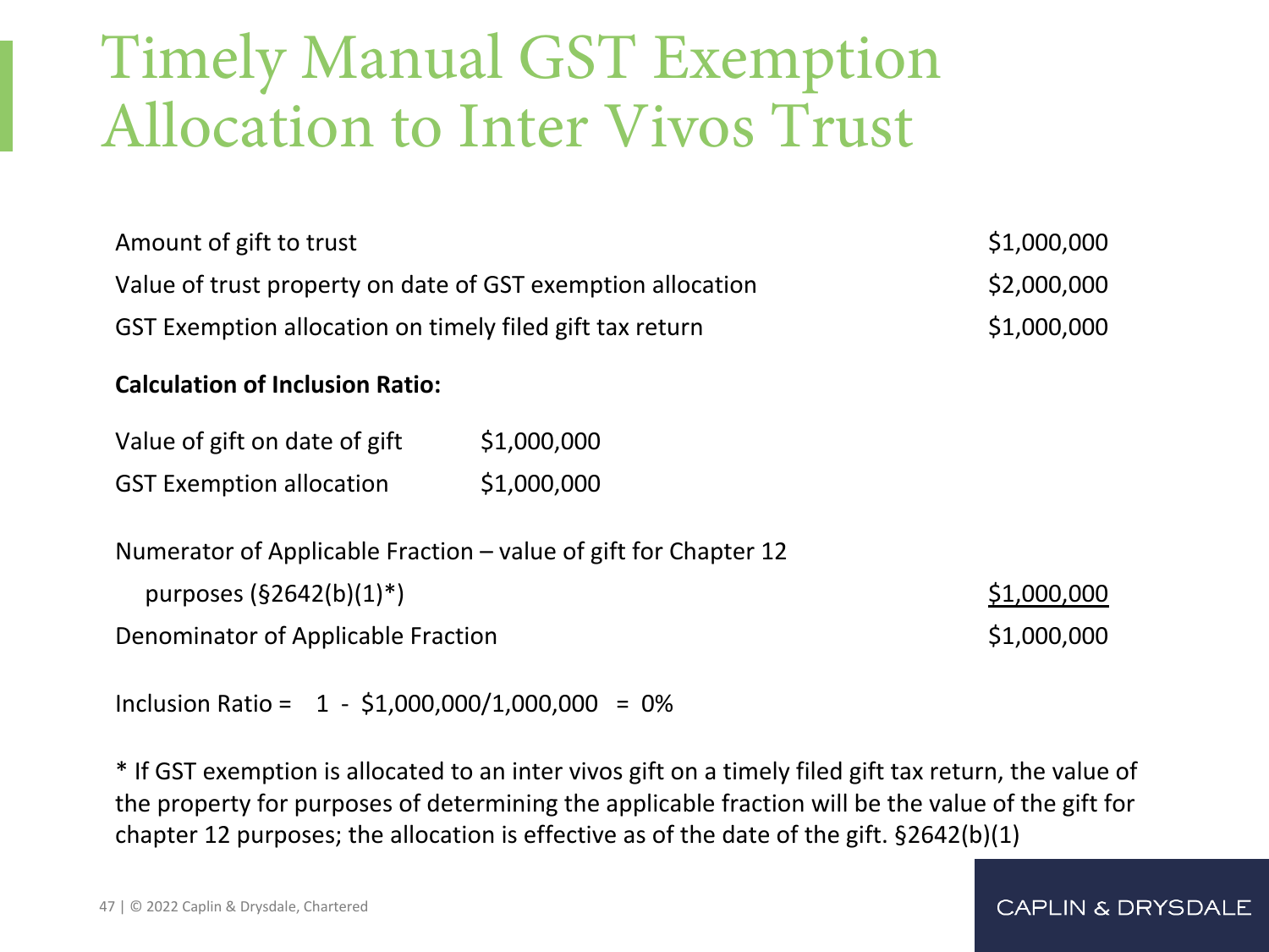# Timely Manual GST Exemption Allocation to Inter Vivos Trust

| | |
|---|---|
| Amount of gift to trust | $1,000,000 |
| Value of trust property on date of GST exemption allocation | $2,000,000 |
| GST Exemption allocation on timely filed gift tax return | $1,000,000 |

**Calculation of Inclusion Ratio:**

| | |
|---|---|
| Value of gift on date of gift | $1,000,000 |
| GST Exemption allocation | $1,000,000 |

| | |
|---|---|
| Numerator of Applicable Fraction – value of gift for Chapter 12 purposes (§2642(b)(1)*) | $1,000,000 |
| Denominator of Applicable Fraction | $1,000,000 |

Inclusion Ratio = 1 - $1,000,000/1,000,000 = 0%

* If GST exemption is allocated to an inter vivos gift on a timely filed gift tax return, the value of the property for purposes of determining the applicable fraction will be the value of the gift for chapter 12 purposes; the allocation is effective as of the date of the gift. §2642(b)(1)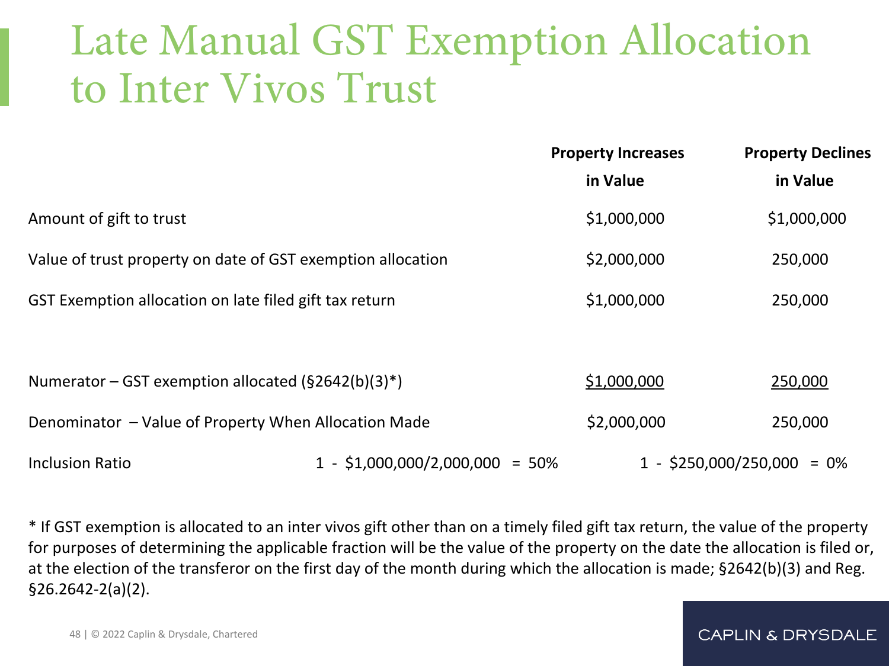# Late Manual GST Exemption Allocation to Inter Vivos Trust

| | Property Increases in Value | Property Declines in Value |
|---|---|---|
| Amount of gift to trust | \$1,000,000 | \$1,000,000 |
| Value of trust property on date of GST exemption allocation | \$2,000,000 | 250,000 |
| GST Exemption allocation on late filed gift tax return | \$1,000,000 | 250,000 |
| | | |
| Numerator – GST exemption allocated (§2642(b)(3)*) | <u>\$1,000,000</u> | <u>250,000</u> |
| Denominator – Value of Property When Allocation Made | \$2,000,000 | 250,000 |
| Inclusion Ratio | 1 - \$1,000,000/2,000,000 = 50% | 1 - \$250,000/250,000 = 0% |

* If GST exemption is allocated to an inter vivos gift other than on a timely filed gift tax return, the value of the property for purposes of determining the applicable fraction will be the value of the property on the date the allocation is filed or, at the election of the transferor on the first day of the month during which the allocation is made; §2642(b)(3) and Reg. §26.2642-2(a)(2).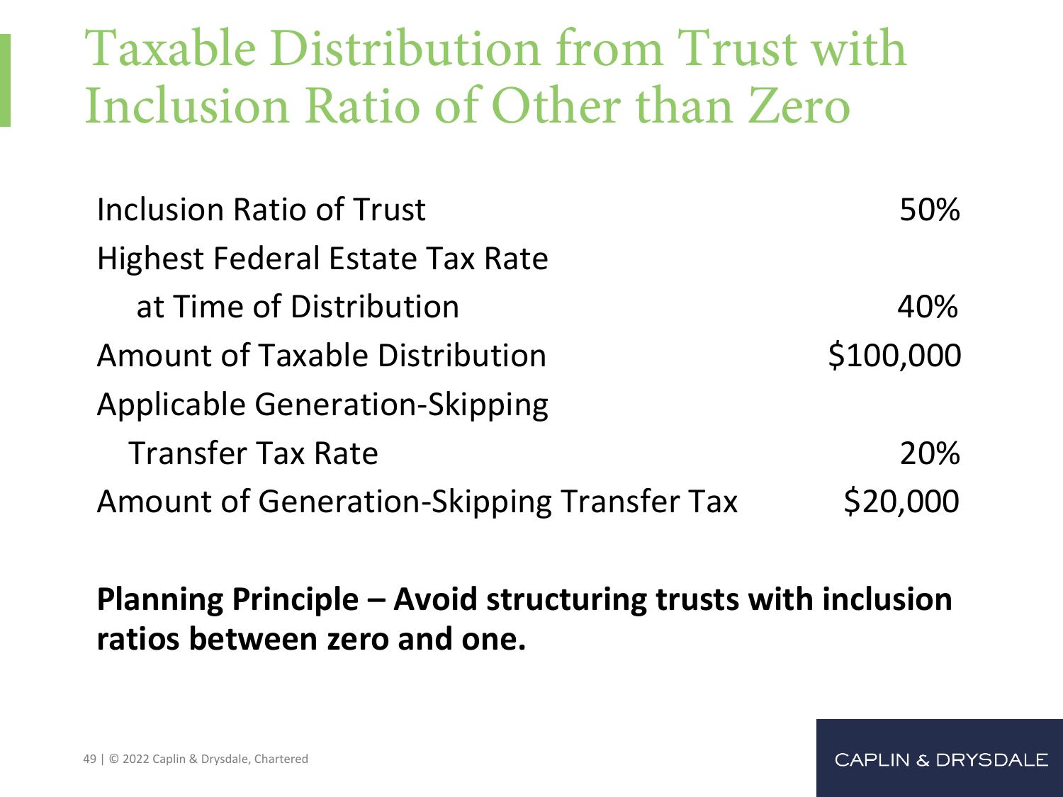# Taxable Distribution from Trust with Inclusion Ratio of Other than Zero

| | |
|---|---|
| Inclusion Ratio of Trust | 50% |
| Highest Federal Estate Tax Rate at Time of Distribution | 40% |
| Amount of Taxable Distribution | $100,000 |
| Applicable Generation-Skipping Transfer Tax Rate | 20% |
| Amount of Generation-Skipping Transfer Tax | $20,000 |

**Planning Principle – Avoid structuring trusts with inclusion ratios between zero and one.**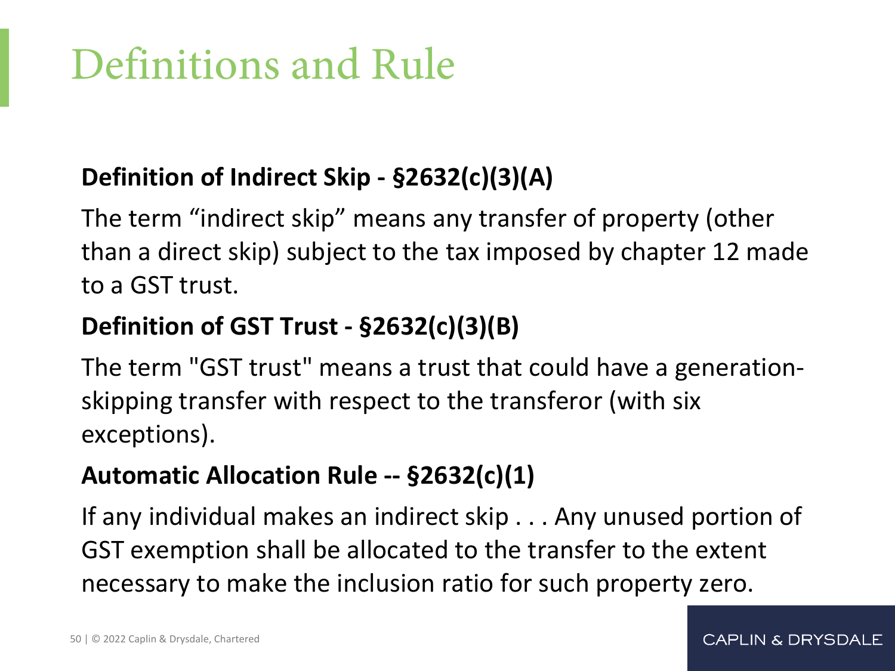# Definitions and Rule

**Definition of Indirect Skip - §2632(c)(3)(A)**

The term “indirect skip” means any transfer of property (other than a direct skip) subject to the tax imposed by chapter 12 made to a GST trust.

**Definition of GST Trust - §2632(c)(3)(B)**

The term "GST trust" means a trust that could have a generation-skipping transfer with respect to the transferor (with six exceptions).

**Automatic Allocation Rule -- §2632(c)(1)**

If any individual makes an indirect skip . . . Any unused portion of GST exemption shall be allocated to the transfer to the extent necessary to make the inclusion ratio for such property zero.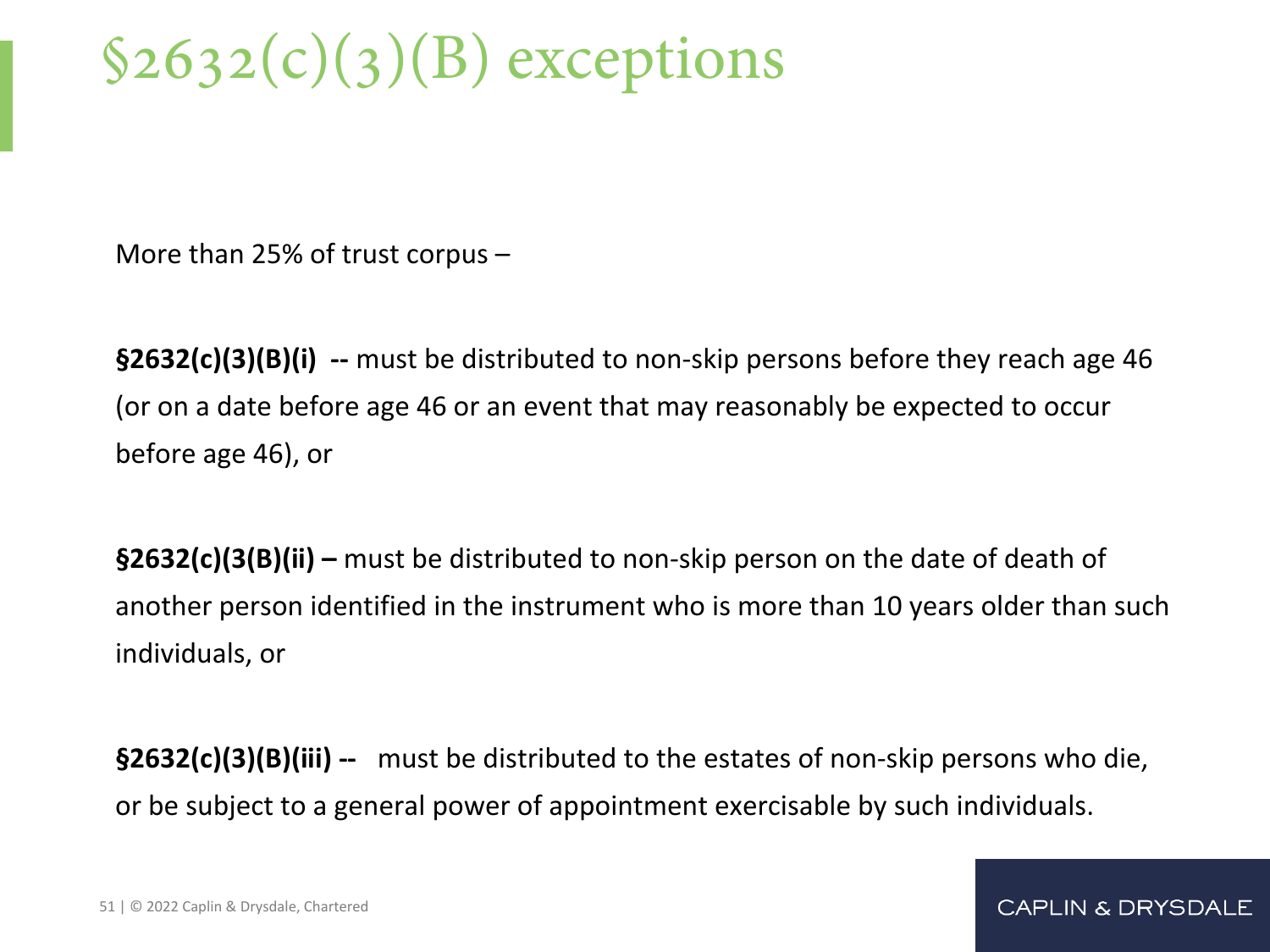# §2632(c)(3)(B) exceptions

More than 25% of trust corpus –

**§2632(c)(3)(B)(i) --** must be distributed to non-skip persons before they reach age 46 (or on a date before age 46 or an event that may reasonably be expected to occur before age 46), or

**§2632(c)(3(B)(ii) –** must be distributed to non-skip person on the date of death of another person identified in the instrument who is more than 10 years older than such individuals, or

**§2632(c)(3)(B)(iii) --** must be distributed to the estates of non-skip persons who die, or be subject to a general power of appointment exercisable by such individuals.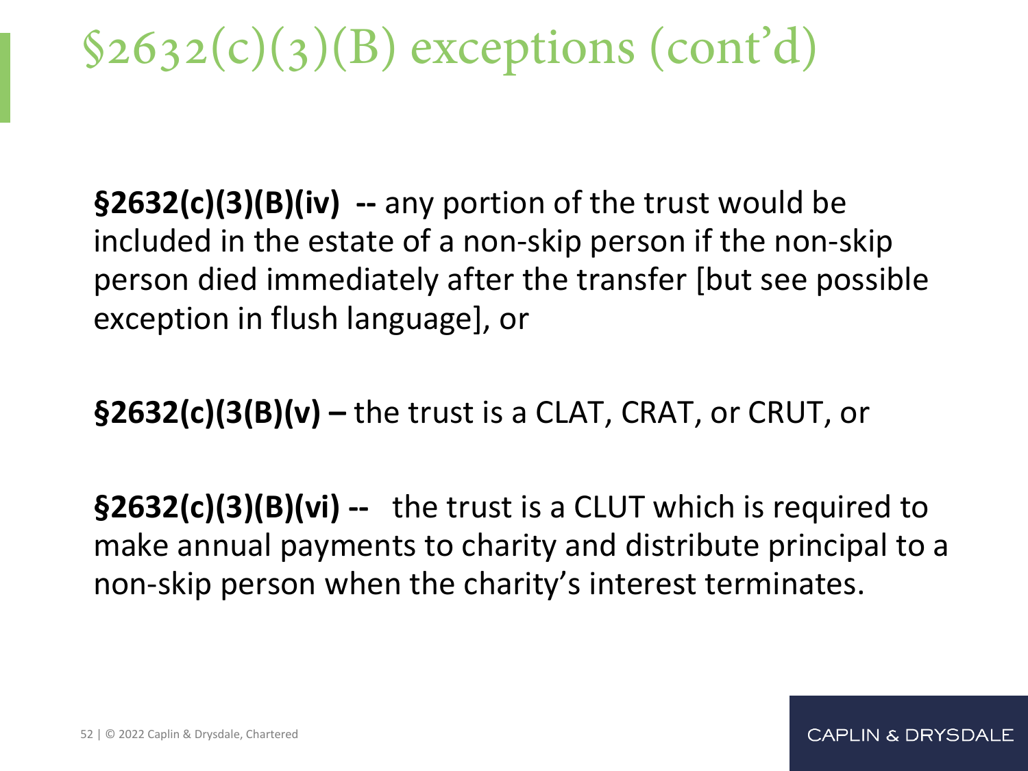# §2632(c)(3)(B) exceptions (cont'd)

**§2632(c)(3)(B)(iv) --** any portion of the trust would be included in the estate of a non-skip person if the non-skip person died immediately after the transfer [but see possible exception in flush language], or

**§2632(c)(3(B)(v) –** the trust is a CLAT, CRAT, or CRUT, or

**§2632(c)(3)(B)(vi) --** the trust is a CLUT which is required to make annual payments to charity and distribute principal to a non-skip person when the charity's interest terminates.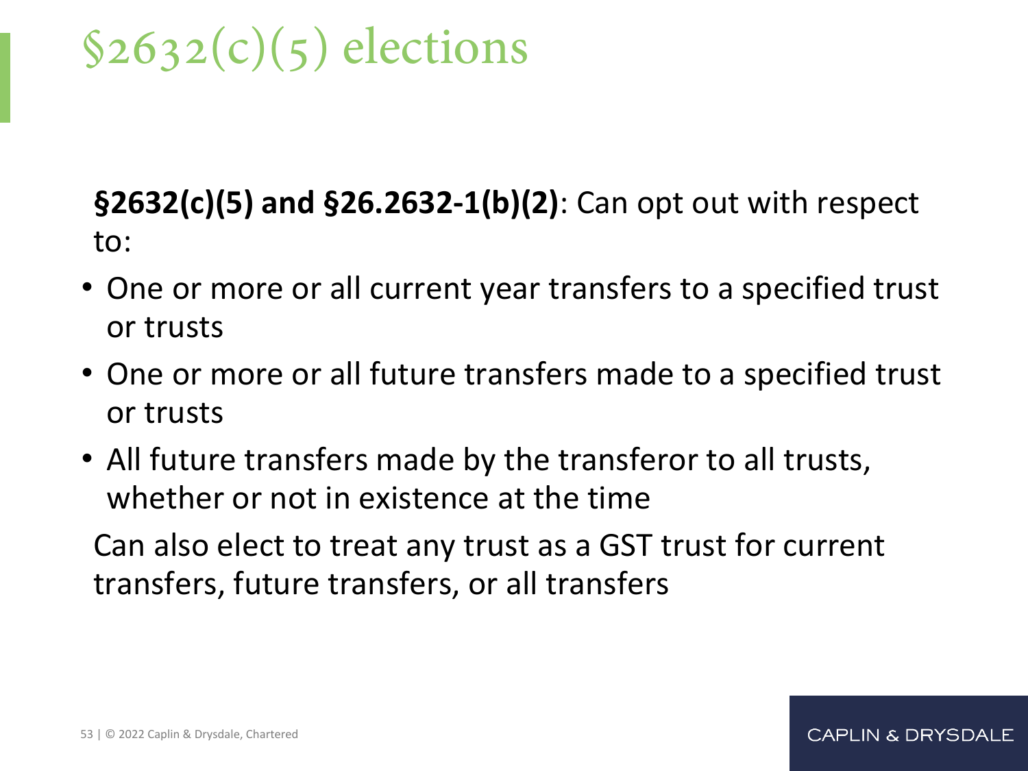# §2632(c)(5) elections

**§2632(c)(5) and §26.2632-1(b)(2)**: Can opt out with respect to:

- One or more or all current year transfers to a specified trust or trusts
- One or more or all future transfers made to a specified trust or trusts
- All future transfers made by the transferor to all trusts, whether or not in existence at the time

Can also elect to treat any trust as a GST trust for current transfers, future transfers, or all transfers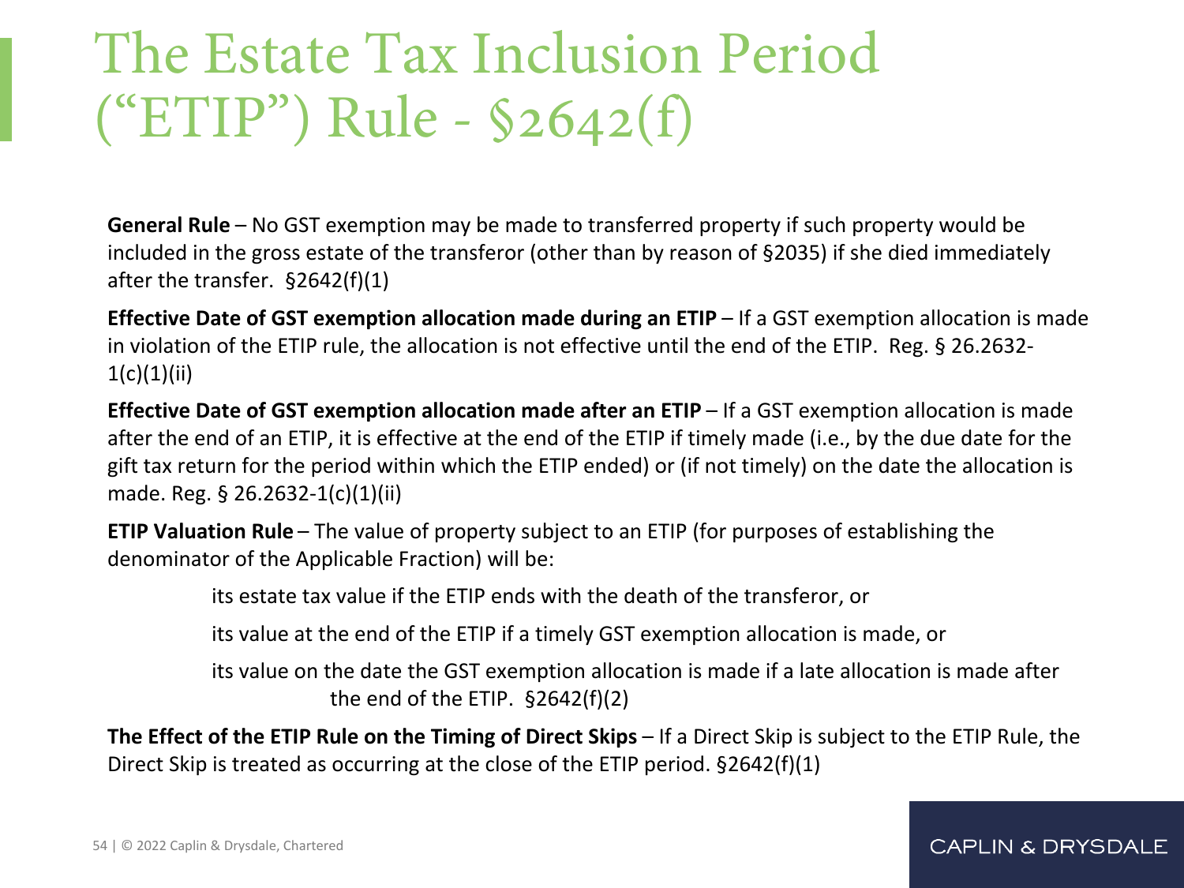# The Estate Tax Inclusion Period ("ETIP") Rule - §2642(f)

**General Rule** – No GST exemption may be made to transferred property if such property would be included in the gross estate of the transferor (other than by reason of §2035) if she died immediately after the transfer. §2642(f)(1)

**Effective Date of GST exemption allocation made during an ETIP** – If a GST exemption allocation is made in violation of the ETIP rule, the allocation is not effective until the end of the ETIP. Reg. § 26.2632-1(c)(1)(ii)

**Effective Date of GST exemption allocation made after an ETIP** – If a GST exemption allocation is made after the end of an ETIP, it is effective at the end of the ETIP if timely made (i.e., by the due date for the gift tax return for the period within which the ETIP ended) or (if not timely) on the date the allocation is made. Reg. § 26.2632-1(c)(1)(ii)

**ETIP Valuation Rule** – The value of property subject to an ETIP (for purposes of establishing the denominator of the Applicable Fraction) will be:

> its estate tax value if the ETIP ends with the death of the transferor, or
>
> its value at the end of the ETIP if a timely GST exemption allocation is made, or
>
> its value on the date the GST exemption allocation is made if a late allocation is made after the end of the ETIP. §2642(f)(2)

**The Effect of the ETIP Rule on the Timing of Direct Skips** – If a Direct Skip is subject to the ETIP Rule, the Direct Skip is treated as occurring at the close of the ETIP period. §2642(f)(1)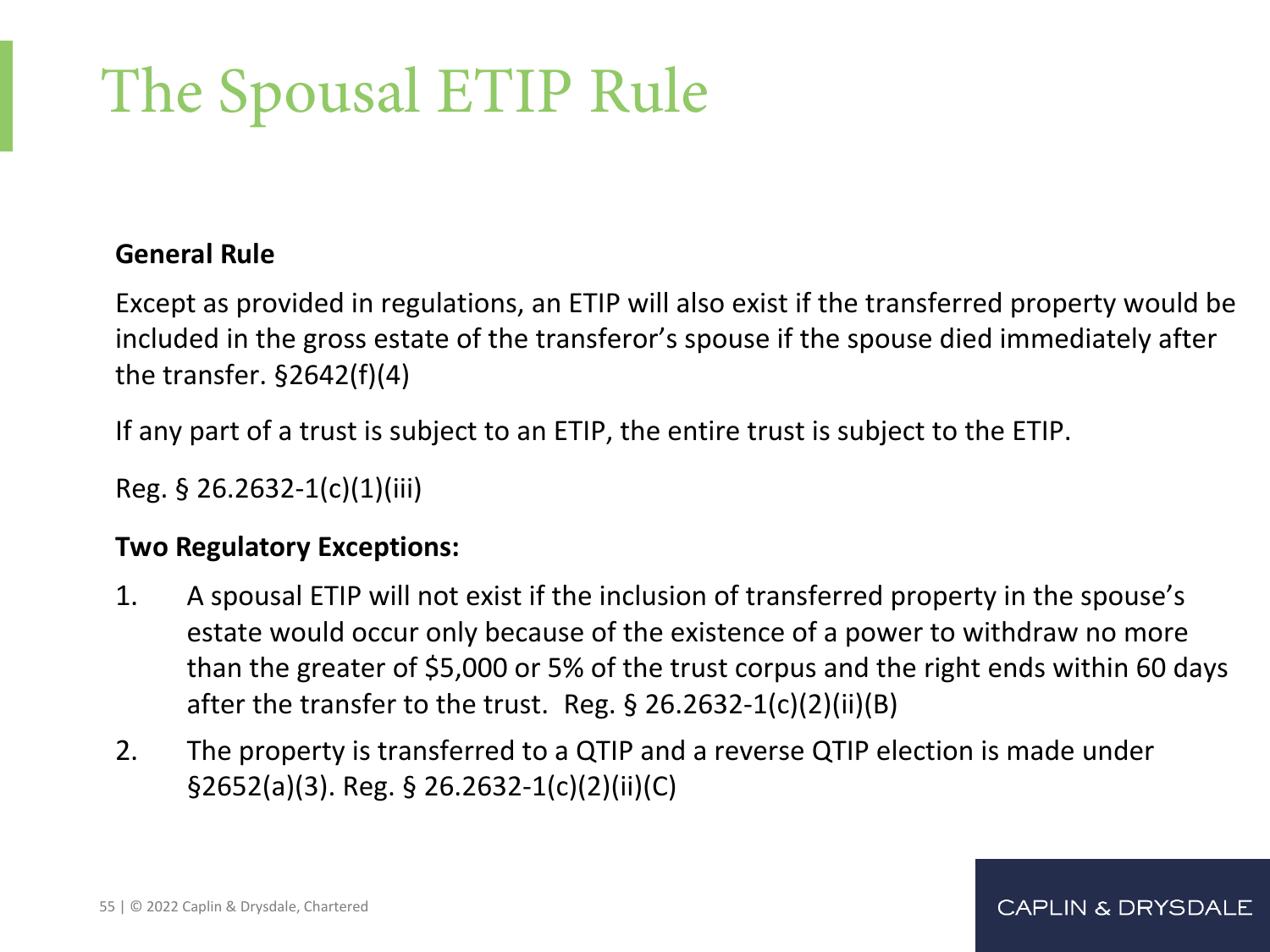# The Spousal ETIP Rule

**General Rule**

Except as provided in regulations, an ETIP will also exist if the transferred property would be included in the gross estate of the transferor's spouse if the spouse died immediately after the transfer. §2642(f)(4)

If any part of a trust is subject to an ETIP, the entire trust is subject to the ETIP.

Reg. § 26.2632-1(c)(1)(iii)

**Two Regulatory Exceptions:**

1. A spousal ETIP will not exist if the inclusion of transferred property in the spouse's estate would occur only because of the existence of a power to withdraw no more than the greater of $5,000 or 5% of the trust corpus and the right ends within 60 days after the transfer to the trust. Reg. § 26.2632-1(c)(2)(ii)(B)
2. The property is transferred to a QTIP and a reverse QTIP election is made under §2652(a)(3). Reg. § 26.2632-1(c)(2)(ii)(C)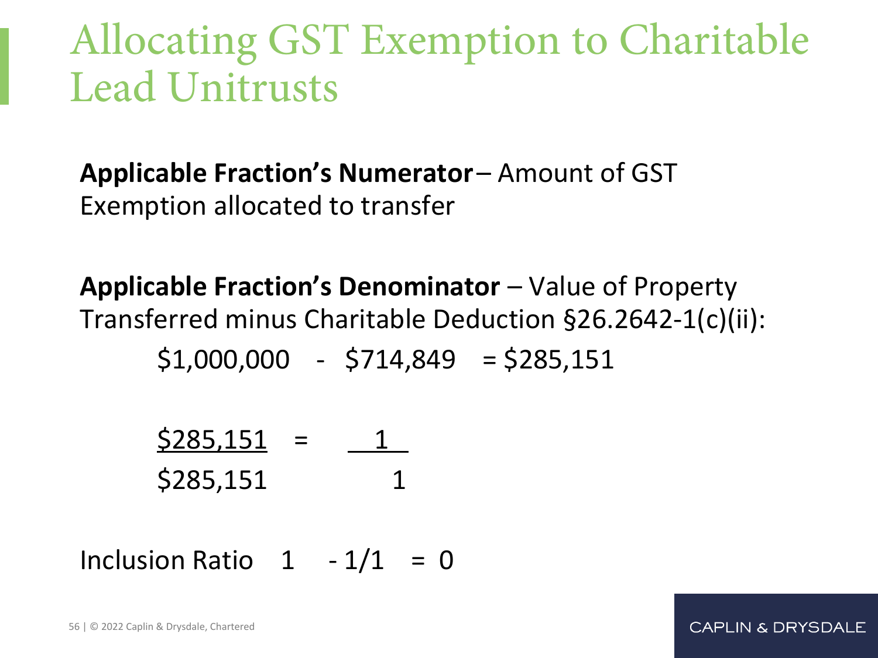# Allocating GST Exemption to Charitable Lead Unitrusts

**Applicable Fraction's Numerator** – Amount of GST Exemption allocated to transfer

**Applicable Fraction's Denominator** – Value of Property Transferred minus Charitable Deduction §26.2642-1(c)(ii):

$$\$1{,}000{,}000 - \$714{,}849 = \$285{,}151$$

$$\frac{\$285{,}151}{\$285{,}151} = \frac{1}{1}$$

Inclusion Ratio $1 - 1/1 = 0$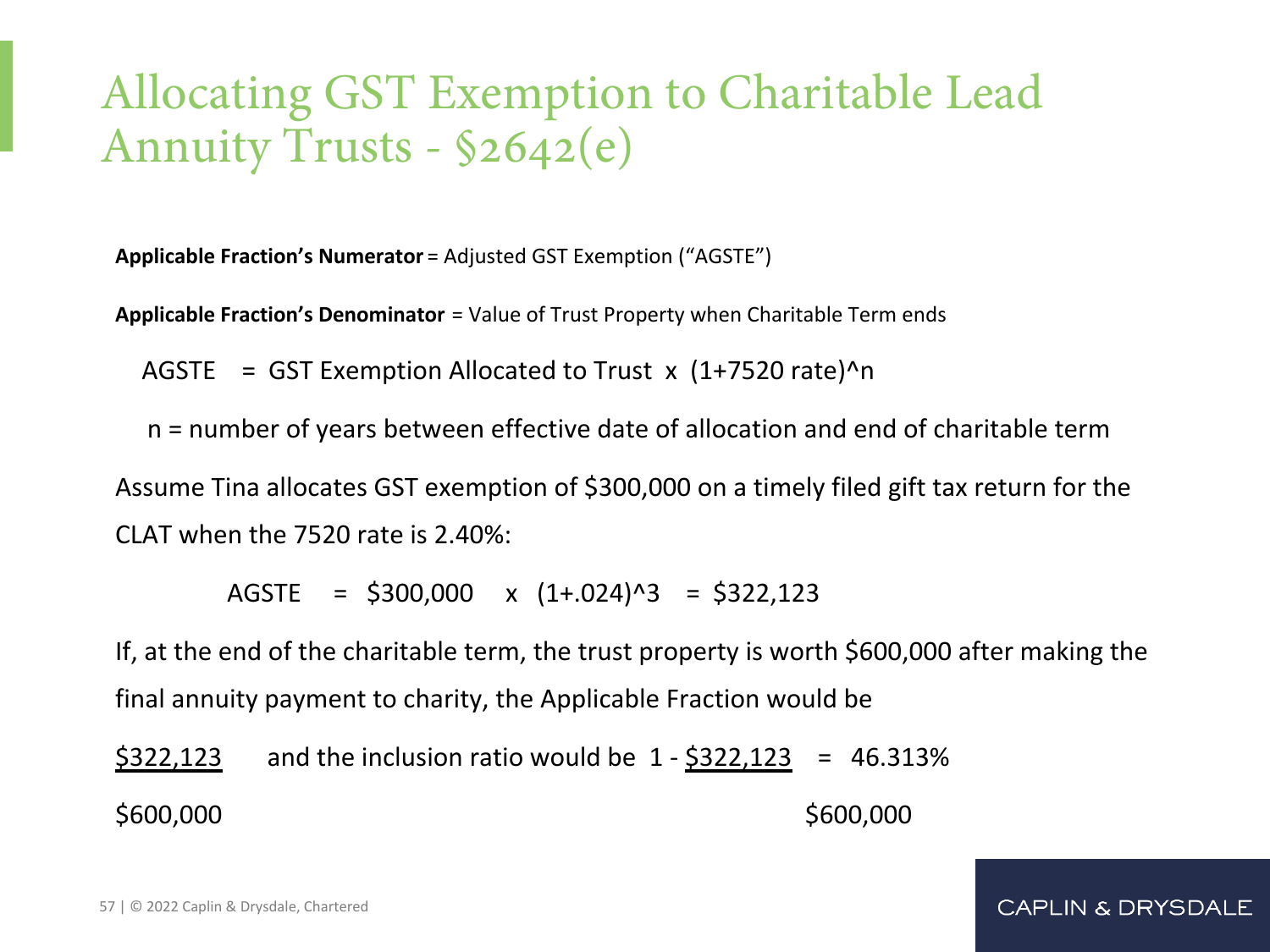# Allocating GST Exemption to Charitable Lead Annuity Trusts - §2642(e)

**Applicable Fraction's Numerator** = Adjusted GST Exemption ("AGSTE")

**Applicable Fraction's Denominator** = Value of Trust Property when Charitable Term ends

$$\text{AGSTE} = \text{GST Exemption Allocated to Trust} \times (1 + 7520 \text{ rate})^n$$

$n$ = number of years between effective date of allocation and end of charitable term

Assume Tina allocates GST exemption of $300,000 on a timely filed gift tax return for the CLAT when the 7520 rate is 2.40%:

$$\text{AGSTE} = \$300{,}000 \times (1+.024)^3 = \$322{,}123$$

If, at the end of the charitable term, the trust property is worth $600,000 after making the final annuity payment to charity, the Applicable Fraction would be

$\frac{\$322{,}123}{\$600{,}000}$ and the inclusion ratio would be $1 - \frac{\$322{,}123}{\$600{,}000} = 46.313\%$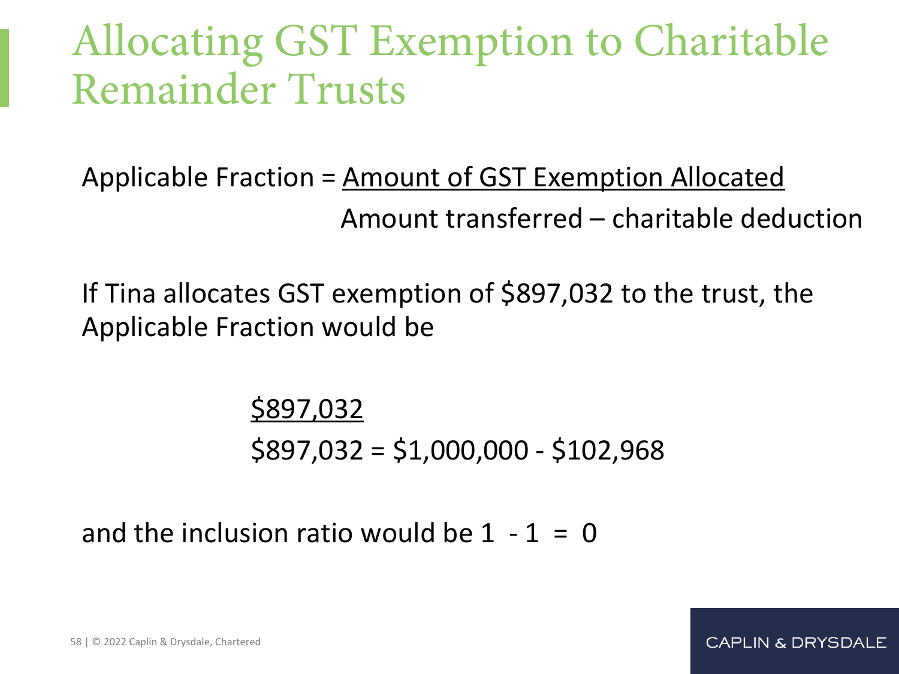# Allocating GST Exemption to Charitable Remainder Trusts

$$\text{Applicable Fraction} = \frac{\text{Amount of GST Exemption Allocated}}{\text{Amount transferred} - \text{charitable deduction}}$$

If Tina allocates GST exemption of $897,032 to the trust, the Applicable Fraction would be

$$\frac{\$897{,}032}{\$897{,}032 = \$1{,}000{,}000 - \$102{,}968}$$

and the inclusion ratio would be $1 - 1 = 0$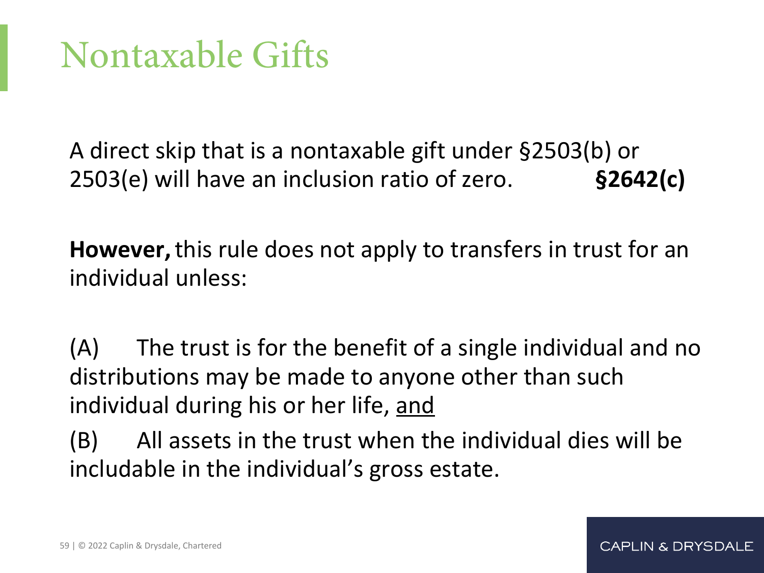# Nontaxable Gifts

A direct skip that is a nontaxable gift under §2503(b) or 2503(e) will have an inclusion ratio of zero. **§2642(c)**

**However,** this rule does not apply to transfers in trust for an individual unless:

(A) The trust is for the benefit of a single individual and no distributions may be made to anyone other than such individual during his or her life, and

(B) All assets in the trust when the individual dies will be includable in the individual's gross estate.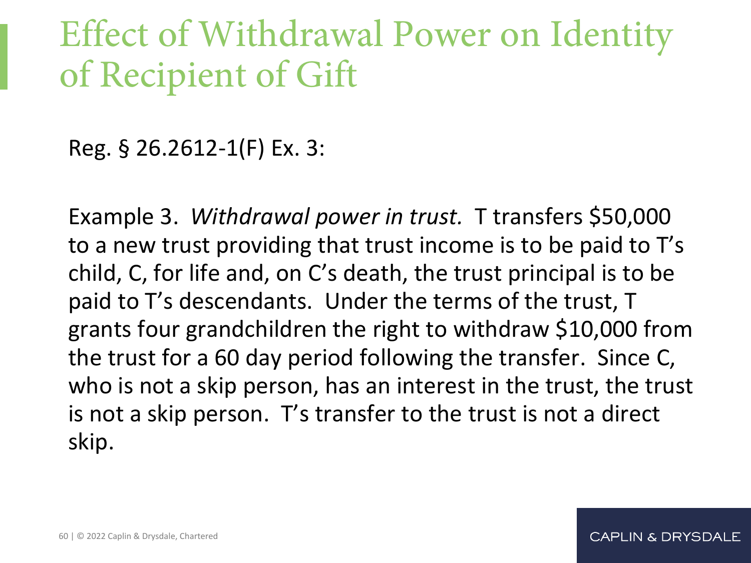# Effect of Withdrawal Power on Identity of Recipient of Gift

Reg. § 26.2612-1(F) Ex. 3:

Example 3. *Withdrawal power in trust.* T transfers $50,000 to a new trust providing that trust income is to be paid to T's child, C, for life and, on C's death, the trust principal is to be paid to T's descendants. Under the terms of the trust, T grants four grandchildren the right to withdraw $10,000 from the trust for a 60 day period following the transfer. Since C, who is not a skip person, has an interest in the trust, the trust is not a skip person. T's transfer to the trust is not a direct skip.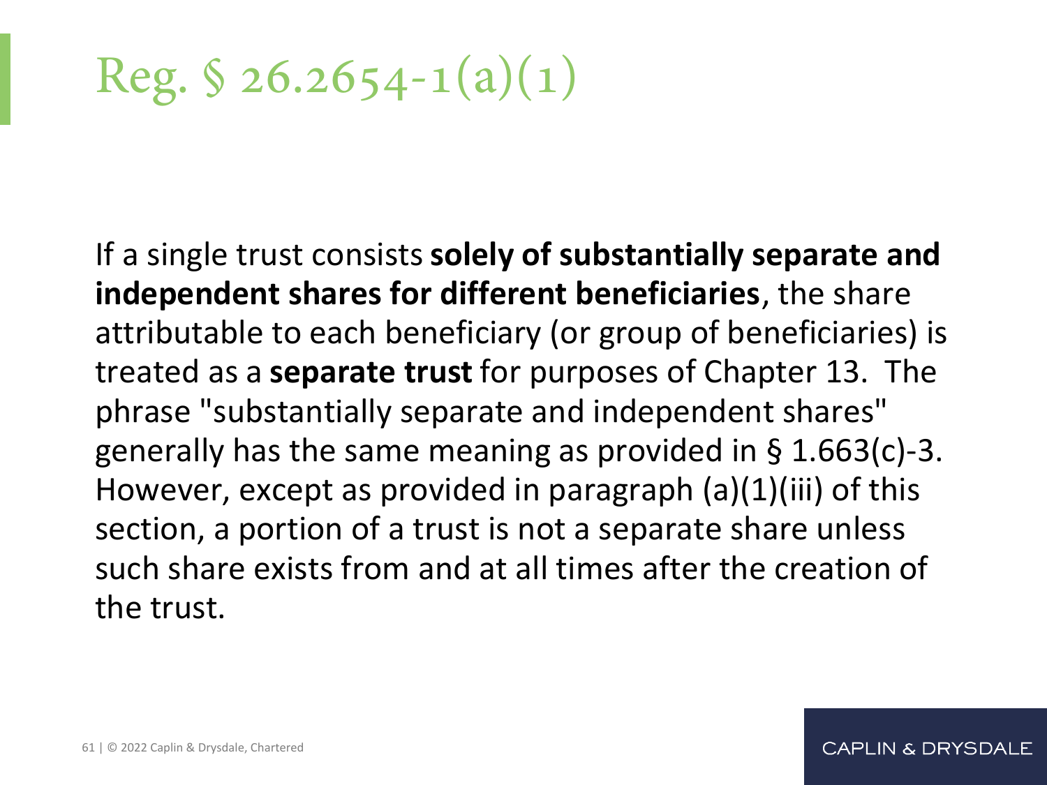# Reg. § 26.2654-1(a)(1)

If a single trust consists **solely of substantially separate and independent shares for different beneficiaries**, the share attributable to each beneficiary (or group of beneficiaries) is treated as a **separate trust** for purposes of Chapter 13. The phrase "substantially separate and independent shares" generally has the same meaning as provided in § 1.663(c)-3. However, except as provided in paragraph (a)(1)(iii) of this section, a portion of a trust is not a separate share unless such share exists from and at all times after the creation of the trust.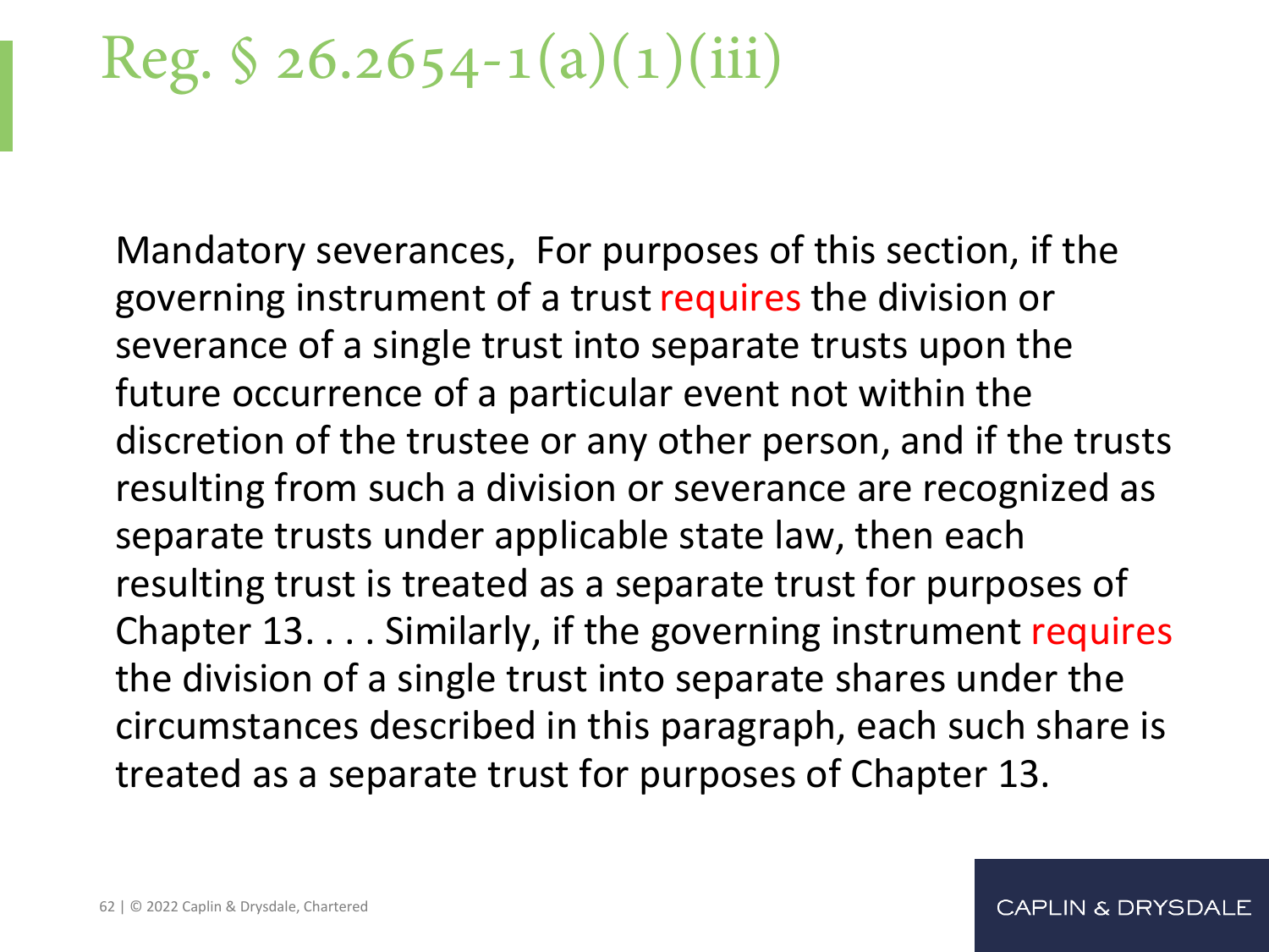# Reg. § 26.2654-1(a)(1)(iii)

Mandatory severances, For purposes of this section, if the governing instrument of a trust requires the division or severance of a single trust into separate trusts upon the future occurrence of a particular event not within the discretion of the trustee or any other person, and if the trusts resulting from such a division or severance are recognized as separate trusts under applicable state law, then each resulting trust is treated as a separate trust for purposes of Chapter 13. . . . Similarly, if the governing instrument requires the division of a single trust into separate shares under the circumstances described in this paragraph, each such share is treated as a separate trust for purposes of Chapter 13.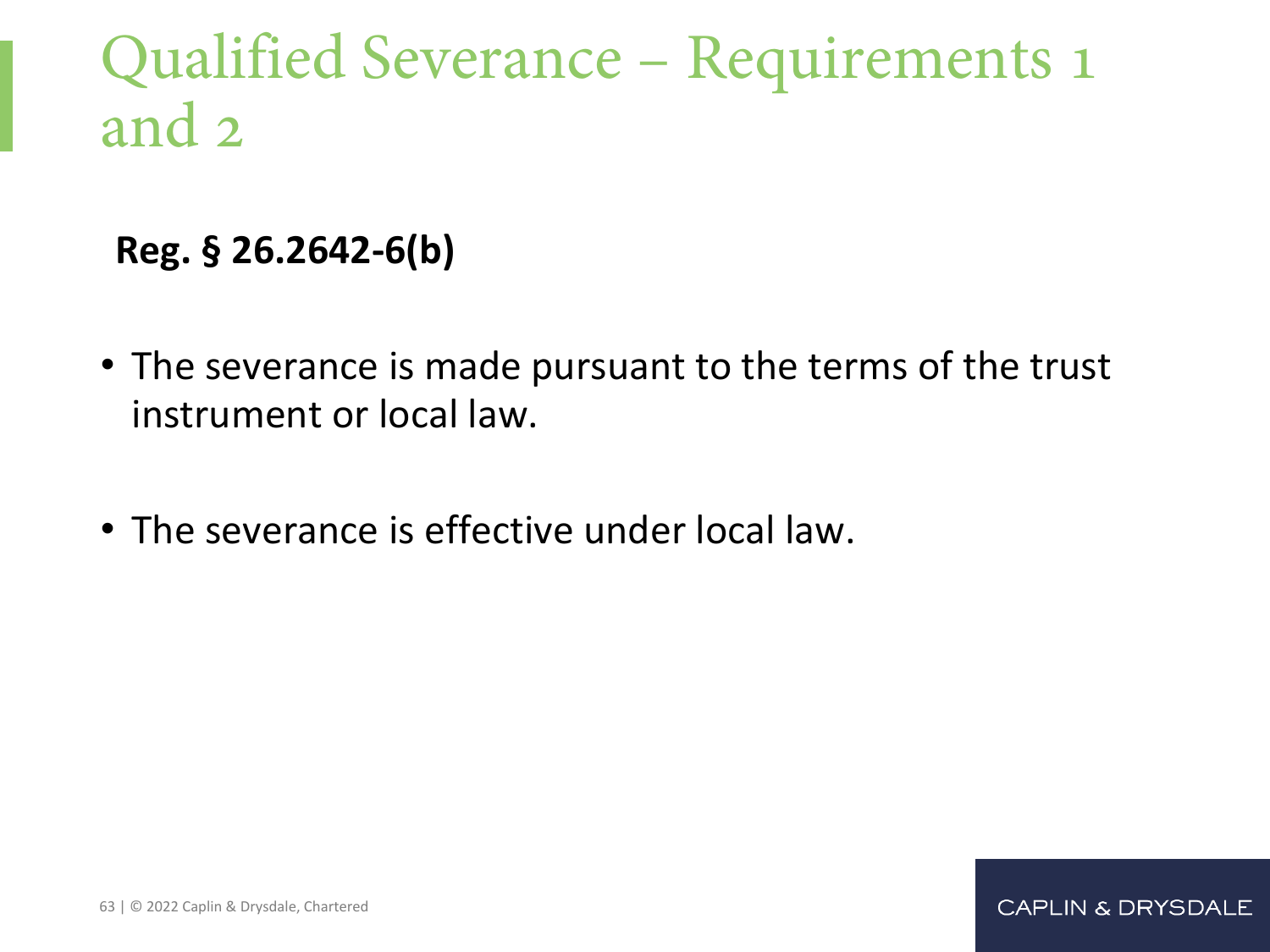# Qualified Severance – Requirements 1 and 2

**Reg. § 26.2642-6(b)**

- The severance is made pursuant to the terms of the trust instrument or local law.
- The severance is effective under local law.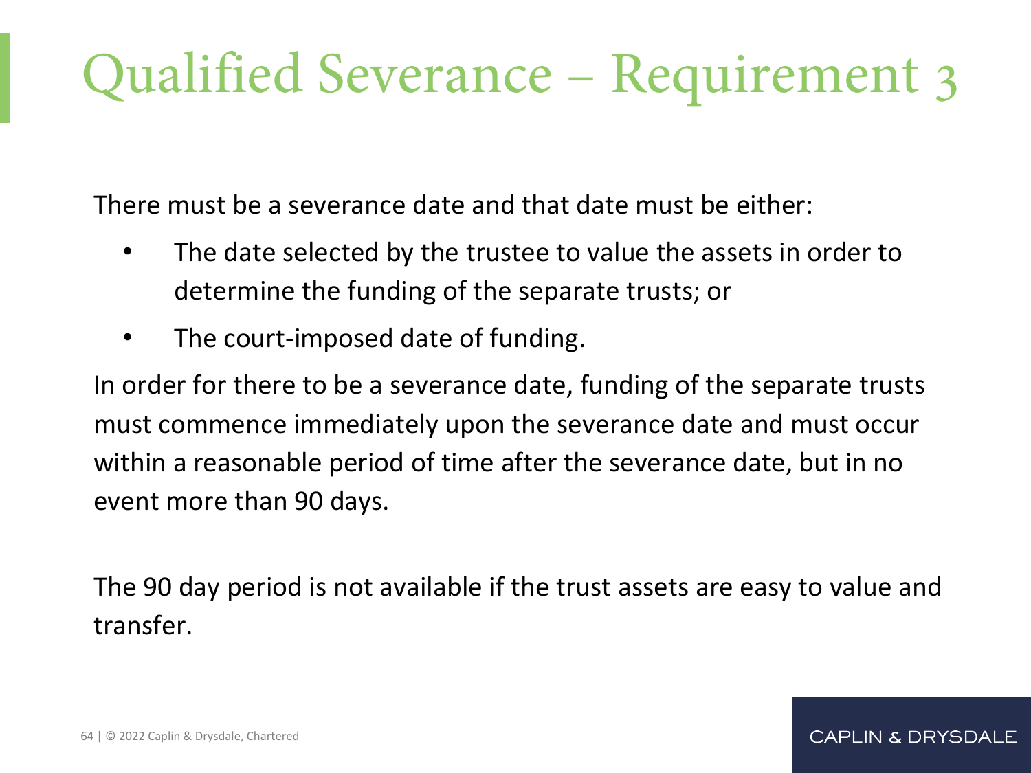# Qualified Severance – Requirement 3

There must be a severance date and that date must be either:

- The date selected by the trustee to value the assets in order to determine the funding of the separate trusts; or
- The court-imposed date of funding.

In order for there to be a severance date, funding of the separate trusts must commence immediately upon the severance date and must occur within a reasonable period of time after the severance date, but in no event more than 90 days.

The 90 day period is not available if the trust assets are easy to value and transfer.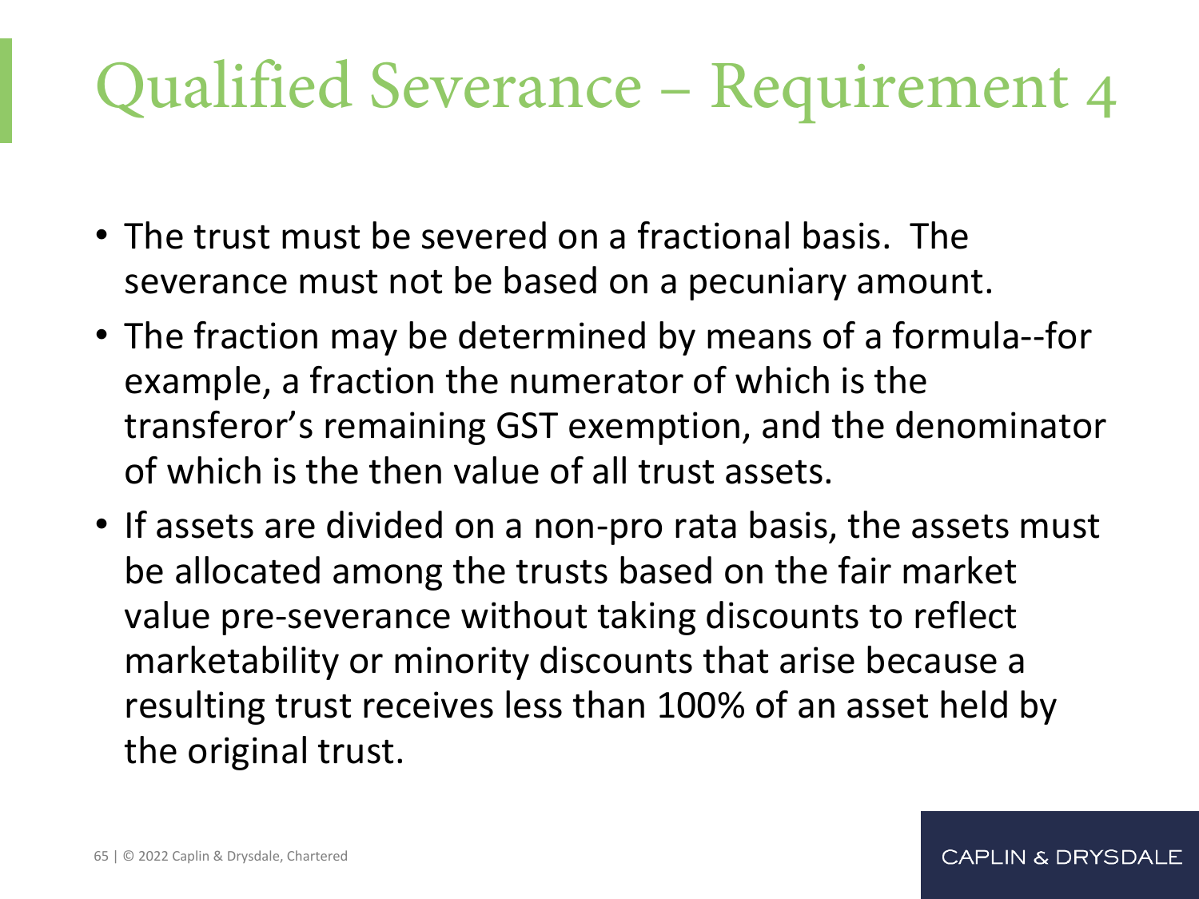# Qualified Severance – Requirement 4

- The trust must be severed on a fractional basis. The severance must not be based on a pecuniary amount.
- The fraction may be determined by means of a formula--for example, a fraction the numerator of which is the transferor's remaining GST exemption, and the denominator of which is the then value of all trust assets.
- If assets are divided on a non-pro rata basis, the assets must be allocated among the trusts based on the fair market value pre-severance without taking discounts to reflect marketability or minority discounts that arise because a resulting trust receives less than 100% of an asset held by the original trust.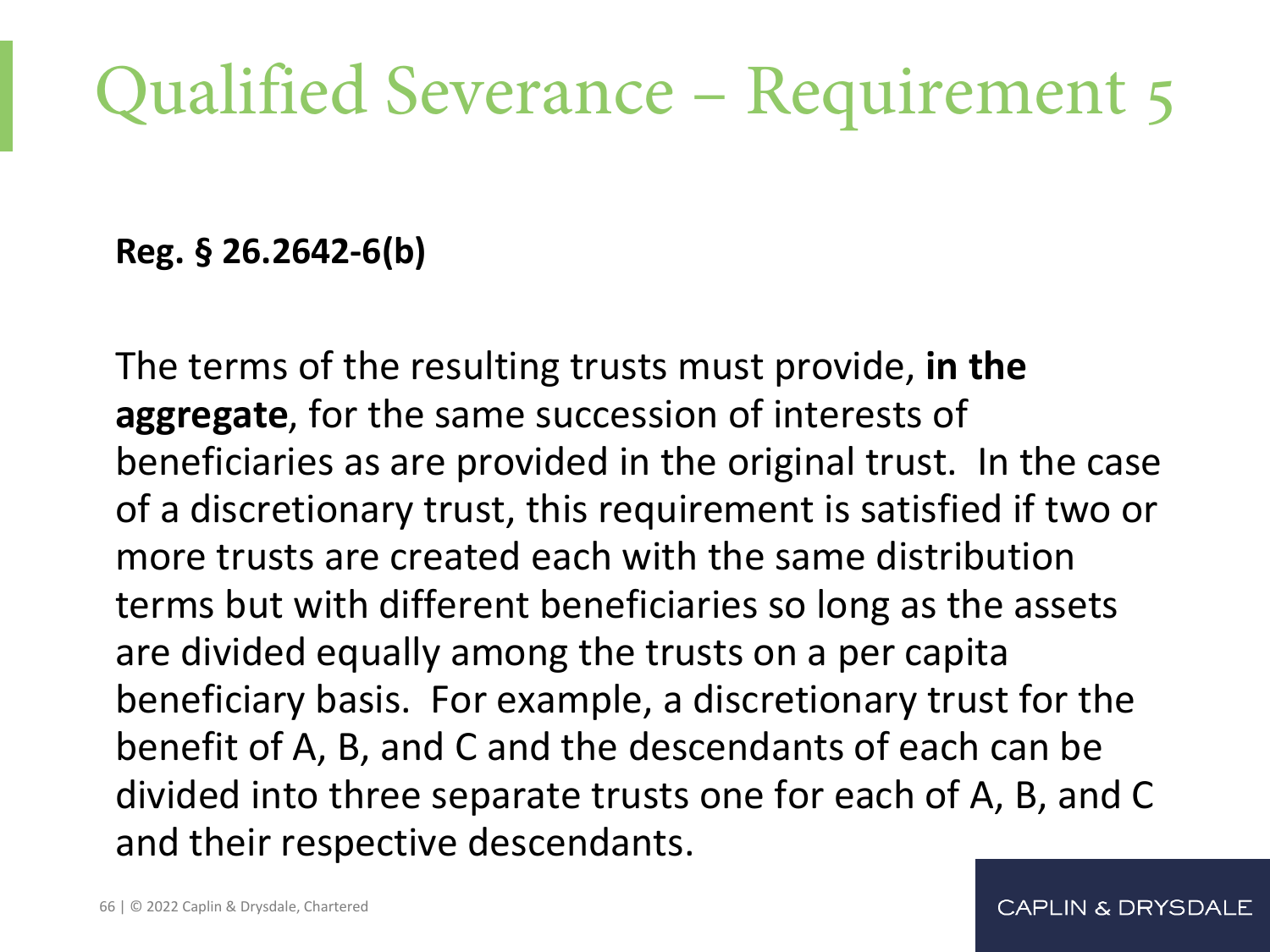# Qualified Severance – Requirement 5

**Reg. § 26.2642-6(b)**

The terms of the resulting trusts must provide, **in the aggregate**, for the same succession of interests of beneficiaries as are provided in the original trust. In the case of a discretionary trust, this requirement is satisfied if two or more trusts are created each with the same distribution terms but with different beneficiaries so long as the assets are divided equally among the trusts on a per capita beneficiary basis. For example, a discretionary trust for the benefit of A, B, and C and the descendants of each can be divided into three separate trusts one for each of A, B, and C and their respective descendants.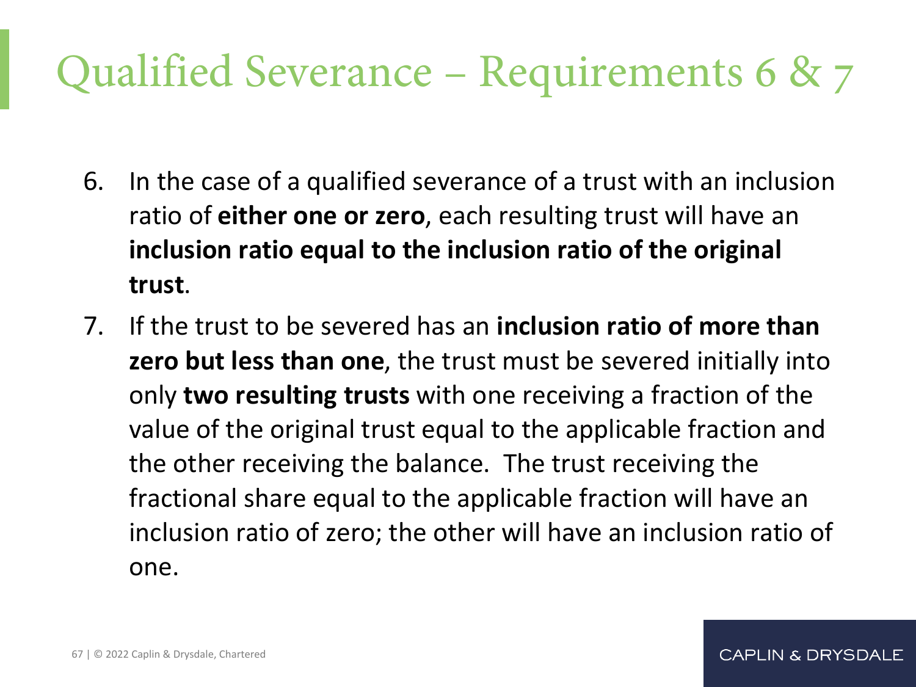# Qualified Severance – Requirements 6 & 7

6. In the case of a qualified severance of a trust with an inclusion ratio of **either one or zero**, each resulting trust will have an **inclusion ratio equal to the inclusion ratio of the original trust**.
7. If the trust to be severed has an **inclusion ratio of more than zero but less than one**, the trust must be severed initially into only **two resulting trusts** with one receiving a fraction of the value of the original trust equal to the applicable fraction and the other receiving the balance. The trust receiving the fractional share equal to the applicable fraction will have an inclusion ratio of zero; the other will have an inclusion ratio of one.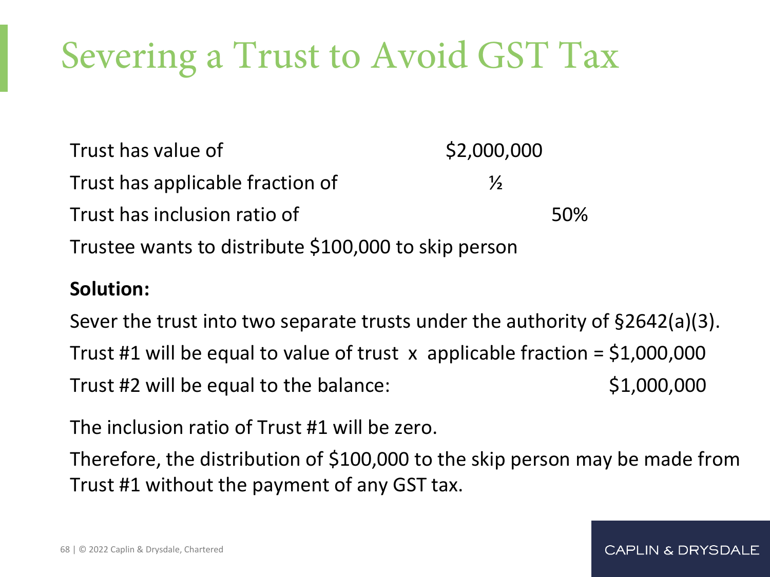# Severing a Trust to Avoid GST Tax

| | |
|---|---|
| Trust has value of | \$2,000,000 |
| Trust has applicable fraction of | ½ |
| Trust has inclusion ratio of | 50% |

Trustee wants to distribute \$100,000 to skip person

**Solution:**

Sever the trust into two separate trusts under the authority of §2642(a)(3).

Trust #1 will be equal to value of trust x applicable fraction = \$1,000,000

Trust #2 will be equal to the balance: \$1,000,000

The inclusion ratio of Trust #1 will be zero.

Therefore, the distribution of \$100,000 to the skip person may be made from Trust #1 without the payment of any GST tax.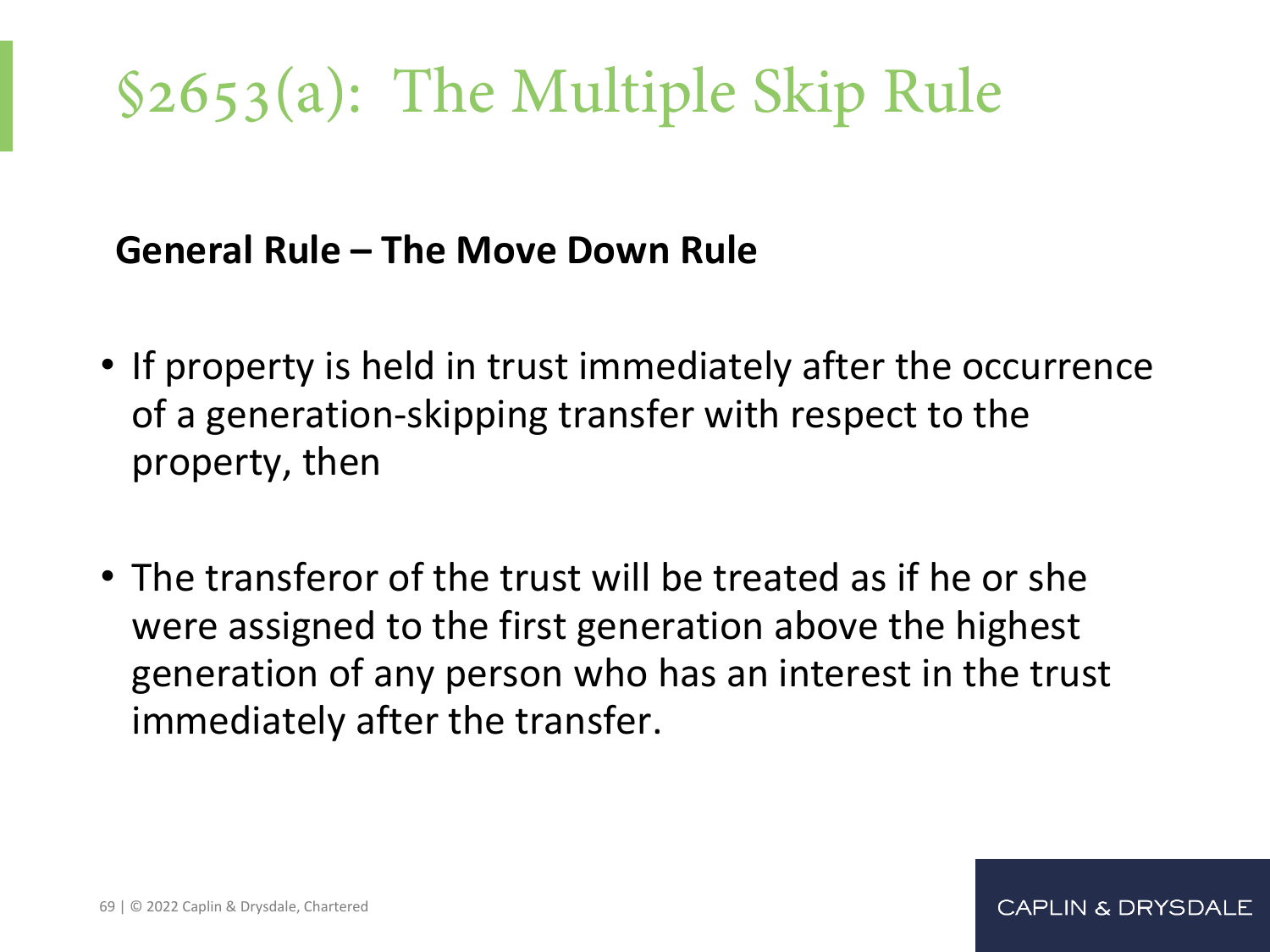# §2653(a): The Multiple Skip Rule

**General Rule – The Move Down Rule**

- If property is held in trust immediately after the occurrence of a generation-skipping transfer with respect to the property, then
- The transferor of the trust will be treated as if he or she were assigned to the first generation above the highest generation of any person who has an interest in the trust immediately after the transfer.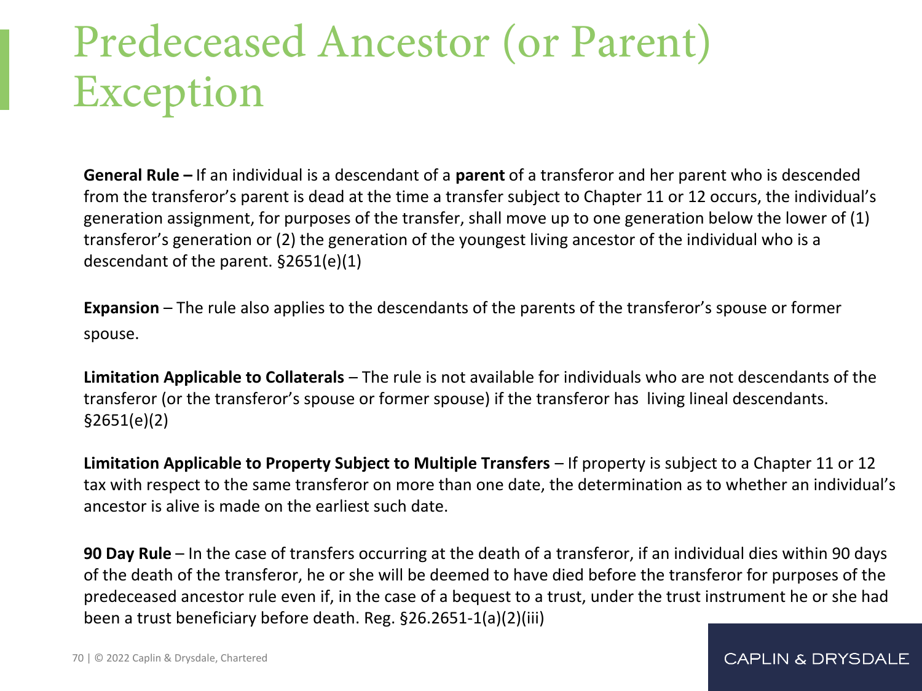# Predeceased Ancestor (or Parent) Exception

**General Rule –** If an individual is a descendant of a **parent** of a transferor and her parent who is descended from the transferor's parent is dead at the time a transfer subject to Chapter 11 or 12 occurs, the individual's generation assignment, for purposes of the transfer, shall move up to one generation below the lower of (1) transferor's generation or (2) the generation of the youngest living ancestor of the individual who is a descendant of the parent. §2651(e)(1)

**Expansion** – The rule also applies to the descendants of the parents of the transferor's spouse or former spouse.

**Limitation Applicable to Collaterals** – The rule is not available for individuals who are not descendants of the transferor (or the transferor's spouse or former spouse) if the transferor has living lineal descendants. §2651(e)(2)

**Limitation Applicable to Property Subject to Multiple Transfers** – If property is subject to a Chapter 11 or 12 tax with respect to the same transferor on more than one date, the determination as to whether an individual's ancestor is alive is made on the earliest such date.

**90 Day Rule** – In the case of transfers occurring at the death of a transferor, if an individual dies within 90 days of the death of the transferor, he or she will be deemed to have died before the transferor for purposes of the predeceased ancestor rule even if, in the case of a bequest to a trust, under the trust instrument he or she had been a trust beneficiary before death. Reg. §26.2651-1(a)(2)(iii)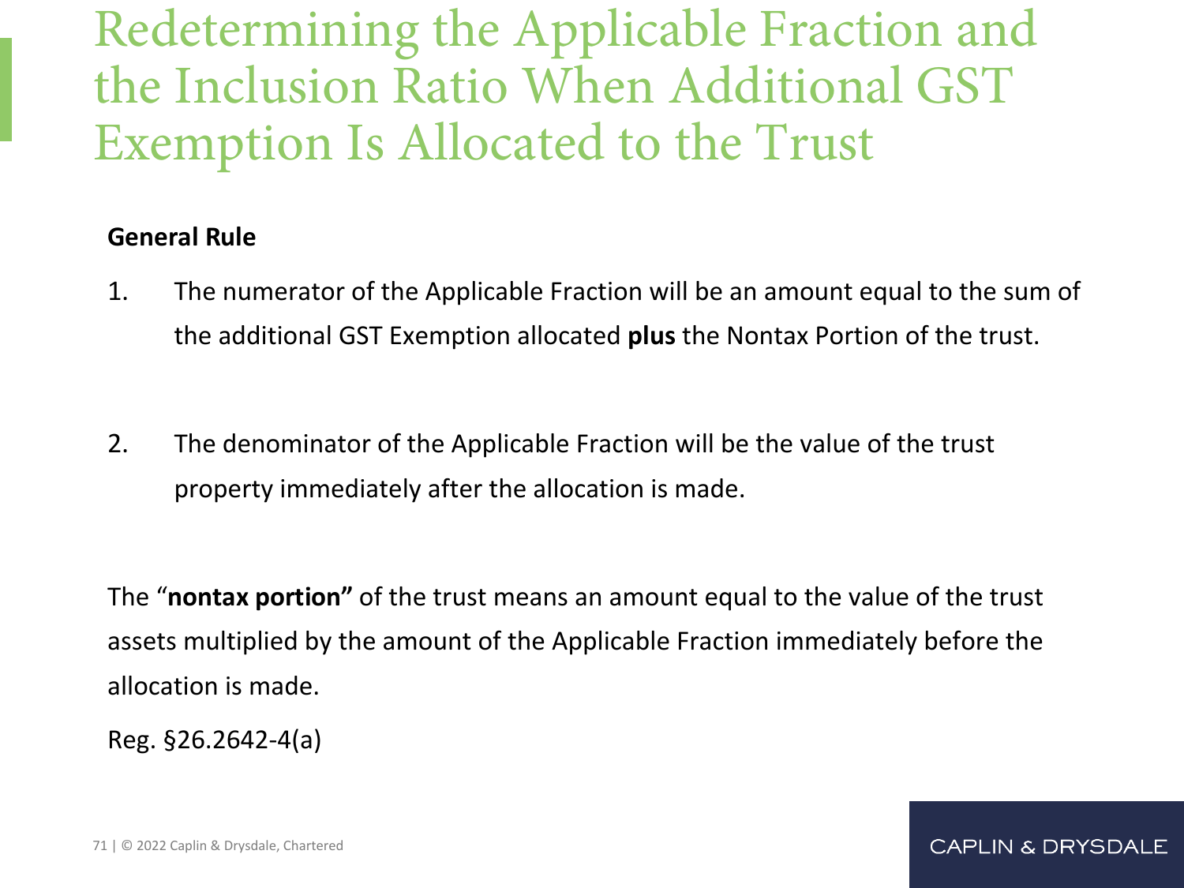# Redetermining the Applicable Fraction and the Inclusion Ratio When Additional GST Exemption Is Allocated to the Trust

**General Rule**

1. The numerator of the Applicable Fraction will be an amount equal to the sum of the additional GST Exemption allocated **plus** the Nontax Portion of the trust.

2. The denominator of the Applicable Fraction will be the value of the trust property immediately after the allocation is made.

The "**nontax portion"** of the trust means an amount equal to the value of the trust assets multiplied by the amount of the Applicable Fraction immediately before the allocation is made.

Reg. §26.2642-4(a)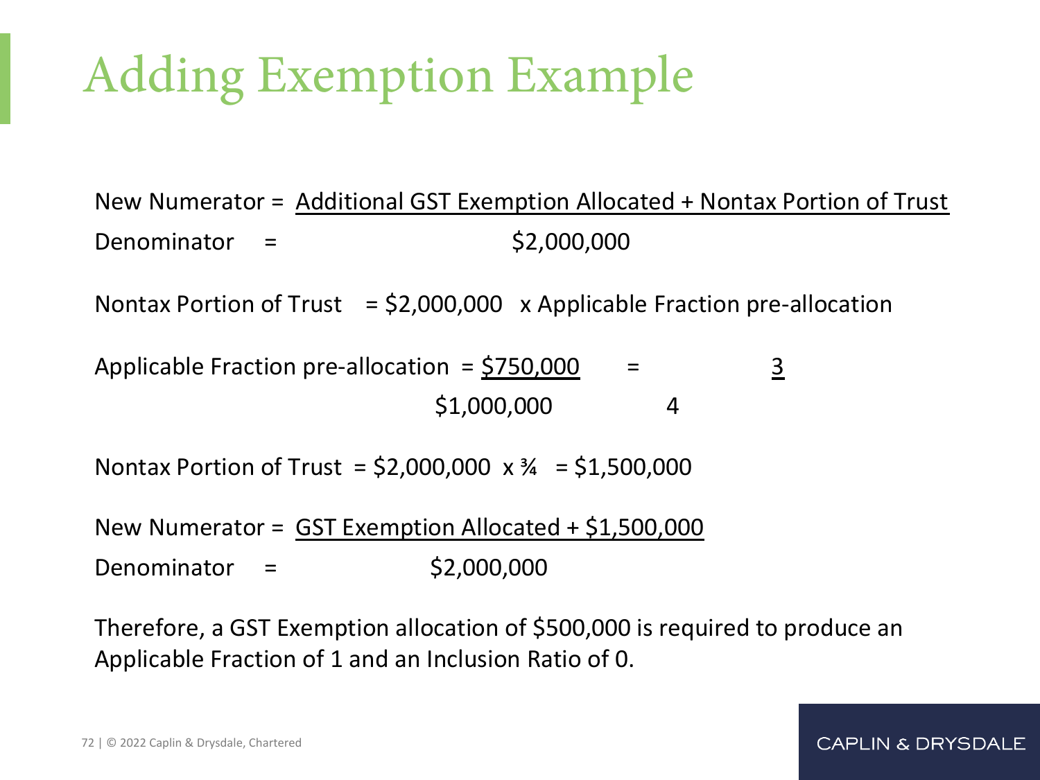# Adding Exemption Example

$$\text{New Numerator} = \frac{\text{Additional GST Exemption Allocated} + \text{Nontax Portion of Trust}}{\$2{,}000{,}000}$$

Nontax Portion of Trust = $2,000,000 x Applicable Fraction pre-allocation

$$\text{Applicable Fraction pre-allocation} = \frac{\$750{,}000}{\$1{,}000{,}000} = \frac{3}{4}$$

Nontax Portion of Trust = $2,000,000 x ¾ = $1,500,000

$$\text{New Numerator} = \frac{\text{GST Exemption Allocated} + \$1{,}500{,}000}{\$2{,}000{,}000}$$

Therefore, a GST Exemption allocation of $500,000 is required to produce an Applicable Fraction of 1 and an Inclusion Ratio of 0.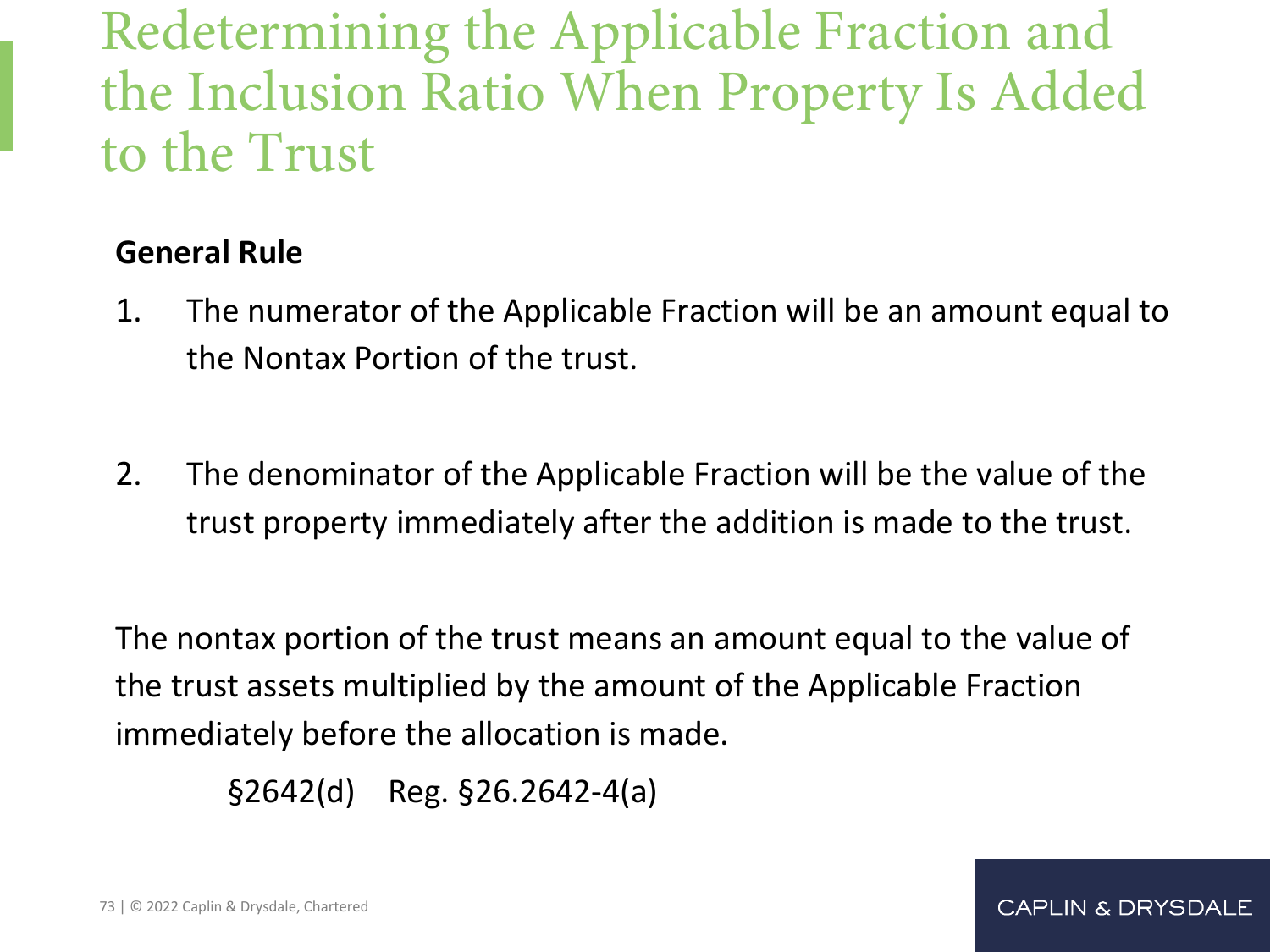# Redetermining the Applicable Fraction and the Inclusion Ratio When Property Is Added to the Trust

**General Rule**

1. The numerator of the Applicable Fraction will be an amount equal to the Nontax Portion of the trust.

2. The denominator of the Applicable Fraction will be the value of the trust property immediately after the addition is made to the trust.

The nontax portion of the trust means an amount equal to the value of the trust assets multiplied by the amount of the Applicable Fraction immediately before the allocation is made.

§2642(d) Reg. §26.2642-4(a)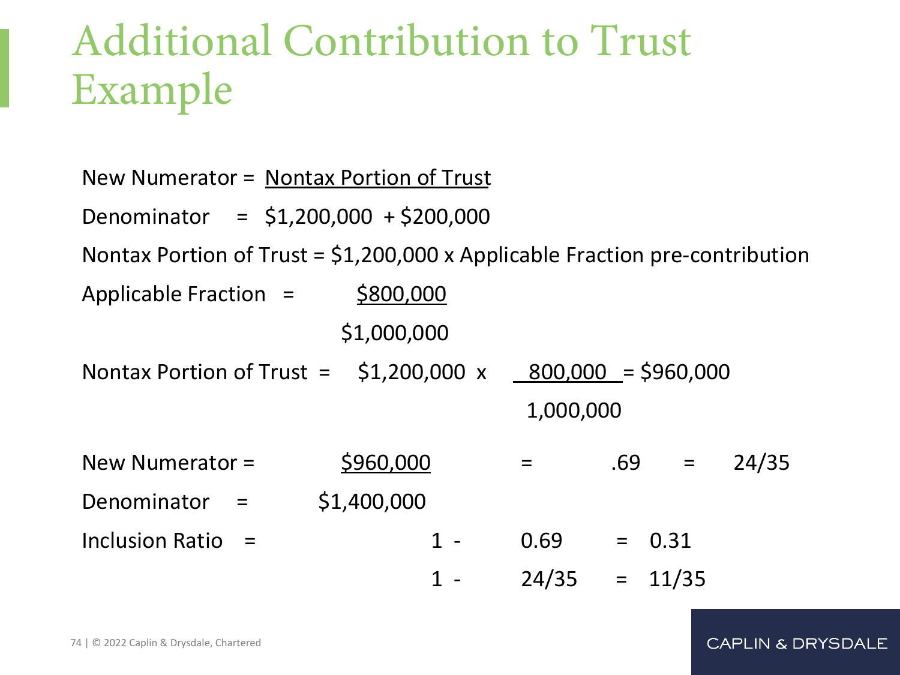# Additional Contribution to Trust Example

$$\text{New Numerator} = \frac{\text{Nontax Portion of Trust}}{\$1{,}200{,}000 + \$200{,}000}$$

Nontax Portion of Trust = $1,200,000 x Applicable Fraction pre-contribution

$$\text{Applicable Fraction} = \frac{\$800{,}000}{\$1{,}000{,}000}$$

$$\text{Nontax Portion of Trust} = \$1{,}200{,}000 \times \frac{800{,}000}{1{,}000{,}000} = \$960{,}000$$

$$\text{New Numerator} = \frac{\$960{,}000}{\$1{,}400{,}000} = .69 = 24/35$$

$$\text{Inclusion Ratio} = 1 - 0.69 = 0.31$$

$$1 - 24/35 = 11/35$$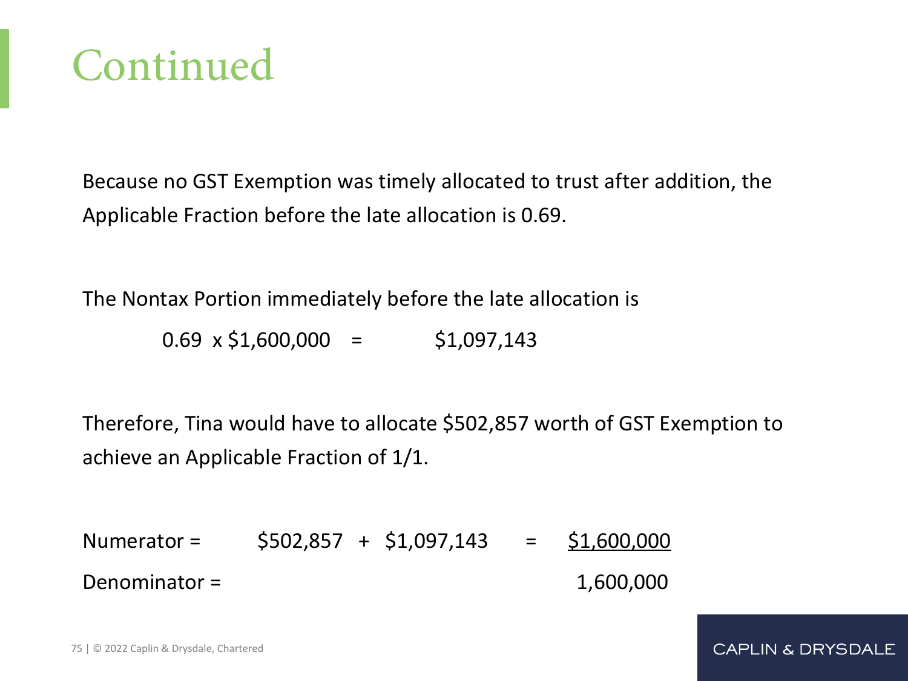# Continued

Because no GST Exemption was timely allocated to trust after addition, the Applicable Fraction before the late allocation is 0.69.

The Nontax Portion immediately before the late allocation is

0.69 x $1,600,000 = $1,097,143

Therefore, Tina would have to allocate $502,857 worth of GST Exemption to achieve an Applicable Fraction of 1/1.

| | | |
|---|---|---|
| Numerator = | $502,857 + $1,097,143 = | $1,600,000 |
| Denominator = | | 1,600,000 |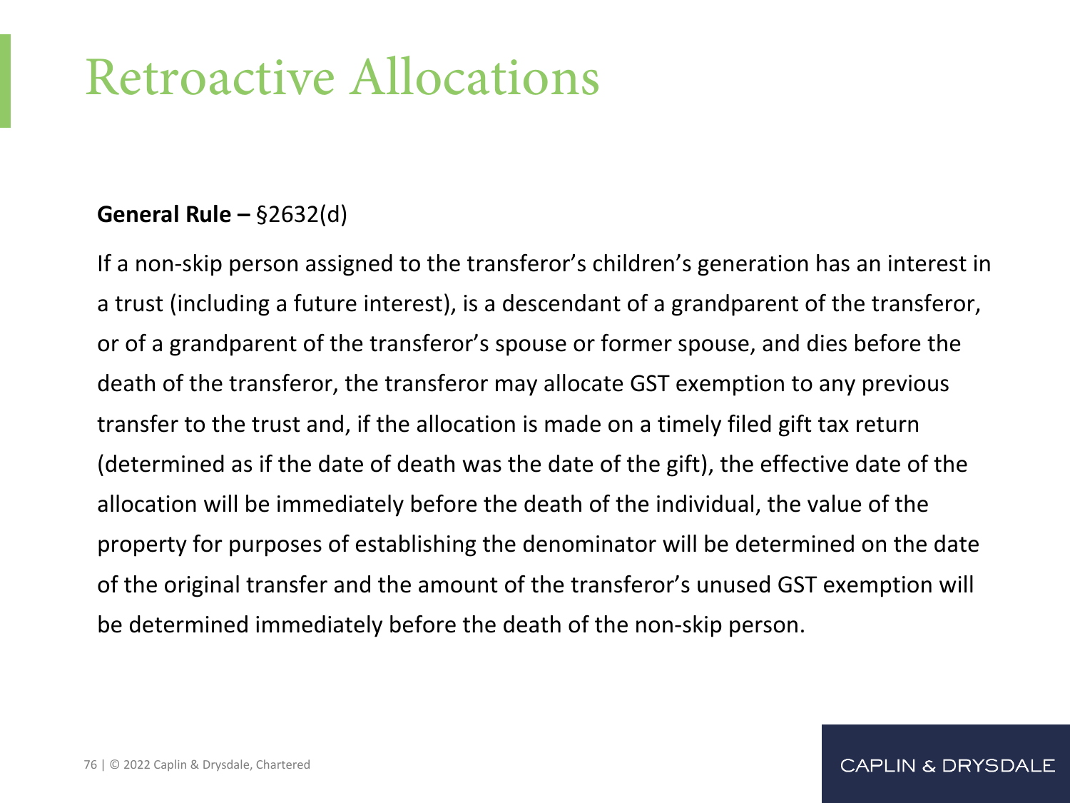# Retroactive Allocations

**General Rule –** §2632(d)

If a non-skip person assigned to the transferor's children's generation has an interest in a trust (including a future interest), is a descendant of a grandparent of the transferor, or of a grandparent of the transferor's spouse or former spouse, and dies before the death of the transferor, the transferor may allocate GST exemption to any previous transfer to the trust and, if the allocation is made on a timely filed gift tax return (determined as if the date of death was the date of the gift), the effective date of the allocation will be immediately before the death of the individual, the value of the property for purposes of establishing the denominator will be determined on the date of the original transfer and the amount of the transferor's unused GST exemption will be determined immediately before the death of the non-skip person.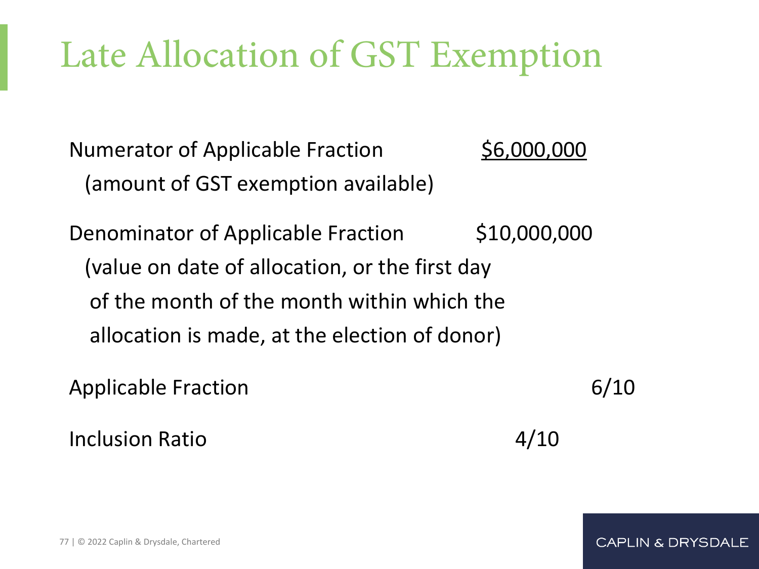# Late Allocation of GST Exemption

| | |
|---|---|
| Numerator of Applicable Fraction (amount of GST exemption available) | $6,000,000 |
| Denominator of Applicable Fraction (value on date of allocation, or the first day of the month of the month within which the allocation is made, at the election of donor) | $10,000,000 |
| Applicable Fraction | 6/10 |
| Inclusion Ratio | 4/10 |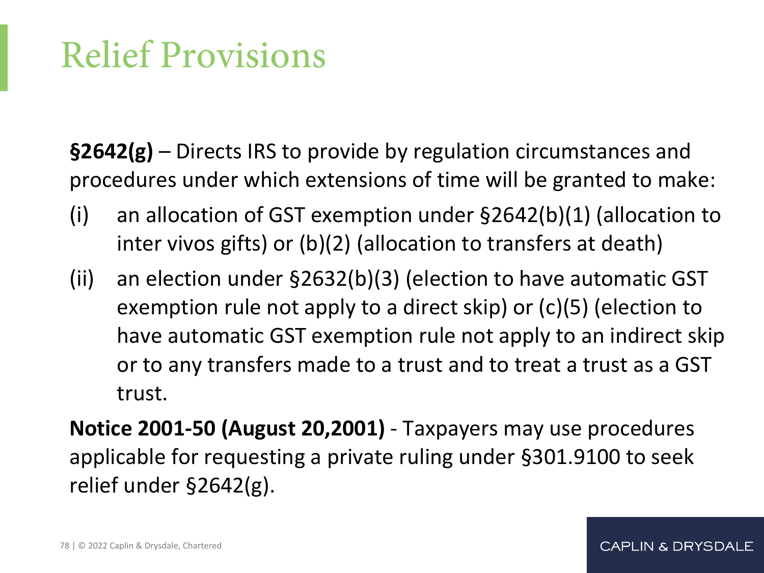# Relief Provisions

**§2642(g)** – Directs IRS to provide by regulation circumstances and procedures under which extensions of time will be granted to make:

(i) an allocation of GST exemption under §2642(b)(1) (allocation to inter vivos gifts) or (b)(2) (allocation to transfers at death)

(ii) an election under §2632(b)(3) (election to have automatic GST exemption rule not apply to a direct skip) or (c)(5) (election to have automatic GST exemption rule not apply to an indirect skip or to any transfers made to a trust and to treat a trust as a GST trust.

**Notice 2001-50 (August 20,2001)** - Taxpayers may use procedures applicable for requesting a private ruling under §301.9100 to seek relief under §2642(g).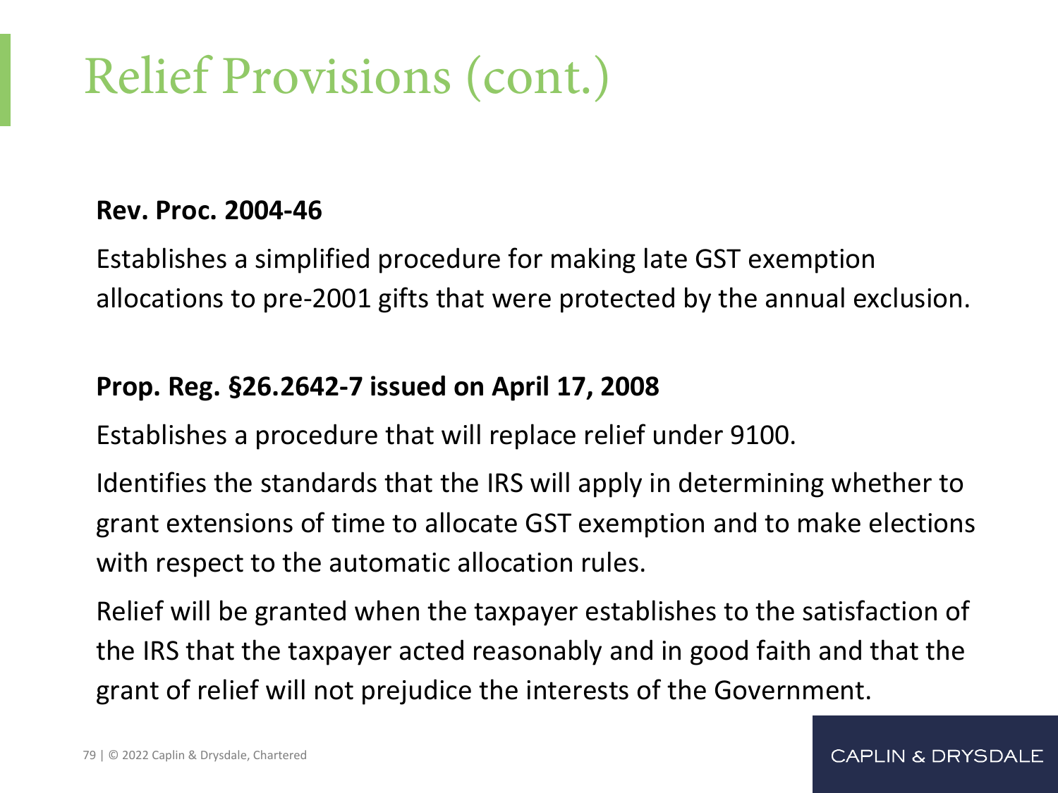# Relief Provisions (cont.)

**Rev. Proc. 2004-46**

Establishes a simplified procedure for making late GST exemption allocations to pre-2001 gifts that were protected by the annual exclusion.

**Prop. Reg. §26.2642-7 issued on April 17, 2008**

Establishes a procedure that will replace relief under 9100.

Identifies the standards that the IRS will apply in determining whether to grant extensions of time to allocate GST exemption and to make elections with respect to the automatic allocation rules.

Relief will be granted when the taxpayer establishes to the satisfaction of the IRS that the taxpayer acted reasonably and in good faith and that the grant of relief will not prejudice the interests of the Government.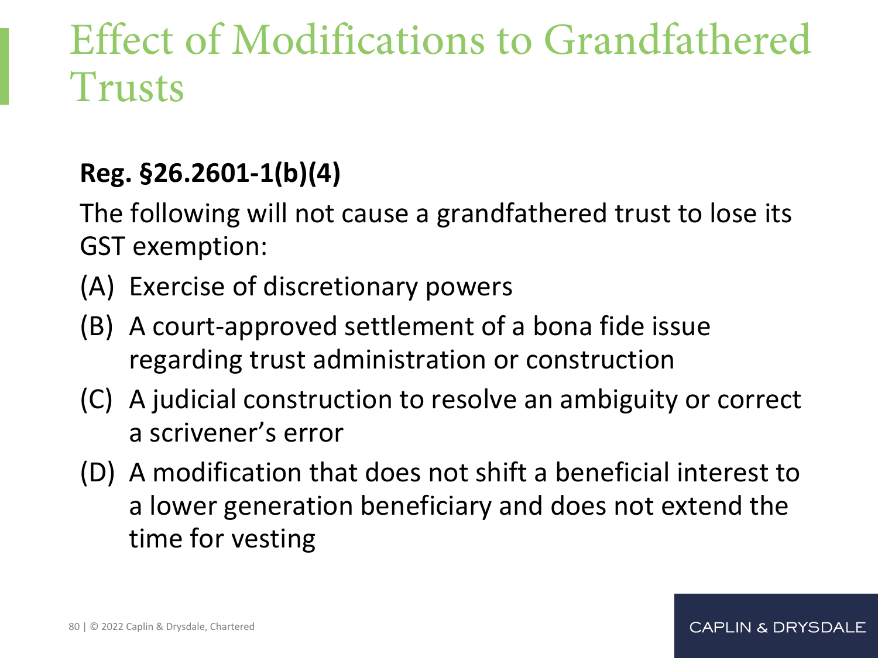# Effect of Modifications to Grandfathered Trusts

**Reg. §26.2601-1(b)(4)**

The following will not cause a grandfathered trust to lose its GST exemption:

(A) Exercise of discretionary powers

(B) A court-approved settlement of a bona fide issue regarding trust administration or construction

(C) A judicial construction to resolve an ambiguity or correct a scrivener's error

(D) A modification that does not shift a beneficial interest to a lower generation beneficiary and does not extend the time for vesting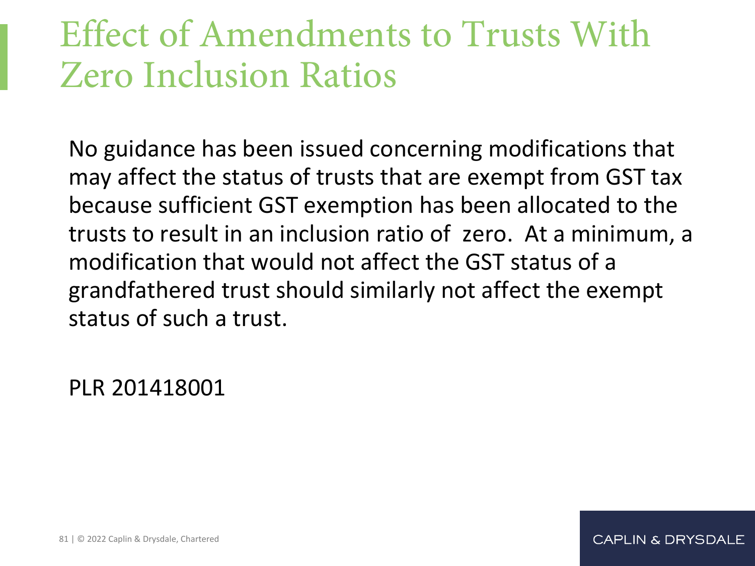# Effect of Amendments to Trusts With Zero Inclusion Ratios

No guidance has been issued concerning modifications that may affect the status of trusts that are exempt from GST tax because sufficient GST exemption has been allocated to the trusts to result in an inclusion ratio of zero. At a minimum, a modification that would not affect the GST status of a grandfathered trust should similarly not affect the exempt status of such a trust.

PLR 201418001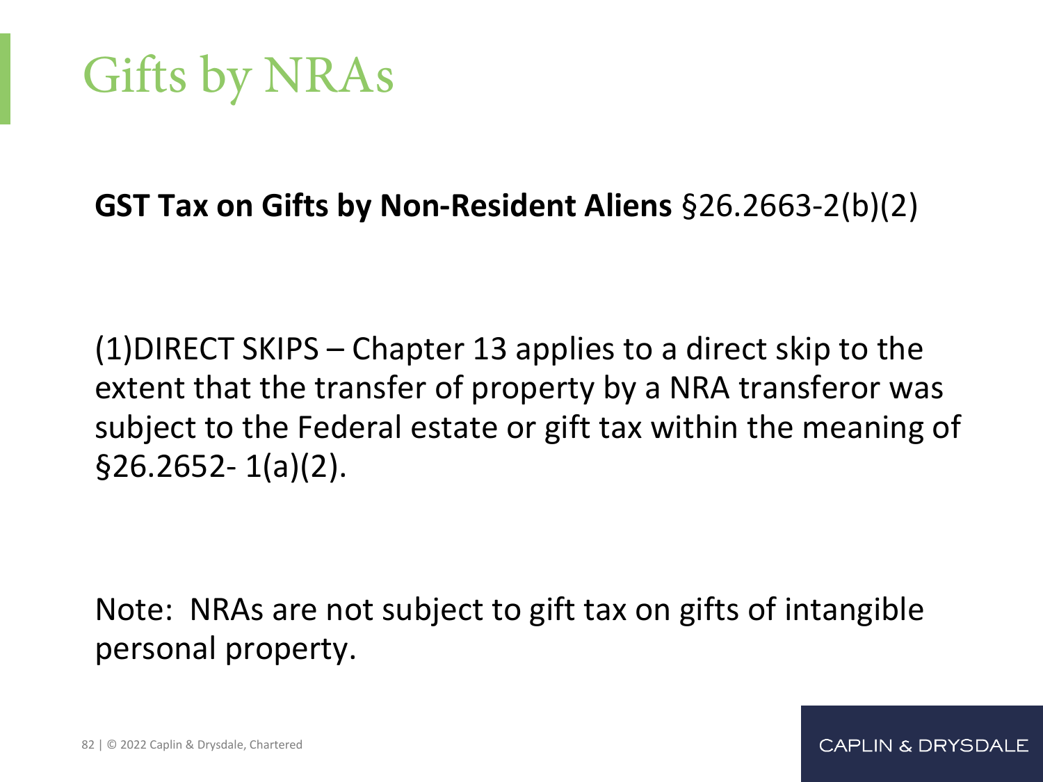# Gifts by NRAs

**GST Tax on Gifts by Non-Resident Aliens** §26.2663-2(b)(2)

(1)DIRECT SKIPS – Chapter 13 applies to a direct skip to the extent that the transfer of property by a NRA transferor was subject to the Federal estate or gift tax within the meaning of §26.2652- 1(a)(2).

Note: NRAs are not subject to gift tax on gifts of intangible personal property.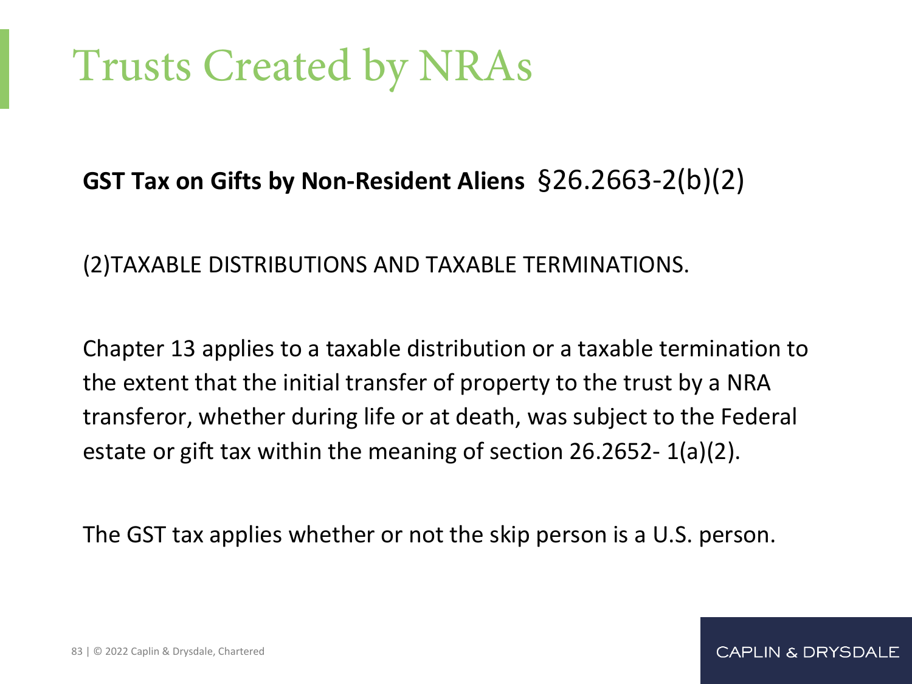# Trusts Created by NRAs

**GST Tax on Gifts by Non-Resident Aliens** §26.2663-2(b)(2)

(2)TAXABLE DISTRIBUTIONS AND TAXABLE TERMINATIONS.

Chapter 13 applies to a taxable distribution or a taxable termination to the extent that the initial transfer of property to the trust by a NRA transferor, whether during life or at death, was subject to the Federal estate or gift tax within the meaning of section 26.2652- 1(a)(2).

The GST tax applies whether or not the skip person is a U.S. person.